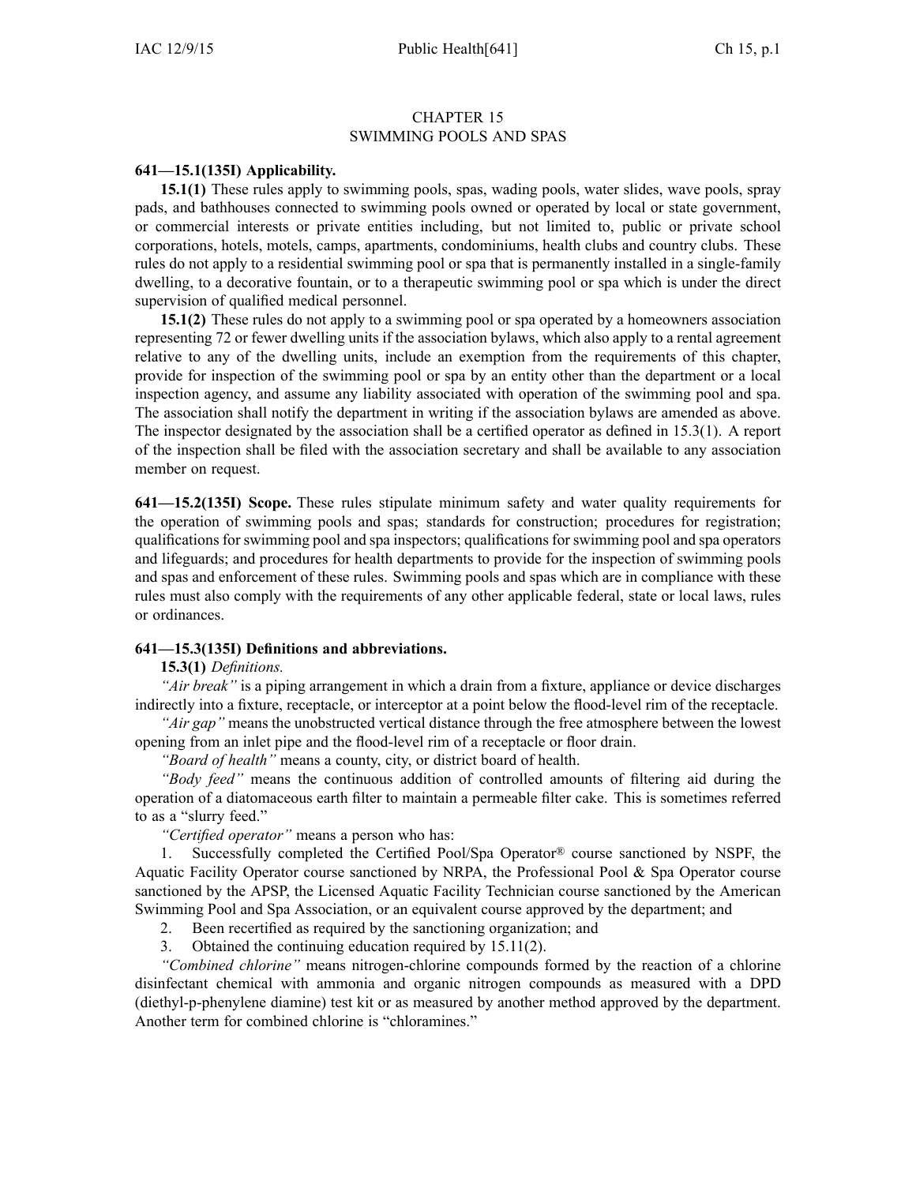# CHAPTER 15
# SWIMMING POOLS AND SPAS

**641—15.1(135I) Applicability.**

**15.1(1)** These rules apply to swimming pools, spas, wading pools, water slides, wave pools, spray pads, and bathhouses connected to swimming pools owned or operated by local or state government, or commercial interests or private entities including, but not limited to, public or private school corporations, hotels, motels, camps, apartments, condominiums, health clubs and country clubs. These rules do not apply to a residential swimming pool or spa that is permanently installed in a single-family dwelling, to a decorative fountain, or to a therapeutic swimming pool or spa which is under the direct supervision of qualified medical personnel.

**15.1(2)** These rules do not apply to a swimming pool or spa operated by a homeowners association representing 72 or fewer dwelling units if the association bylaws, which also apply to a rental agreement relative to any of the dwelling units, include an exemption from the requirements of this chapter, provide for inspection of the swimming pool or spa by an entity other than the department or a local inspection agency, and assume any liability associated with operation of the swimming pool and spa. The association shall notify the department in writing if the association bylaws are amended as above. The inspector designated by the association shall be a certified operator as defined in 15.3(1). A report of the inspection shall be filed with the association secretary and shall be available to any association member on request.

**641—15.2(135I) Scope.** These rules stipulate minimum safety and water quality requirements for the operation of swimming pools and spas; standards for construction; procedures for registration; qualifications for swimming pool and spa inspectors; qualifications for swimming pool and spa operators and lifeguards; and procedures for health departments to provide for the inspection of swimming pools and spas and enforcement of these rules. Swimming pools and spas which are in compliance with these rules must also comply with the requirements of any other applicable federal, state or local laws, rules or ordinances.

**641—15.3(135I) Definitions and abbreviations.**

**15.3(1)** *Definitions.*

*"Air break"* is a piping arrangement in which a drain from a fixture, appliance or device discharges indirectly into a fixture, receptacle, or interceptor at a point below the flood-level rim of the receptacle.

*"Air gap"* means the unobstructed vertical distance through the free atmosphere between the lowest opening from an inlet pipe and the flood-level rim of a receptacle or floor drain.

*"Board of health"* means a county, city, or district board of health.

*"Body feed"* means the continuous addition of controlled amounts of filtering aid during the operation of a diatomaceous earth filter to maintain a permeable filter cake. This is sometimes referred to as a "slurry feed."

*"Certified operator"* means a person who has:

1. Successfully completed the Certified Pool/Spa Operator® course sanctioned by NSPF, the Aquatic Facility Operator course sanctioned by NRPA, the Professional Pool & Spa Operator course sanctioned by the APSP, the Licensed Aquatic Facility Technician course sanctioned by the American Swimming Pool and Spa Association, or an equivalent course approved by the department; and
2. Been recertified as required by the sanctioning organization; and
3. Obtained the continuing education required by 15.11(2).

*"Combined chlorine"* means nitrogen-chlorine compounds formed by the reaction of a chlorine disinfectant chemical with ammonia and organic nitrogen compounds as measured with a DPD (diethyl-p-phenylene diamine) test kit or as measured by another method approved by the department. Another term for combined chlorine is "chloramines."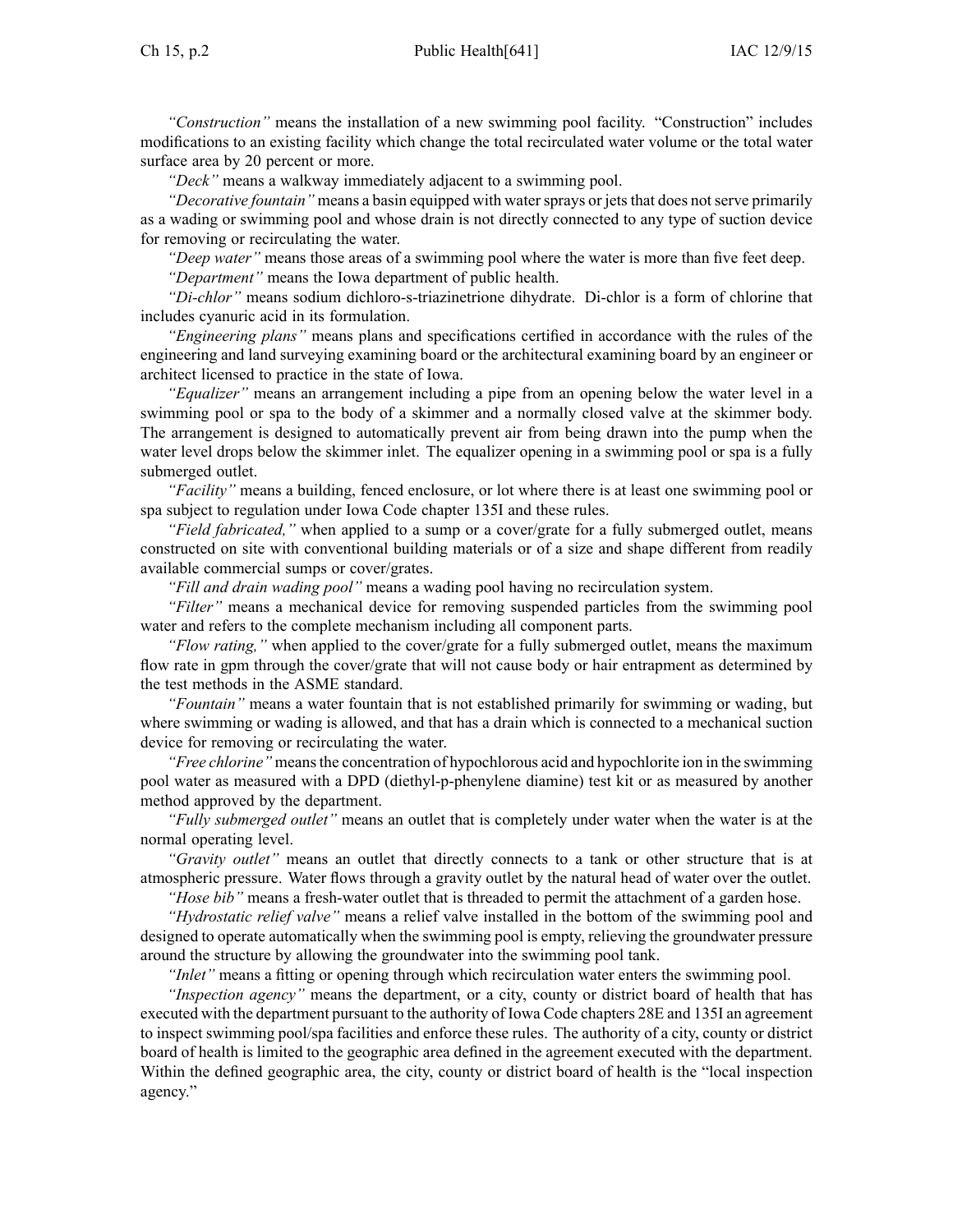*"Construction"* means the installation of a new swimming pool facility. "Construction" includes modifications to an existing facility which change the total recirculated water volume or the total water surface area by 20 percent or more.

*"Deck"* means a walkway immediately adjacent to a swimming pool.

*"Decorative fountain"* means a basin equipped with water sprays or jets that does not serve primarily as a wading or swimming pool and whose drain is not directly connected to any type of suction device for removing or recirculating the water.

*"Deep water"* means those areas of a swimming pool where the water is more than five feet deep.

*"Department"* means the Iowa department of public health.

*"Di-chlor"* means sodium dichloro-s-triazinetrione dihydrate. Di-chlor is a form of chlorine that includes cyanuric acid in its formulation.

*"Engineering plans"* means plans and specifications certified in accordance with the rules of the engineering and land surveying examining board or the architectural examining board by an engineer or architect licensed to practice in the state of Iowa.

*"Equalizer"* means an arrangement including a pipe from an opening below the water level in a swimming pool or spa to the body of a skimmer and a normally closed valve at the skimmer body. The arrangement is designed to automatically prevent air from being drawn into the pump when the water level drops below the skimmer inlet. The equalizer opening in a swimming pool or spa is a fully submerged outlet.

*"Facility"* means a building, fenced enclosure, or lot where there is at least one swimming pool or spa subject to regulation under Iowa Code chapter 135I and these rules.

*"Field fabricated,"* when applied to a sump or a cover/grate for a fully submerged outlet, means constructed on site with conventional building materials or of a size and shape different from readily available commercial sumps or cover/grates.

*"Fill and drain wading pool"* means a wading pool having no recirculation system.

*"Filter"* means a mechanical device for removing suspended particles from the swimming pool water and refers to the complete mechanism including all component parts.

*"Flow rating,"* when applied to the cover/grate for a fully submerged outlet, means the maximum flow rate in gpm through the cover/grate that will not cause body or hair entrapment as determined by the test methods in the ASME standard.

*"Fountain"* means a water fountain that is not established primarily for swimming or wading, but where swimming or wading is allowed, and that has a drain which is connected to a mechanical suction device for removing or recirculating the water.

*"Free chlorine"* means the concentration of hypochlorous acid and hypochlorite ion in the swimming pool water as measured with a DPD (diethyl-p-phenylene diamine) test kit or as measured by another method approved by the department.

*"Fully submerged outlet"* means an outlet that is completely under water when the water is at the normal operating level.

*"Gravity outlet"* means an outlet that directly connects to a tank or other structure that is at atmospheric pressure. Water flows through a gravity outlet by the natural head of water over the outlet.

*"Hose bib"* means a fresh-water outlet that is threaded to permit the attachment of a garden hose.

*"Hydrostatic relief valve"* means a relief valve installed in the bottom of the swimming pool and designed to operate automatically when the swimming pool is empty, relieving the groundwater pressure around the structure by allowing the groundwater into the swimming pool tank.

*"Inlet"* means a fitting or opening through which recirculation water enters the swimming pool.

*"Inspection agency"* means the department, or a city, county or district board of health that has executed with the department pursuant to the authority of Iowa Code chapters 28E and 135I an agreement to inspect swimming pool/spa facilities and enforce these rules. The authority of a city, county or district board of health is limited to the geographic area defined in the agreement executed with the department. Within the defined geographic area, the city, county or district board of health is the "local inspection agency."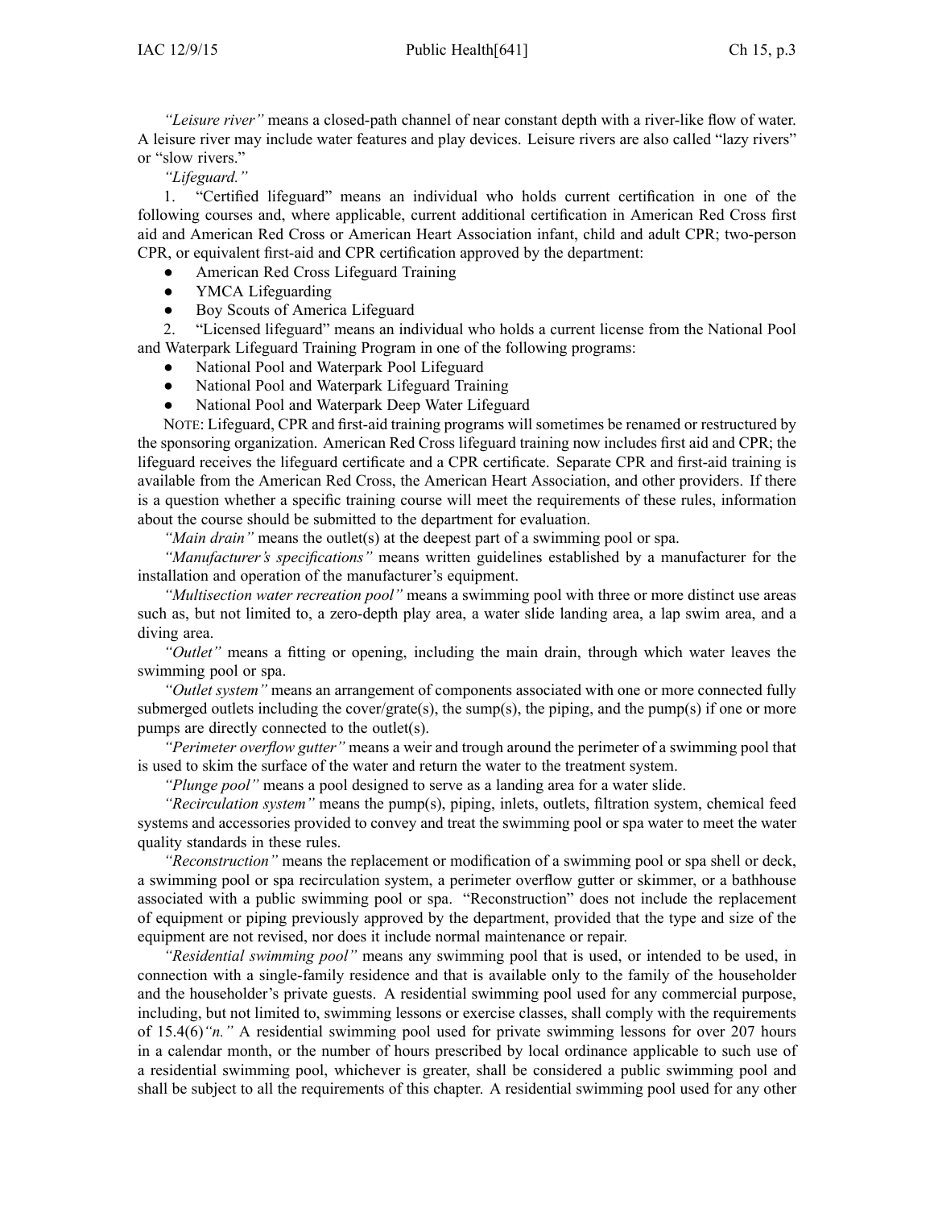*"Leisure river"* means a closed-path channel of near constant depth with a river-like flow of water. A leisure river may include water features and play devices. Leisure rivers are also called "lazy rivers" or "slow rivers."

*"Lifeguard."*

1. "Certified lifeguard" means an individual who holds current certification in one of the following courses and, where applicable, current additional certification in American Red Cross first aid and American Red Cross or American Heart Association infant, child and adult CPR; two-person CPR, or equivalent first-aid and CPR certification approved by the department:
   - American Red Cross Lifeguard Training
   - YMCA Lifeguarding
   - Boy Scouts of America Lifeguard
2. "Licensed lifeguard" means an individual who holds a current license from the National Pool and Waterpark Lifeguard Training Program in one of the following programs:
   - National Pool and Waterpark Pool Lifeguard
   - National Pool and Waterpark Lifeguard Training
   - National Pool and Waterpark Deep Water Lifeguard

NOTE: Lifeguard, CPR and first-aid training programs will sometimes be renamed or restructured by the sponsoring organization. American Red Cross lifeguard training now includes first aid and CPR; the lifeguard receives the lifeguard certificate and a CPR certificate. Separate CPR and first-aid training is available from the American Red Cross, the American Heart Association, and other providers. If there is a question whether a specific training course will meet the requirements of these rules, information about the course should be submitted to the department for evaluation.

*"Main drain"* means the outlet(s) at the deepest part of a swimming pool or spa.

*"Manufacturer's specifications"* means written guidelines established by a manufacturer for the installation and operation of the manufacturer's equipment.

*"Multisection water recreation pool"* means a swimming pool with three or more distinct use areas such as, but not limited to, a zero-depth play area, a water slide landing area, a lap swim area, and a diving area.

*"Outlet"* means a fitting or opening, including the main drain, through which water leaves the swimming pool or spa.

*"Outlet system"* means an arrangement of components associated with one or more connected fully submerged outlets including the cover/grate(s), the sump(s), the piping, and the pump(s) if one or more pumps are directly connected to the outlet(s).

*"Perimeter overflow gutter"* means a weir and trough around the perimeter of a swimming pool that is used to skim the surface of the water and return the water to the treatment system.

*"Plunge pool"* means a pool designed to serve as a landing area for a water slide.

*"Recirculation system"* means the pump(s), piping, inlets, outlets, filtration system, chemical feed systems and accessories provided to convey and treat the swimming pool or spa water to meet the water quality standards in these rules.

*"Reconstruction"* means the replacement or modification of a swimming pool or spa shell or deck, a swimming pool or spa recirculation system, a perimeter overflow gutter or skimmer, or a bathhouse associated with a public swimming pool or spa. "Reconstruction" does not include the replacement of equipment or piping previously approved by the department, provided that the type and size of the equipment are not revised, nor does it include normal maintenance or repair.

*"Residential swimming pool"* means any swimming pool that is used, or intended to be used, in connection with a single-family residence and that is available only to the family of the householder and the householder's private guests. A residential swimming pool used for any commercial purpose, including, but not limited to, swimming lessons or exercise classes, shall comply with the requirements of 15.4(6)*"n."* A residential swimming pool used for private swimming lessons for over 207 hours in a calendar month, or the number of hours prescribed by local ordinance applicable to such use of a residential swimming pool, whichever is greater, shall be considered a public swimming pool and shall be subject to all the requirements of this chapter. A residential swimming pool used for any other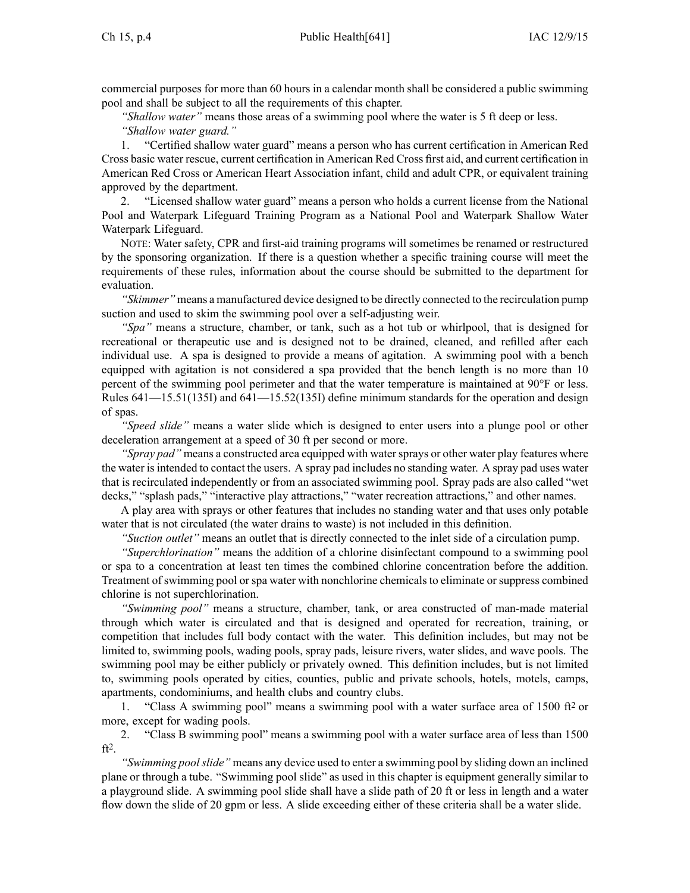commercial purposes for more than 60 hours in a calendar month shall be considered a public swimming pool and shall be subject to all the requirements of this chapter.

*"Shallow water"* means those areas of a swimming pool where the water is 5 ft deep or less.

*"Shallow water guard."*

1. "Certified shallow water guard" means a person who has current certification in American Red Cross basic water rescue, current certification in American Red Cross first aid, and current certification in American Red Cross or American Heart Association infant, child and adult CPR, or equivalent training approved by the department.

2. "Licensed shallow water guard" means a person who holds a current license from the National Pool and Waterpark Lifeguard Training Program as a National Pool and Waterpark Shallow Water Waterpark Lifeguard.

NOTE: Water safety, CPR and first-aid training programs will sometimes be renamed or restructured by the sponsoring organization. If there is a question whether a specific training course will meet the requirements of these rules, information about the course should be submitted to the department for evaluation.

*"Skimmer"* means a manufactured device designed to be directly connected to the recirculation pump suction and used to skim the swimming pool over a self-adjusting weir.

*"Spa"* means a structure, chamber, or tank, such as a hot tub or whirlpool, that is designed for recreational or therapeutic use and is designed not to be drained, cleaned, and refilled after each individual use. A spa is designed to provide a means of agitation. A swimming pool with a bench equipped with agitation is not considered a spa provided that the bench length is no more than 10 percent of the swimming pool perimeter and that the water temperature is maintained at 90°F or less. Rules 641—15.51(135I) and 641—15.52(135I) define minimum standards for the operation and design of spas.

*"Speed slide"* means a water slide which is designed to enter users into a plunge pool or other deceleration arrangement at a speed of 30 ft per second or more.

*"Spray pad"* means a constructed area equipped with water sprays or other water play features where the water is intended to contact the users. A spray pad includes no standing water. A spray pad uses water that is recirculated independently or from an associated swimming pool. Spray pads are also called "wet decks," "splash pads," "interactive play attractions," "water recreation attractions," and other names.

A play area with sprays or other features that includes no standing water and that uses only potable water that is not circulated (the water drains to waste) is not included in this definition.

*"Suction outlet"* means an outlet that is directly connected to the inlet side of a circulation pump.

*"Superchlorination"* means the addition of a chlorine disinfectant compound to a swimming pool or spa to a concentration at least ten times the combined chlorine concentration before the addition. Treatment of swimming pool or spa water with nonchlorine chemicals to eliminate or suppress combined chlorine is not superchlorination.

*"Swimming pool"* means a structure, chamber, tank, or area constructed of man-made material through which water is circulated and that is designed and operated for recreation, training, or competition that includes full body contact with the water. This definition includes, but may not be limited to, swimming pools, wading pools, spray pads, leisure rivers, water slides, and wave pools. The swimming pool may be either publicly or privately owned. This definition includes, but is not limited to, swimming pools operated by cities, counties, public and private schools, hotels, motels, camps, apartments, condominiums, and health clubs and country clubs.

1. "Class A swimming pool" means a swimming pool with a water surface area of 1500 $ft^2$ or more, except for wading pools.

2. "Class B swimming pool" means a swimming pool with a water surface area of less than 1500 $ft^2$.

*"Swimming pool slide"* means any device used to enter a swimming pool by sliding down an inclined plane or through a tube. "Swimming pool slide" as used in this chapter is equipment generally similar to a playground slide. A swimming pool slide shall have a slide path of 20 ft or less in length and a water flow down the slide of 20 gpm or less. A slide exceeding either of these criteria shall be a water slide.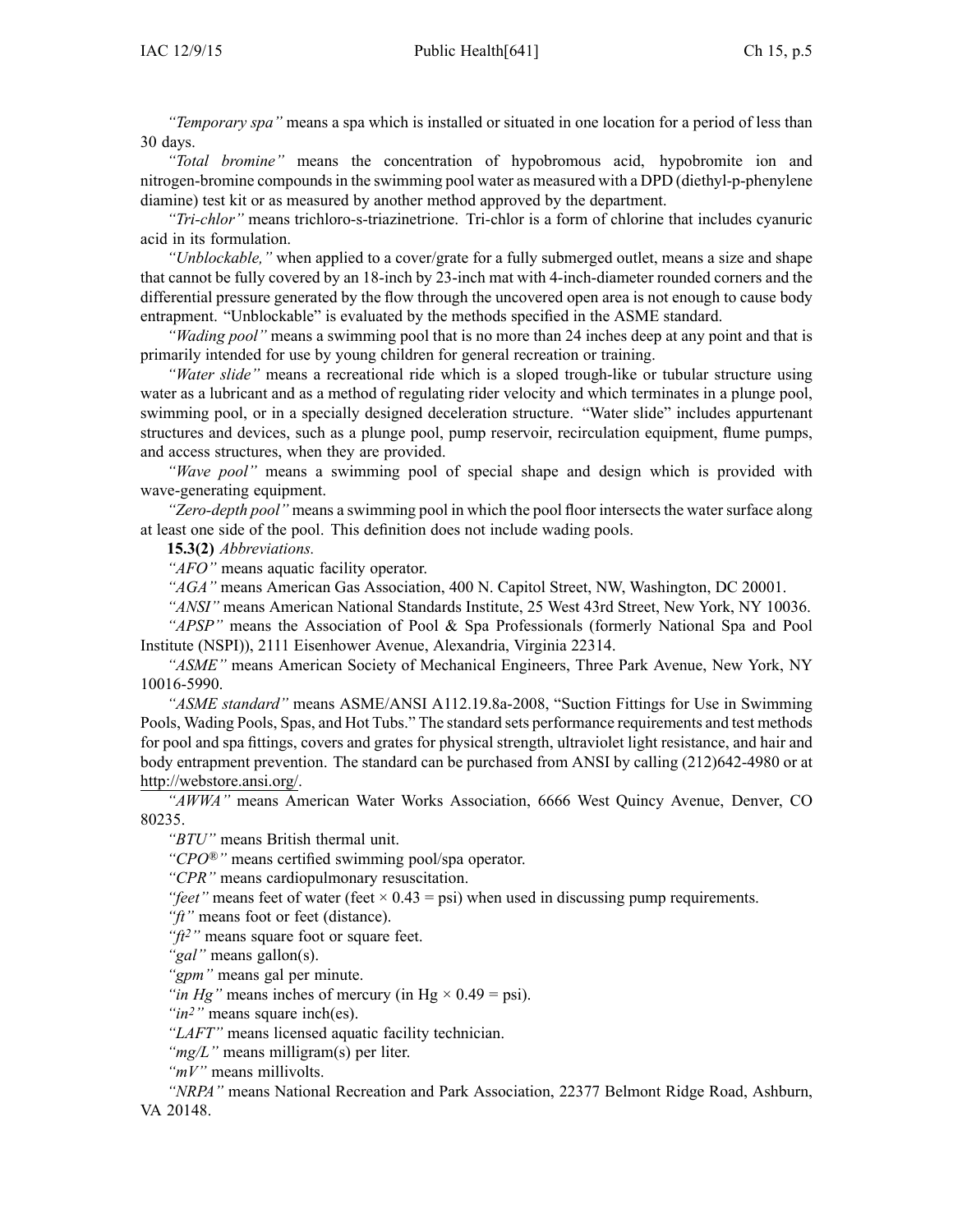*"Temporary spa"* means a spa which is installed or situated in one location for a period of less than 30 days.

*"Total bromine"* means the concentration of hypobromous acid, hypobromite ion and nitrogen-bromine compounds in the swimming pool water as measured with a DPD (diethyl-p-phenylene diamine) test kit or as measured by another method approved by the department.

*"Tri-chlor"* means trichloro-s-triazinetrione. Tri-chlor is a form of chlorine that includes cyanuric acid in its formulation.

*"Unblockable,"* when applied to a cover/grate for a fully submerged outlet, means a size and shape that cannot be fully covered by an 18-inch by 23-inch mat with 4-inch-diameter rounded corners and the differential pressure generated by the flow through the uncovered open area is not enough to cause body entrapment. "Unblockable" is evaluated by the methods specified in the ASME standard.

*"Wading pool"* means a swimming pool that is no more than 24 inches deep at any point and that is primarily intended for use by young children for general recreation or training.

*"Water slide"* means a recreational ride which is a sloped trough-like or tubular structure using water as a lubricant and as a method of regulating rider velocity and which terminates in a plunge pool, swimming pool, or in a specially designed deceleration structure. "Water slide" includes appurtenant structures and devices, such as a plunge pool, pump reservoir, recirculation equipment, flume pumps, and access structures, when they are provided.

*"Wave pool"* means a swimming pool of special shape and design which is provided with wave-generating equipment.

*"Zero-depth pool"* means a swimming pool in which the pool floor intersects the water surface along at least one side of the pool. This definition does not include wading pools.

**15.3(2)** *Abbreviations.*

*"AFO"* means aquatic facility operator.

*"AGA"* means American Gas Association, 400 N. Capitol Street, NW, Washington, DC 20001.

*"ANSI"* means American National Standards Institute, 25 West 43rd Street, New York, NY 10036.

*"APSP"* means the Association of Pool & Spa Professionals (formerly National Spa and Pool Institute (NSPI)), 2111 Eisenhower Avenue, Alexandria, Virginia 22314.

*"ASME"* means American Society of Mechanical Engineers, Three Park Avenue, New York, NY 10016-5990.

*"ASME standard"* means ASME/ANSI A112.19.8a-2008, "Suction Fittings for Use in Swimming Pools, Wading Pools, Spas, and Hot Tubs." The standard sets performance requirements and test methods for pool and spa fittings, covers and grates for physical strength, ultraviolet light resistance, and hair and body entrapment prevention. The standard can be purchased from ANSI by calling (212)642-4980 or at http://webstore.ansi.org/.

*"AWWA"* means American Water Works Association, 6666 West Quincy Avenue, Denver, CO 80235.

*"BTU"* means British thermal unit.

*"CPO®"* means certified swimming pool/spa operator.

*"CPR"* means cardiopulmonary resuscitation.

*"feet"* means feet of water (feet × 0.43 = psi) when used in discussing pump requirements.

*"ft"* means foot or feet (distance).

*"$ft^2$"* means square foot or square feet.

*"gal"* means gallon(s).

*"gpm"* means gal per minute.

*"in Hg"* means inches of mercury (in Hg × 0.49 = psi).

*"$in^2$"* means square inch(es).

*"LAFT"* means licensed aquatic facility technician.

*"mg/L"* means milligram(s) per liter.

*"mV"* means millivolts.

*"NRPA"* means National Recreation and Park Association, 22377 Belmont Ridge Road, Ashburn, VA 20148.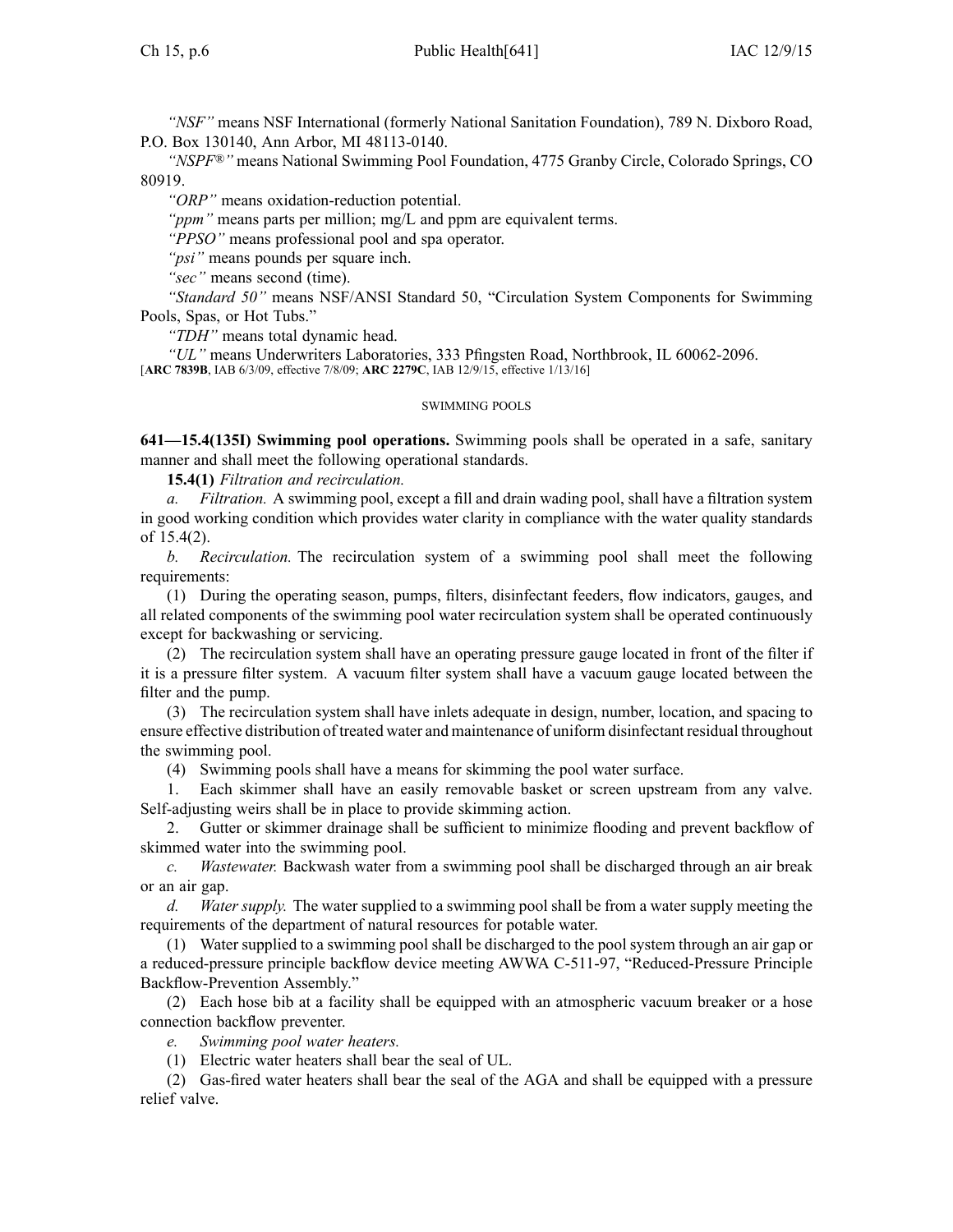*"NSF"* means NSF International (formerly National Sanitation Foundation), 789 N. Dixboro Road, P.O. Box 130140, Ann Arbor, MI 48113-0140.

*"NSPF®"* means National Swimming Pool Foundation, 4775 Granby Circle, Colorado Springs, CO 80919.

*"ORP"* means oxidation-reduction potential.

*"ppm"* means parts per million; mg/L and ppm are equivalent terms.

*"PPSO"* means professional pool and spa operator.

*"psi"* means pounds per square inch.

*"sec"* means second (time).

*"Standard 50"* means NSF/ANSI Standard 50, "Circulation System Components for Swimming Pools, Spas, or Hot Tubs."

*"TDH"* means total dynamic head.

*"UL"* means Underwriters Laboratories, 333 Pfingsten Road, Northbrook, IL 60062-2096.

[**ARC 7839B**, IAB 6/3/09, effective 7/8/09; **ARC 2279C**, IAB 12/9/15, effective 1/13/16]

SWIMMING POOLS

**641—15.4(135I) Swimming pool operations.** Swimming pools shall be operated in a safe, sanitary manner and shall meet the following operational standards.

**15.4(1)** *Filtration and recirculation.*

*a. Filtration.* A swimming pool, except a fill and drain wading pool, shall have a filtration system in good working condition which provides water clarity in compliance with the water quality standards of 15.4(2).

*b. Recirculation.* The recirculation system of a swimming pool shall meet the following requirements:

(1) During the operating season, pumps, filters, disinfectant feeders, flow indicators, gauges, and all related components of the swimming pool water recirculation system shall be operated continuously except for backwashing or servicing.

(2) The recirculation system shall have an operating pressure gauge located in front of the filter if it is a pressure filter system. A vacuum filter system shall have a vacuum gauge located between the filter and the pump.

(3) The recirculation system shall have inlets adequate in design, number, location, and spacing to ensure effective distribution of treated water and maintenance of uniform disinfectant residual throughout the swimming pool.

(4) Swimming pools shall have a means for skimming the pool water surface.

1. Each skimmer shall have an easily removable basket or screen upstream from any valve. Self-adjusting weirs shall be in place to provide skimming action.

2. Gutter or skimmer drainage shall be sufficient to minimize flooding and prevent backflow of skimmed water into the swimming pool.

*c. Wastewater.* Backwash water from a swimming pool shall be discharged through an air break or an air gap.

*d. Water supply.* The water supplied to a swimming pool shall be from a water supply meeting the requirements of the department of natural resources for potable water.

(1) Water supplied to a swimming pool shall be discharged to the pool system through an air gap or a reduced-pressure principle backflow device meeting AWWA C-511-97, "Reduced-Pressure Principle Backflow-Prevention Assembly."

(2) Each hose bib at a facility shall be equipped with an atmospheric vacuum breaker or a hose connection backflow preventer.

*e. Swimming pool water heaters.*

(1) Electric water heaters shall bear the seal of UL.

(2) Gas-fired water heaters shall bear the seal of the AGA and shall be equipped with a pressure relief valve.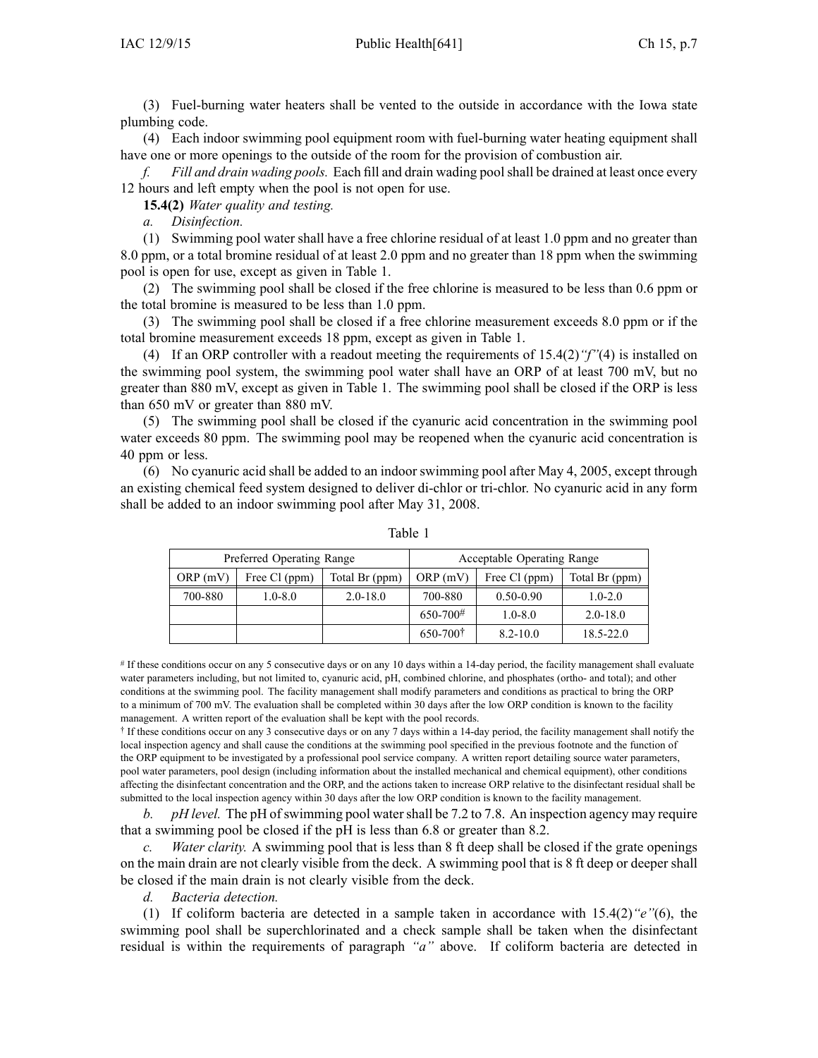(3) Fuel-burning water heaters shall be vented to the outside in accordance with the Iowa state plumbing code.

(4) Each indoor swimming pool equipment room with fuel-burning water heating equipment shall have one or more openings to the outside of the room for the provision of combustion air.

*f. Fill and drain wading pools.* Each fill and drain wading pool shall be drained at least once every 12 hours and left empty when the pool is not open for use.

**15.4(2)** *Water quality and testing.*

*a. Disinfection.*

(1) Swimming pool water shall have a free chlorine residual of at least 1.0 ppm and no greater than 8.0 ppm, or a total bromine residual of at least 2.0 ppm and no greater than 18 ppm when the swimming pool is open for use, except as given in Table 1.

(2) The swimming pool shall be closed if the free chlorine is measured to be less than 0.6 ppm or the total bromine is measured to be less than 1.0 ppm.

(3) The swimming pool shall be closed if a free chlorine measurement exceeds 8.0 ppm or if the total bromine measurement exceeds 18 ppm, except as given in Table 1.

(4) If an ORP controller with a readout meeting the requirements of 15.4(2)*"f"*(4) is installed on the swimming pool system, the swimming pool water shall have an ORP of at least 700 mV, but no greater than 880 mV, except as given in Table 1. The swimming pool shall be closed if the ORP is less than 650 mV or greater than 880 mV.

(5) The swimming pool shall be closed if the cyanuric acid concentration in the swimming pool water exceeds 80 ppm. The swimming pool may be reopened when the cyanuric acid concentration is 40 ppm or less.

(6) No cyanuric acid shall be added to an indoor swimming pool after May 4, 2005, except through an existing chemical feed system designed to deliver di-chlor or tri-chlor. No cyanuric acid in any form shall be added to an indoor swimming pool after May 31, 2008.

Table 1

| Preferred Operating Range | | | Acceptable Operating Range | | |
|---|---|---|---|---|---|
| ORP (mV) | Free Cl (ppm) | Total Br (ppm) | ORP (mV) | Free Cl (ppm) | Total Br (ppm) |
| 700-880 | 1.0-8.0 | 2.0-18.0 | 700-880 | 0.50-0.90 | 1.0-2.0 |
| | | | 650-700[#] | 1.0-8.0 | 2.0-18.0 |
| | | | 650-700[†] | 8.2-10.0 | 18.5-22.0 |

[#] If these conditions occur on any 5 consecutive days or on any 10 days within a 14-day period, the facility management shall evaluate water parameters including, but not limited to, cyanuric acid, pH, combined chlorine, and phosphates (ortho- and total); and other conditions at the swimming pool. The facility management shall modify parameters and conditions as practical to bring the ORP to a minimum of 700 mV. The evaluation shall be completed within 30 days after the low ORP condition is known to the facility management. A written report of the evaluation shall be kept with the pool records.

[†] If these conditions occur on any 3 consecutive days or on any 7 days within a 14-day period, the facility management shall notify the local inspection agency and shall cause the conditions at the swimming pool specified in the previous footnote and the function of the ORP equipment to be investigated by a professional pool service company. A written report detailing source water parameters, pool water parameters, pool design (including information about the installed mechanical and chemical equipment), other conditions affecting the disinfectant concentration and the ORP, and the actions taken to increase ORP relative to the disinfectant residual shall be submitted to the local inspection agency within 30 days after the low ORP condition is known to the facility management.

*b. pH level.* The pH of swimming pool water shall be 7.2 to 7.8. An inspection agency may require that a swimming pool be closed if the pH is less than 6.8 or greater than 8.2.

*c. Water clarity.* A swimming pool that is less than 8 ft deep shall be closed if the grate openings on the main drain are not clearly visible from the deck. A swimming pool that is 8 ft deep or deeper shall be closed if the main drain is not clearly visible from the deck.

*d. Bacteria detection.*

(1) If coliform bacteria are detected in a sample taken in accordance with 15.4(2)*"e"*(6), the swimming pool shall be superchlorinated and a check sample shall be taken when the disinfectant residual is within the requirements of paragraph *"a"* above. If coliform bacteria are detected in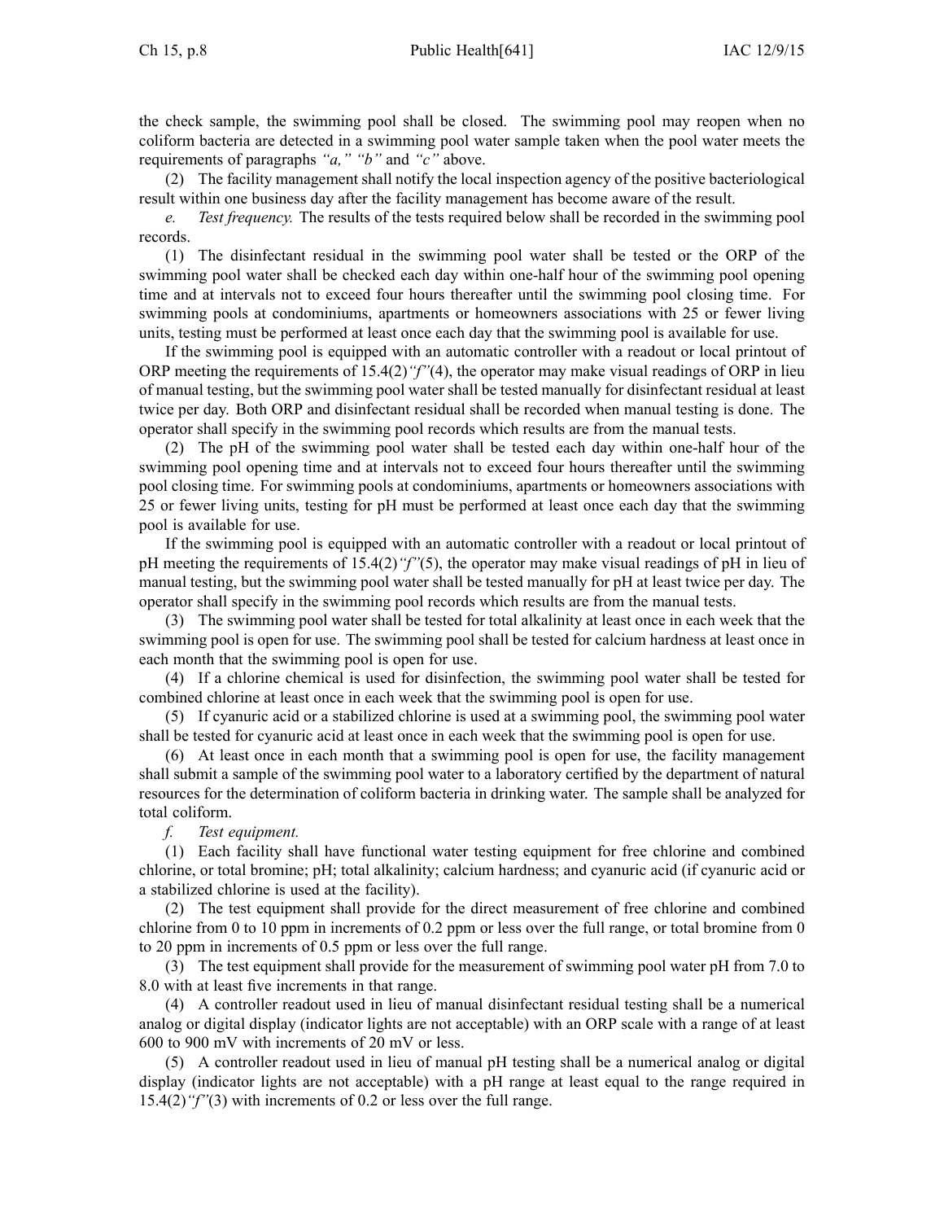the check sample, the swimming pool shall be closed. The swimming pool may reopen when no coliform bacteria are detected in a swimming pool water sample taken when the pool water meets the requirements of paragraphs *"a," "b"* and *"c"* above.

(2) The facility management shall notify the local inspection agency of the positive bacteriological result within one business day after the facility management has become aware of the result.

*e. Test frequency.* The results of the tests required below shall be recorded in the swimming pool records.

(1) The disinfectant residual in the swimming pool water shall be tested or the ORP of the swimming pool water shall be checked each day within one-half hour of the swimming pool opening time and at intervals not to exceed four hours thereafter until the swimming pool closing time. For swimming pools at condominiums, apartments or homeowners associations with 25 or fewer living units, testing must be performed at least once each day that the swimming pool is available for use.

If the swimming pool is equipped with an automatic controller with a readout or local printout of ORP meeting the requirements of 15.4(2)*"f"*(4), the operator may make visual readings of ORP in lieu of manual testing, but the swimming pool water shall be tested manually for disinfectant residual at least twice per day. Both ORP and disinfectant residual shall be recorded when manual testing is done. The operator shall specify in the swimming pool records which results are from the manual tests.

(2) The pH of the swimming pool water shall be tested each day within one-half hour of the swimming pool opening time and at intervals not to exceed four hours thereafter until the swimming pool closing time. For swimming pools at condominiums, apartments or homeowners associations with 25 or fewer living units, testing for pH must be performed at least once each day that the swimming pool is available for use.

If the swimming pool is equipped with an automatic controller with a readout or local printout of pH meeting the requirements of 15.4(2)*"f"*(5), the operator may make visual readings of pH in lieu of manual testing, but the swimming pool water shall be tested manually for pH at least twice per day. The operator shall specify in the swimming pool records which results are from the manual tests.

(3) The swimming pool water shall be tested for total alkalinity at least once in each week that the swimming pool is open for use. The swimming pool shall be tested for calcium hardness at least once in each month that the swimming pool is open for use.

(4) If a chlorine chemical is used for disinfection, the swimming pool water shall be tested for combined chlorine at least once in each week that the swimming pool is open for use.

(5) If cyanuric acid or a stabilized chlorine is used at a swimming pool, the swimming pool water shall be tested for cyanuric acid at least once in each week that the swimming pool is open for use.

(6) At least once in each month that a swimming pool is open for use, the facility management shall submit a sample of the swimming pool water to a laboratory certified by the department of natural resources for the determination of coliform bacteria in drinking water. The sample shall be analyzed for total coliform.

*f. Test equipment.*

(1) Each facility shall have functional water testing equipment for free chlorine and combined chlorine, or total bromine; pH; total alkalinity; calcium hardness; and cyanuric acid (if cyanuric acid or a stabilized chlorine is used at the facility).

(2) The test equipment shall provide for the direct measurement of free chlorine and combined chlorine from 0 to 10 ppm in increments of 0.2 ppm or less over the full range, or total bromine from 0 to 20 ppm in increments of 0.5 ppm or less over the full range.

(3) The test equipment shall provide for the measurement of swimming pool water pH from 7.0 to 8.0 with at least five increments in that range.

(4) A controller readout used in lieu of manual disinfectant residual testing shall be a numerical analog or digital display (indicator lights are not acceptable) with an ORP scale with a range of at least 600 to 900 mV with increments of 20 mV or less.

(5) A controller readout used in lieu of manual pH testing shall be a numerical analog or digital display (indicator lights are not acceptable) with a pH range at least equal to the range required in 15.4(2)*"f"*(3) with increments of 0.2 or less over the full range.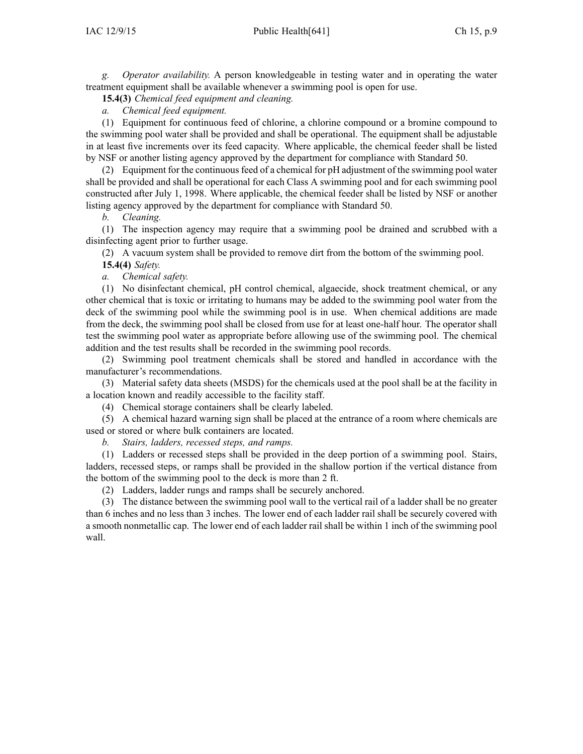*g. Operator availability.* A person knowledgeable in testing water and in operating the water treatment equipment shall be available whenever a swimming pool is open for use.

**15.4(3)** *Chemical feed equipment and cleaning.*

*a. Chemical feed equipment.*

(1) Equipment for continuous feed of chlorine, a chlorine compound or a bromine compound to the swimming pool water shall be provided and shall be operational. The equipment shall be adjustable in at least five increments over its feed capacity. Where applicable, the chemical feeder shall be listed by NSF or another listing agency approved by the department for compliance with Standard 50.

(2) Equipment for the continuous feed of a chemical for pH adjustment of the swimming pool water shall be provided and shall be operational for each Class A swimming pool and for each swimming pool constructed after July 1, 1998. Where applicable, the chemical feeder shall be listed by NSF or another listing agency approved by the department for compliance with Standard 50.

*b. Cleaning.*

(1) The inspection agency may require that a swimming pool be drained and scrubbed with a disinfecting agent prior to further usage.

(2) A vacuum system shall be provided to remove dirt from the bottom of the swimming pool.

**15.4(4)** *Safety.*

*a. Chemical safety.*

(1) No disinfectant chemical, pH control chemical, algaecide, shock treatment chemical, or any other chemical that is toxic or irritating to humans may be added to the swimming pool water from the deck of the swimming pool while the swimming pool is in use. When chemical additions are made from the deck, the swimming pool shall be closed from use for at least one-half hour. The operator shall test the swimming pool water as appropriate before allowing use of the swimming pool. The chemical addition and the test results shall be recorded in the swimming pool records.

(2) Swimming pool treatment chemicals shall be stored and handled in accordance with the manufacturer's recommendations.

(3) Material safety data sheets (MSDS) for the chemicals used at the pool shall be at the facility in a location known and readily accessible to the facility staff.

(4) Chemical storage containers shall be clearly labeled.

(5) A chemical hazard warning sign shall be placed at the entrance of a room where chemicals are used or stored or where bulk containers are located.

*b. Stairs, ladders, recessed steps, and ramps.*

(1) Ladders or recessed steps shall be provided in the deep portion of a swimming pool. Stairs, ladders, recessed steps, or ramps shall be provided in the shallow portion if the vertical distance from the bottom of the swimming pool to the deck is more than 2 ft.

(2) Ladders, ladder rungs and ramps shall be securely anchored.

(3) The distance between the swimming pool wall to the vertical rail of a ladder shall be no greater than 6 inches and no less than 3 inches. The lower end of each ladder rail shall be securely covered with a smooth nonmetallic cap. The lower end of each ladder rail shall be within 1 inch of the swimming pool wall.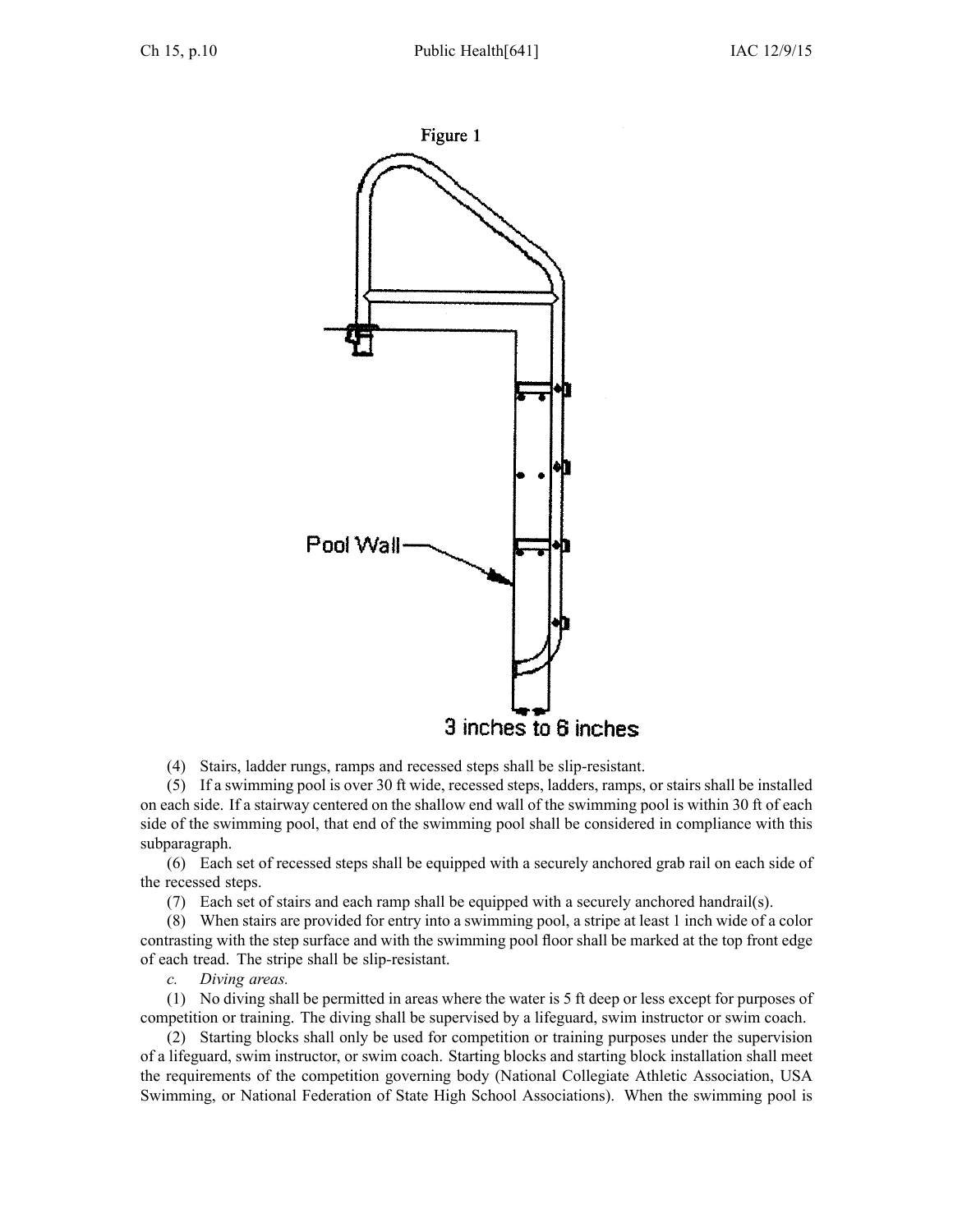Figure 1

Pool Wall

3 inches to 6 inches

(4) Stairs, ladder rungs, ramps and recessed steps shall be slip-resistant.

(5) If a swimming pool is over 30 ft wide, recessed steps, ladders, ramps, or stairs shall be installed on each side. If a stairway centered on the shallow end wall of the swimming pool is within 30 ft of each side of the swimming pool, that end of the swimming pool shall be considered in compliance with this subparagraph.

(6) Each set of recessed steps shall be equipped with a securely anchored grab rail on each side of the recessed steps.

(7) Each set of stairs and each ramp shall be equipped with a securely anchored handrail(s).

(8) When stairs are provided for entry into a swimming pool, a stripe at least 1 inch wide of a color contrasting with the step surface and with the swimming pool floor shall be marked at the top front edge of each tread. The stripe shall be slip-resistant.

*c. Diving areas.*

(1) No diving shall be permitted in areas where the water is 5 ft deep or less except for purposes of competition or training. The diving shall be supervised by a lifeguard, swim instructor or swim coach.

(2) Starting blocks shall only be used for competition or training purposes under the supervision of a lifeguard, swim instructor, or swim coach. Starting blocks and starting block installation shall meet the requirements of the competition governing body (National Collegiate Athletic Association, USA Swimming, or National Federation of State High School Associations). When the swimming pool is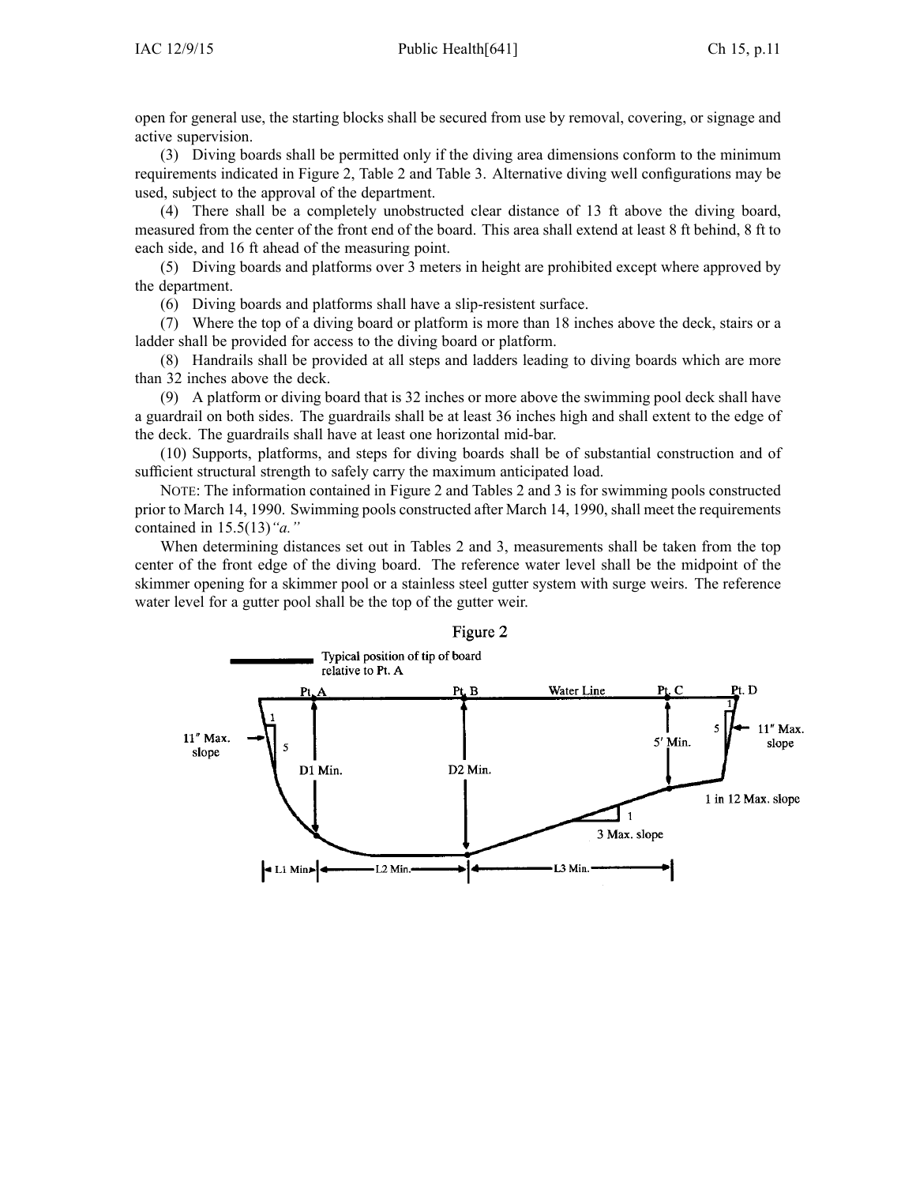open for general use, the starting blocks shall be secured from use by removal, covering, or signage and active supervision.

(3) Diving boards shall be permitted only if the diving area dimensions conform to the minimum requirements indicated in Figure 2, Table 2 and Table 3. Alternative diving well configurations may be used, subject to the approval of the department.

(4) There shall be a completely unobstructed clear distance of 13 ft above the diving board, measured from the center of the front end of the board. This area shall extend at least 8 ft behind, 8 ft to each side, and 16 ft ahead of the measuring point.

(5) Diving boards and platforms over 3 meters in height are prohibited except where approved by the department.

(6) Diving boards and platforms shall have a slip-resistent surface.

(7) Where the top of a diving board or platform is more than 18 inches above the deck, stairs or a ladder shall be provided for access to the diving board or platform.

(8) Handrails shall be provided at all steps and ladders leading to diving boards which are more than 32 inches above the deck.

(9) A platform or diving board that is 32 inches or more above the swimming pool deck shall have a guardrail on both sides. The guardrails shall be at least 36 inches high and shall extent to the edge of the deck. The guardrails shall have at least one horizontal mid-bar.

(10) Supports, platforms, and steps for diving boards shall be of substantial construction and of sufficient structural strength to safely carry the maximum anticipated load.

NOTE: The information contained in Figure 2 and Tables 2 and 3 is for swimming pools constructed prior to March 14, 1990. Swimming pools constructed after March 14, 1990, shall meet the requirements contained in 15.5(13)*"a."*

When determining distances set out in Tables 2 and 3, measurements shall be taken from the top center of the front edge of the diving board. The reference water level shall be the midpoint of the skimmer opening for a skimmer pool or a stainless steel gutter system with surge weirs. The reference water level for a gutter pool shall be the top of the gutter weir.

Figure 2

Typical position of tip of board relative to Pt. A

Pt. A　Pt. B　Water Line　Pt. C　Pt. D

11″ Max. slope　1　5　D1 Min.　D2 Min.　5′ Min.　5　1　11″ Max. slope

1 in 12 Max. slope　1　3 Max. slope

L1 Min.　L2 Min.　L3 Min.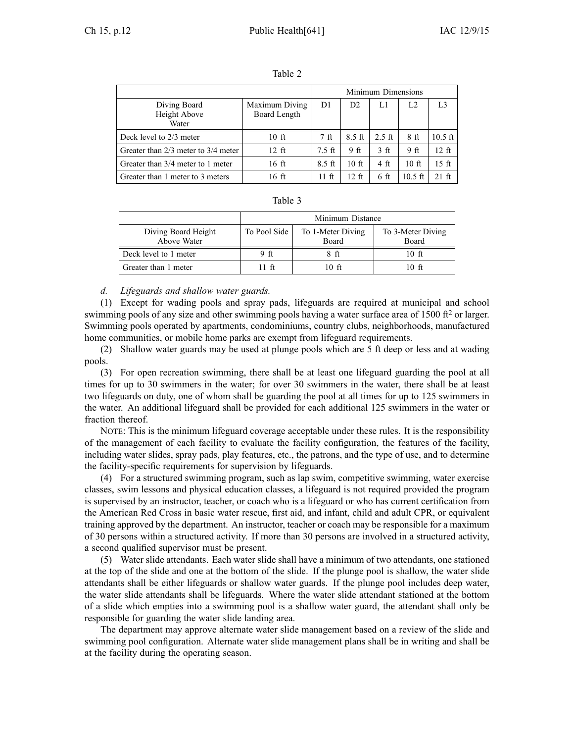Table 2

| | | Minimum Dimensions | | | | |
|---|---|---|---|---|---|---|
| Diving Board Height Above Water | Maximum Diving Board Length | D1 | D2 | L1 | L2 | L3 |
| Deck level to 2/3 meter | 10 ft | 7 ft | 8.5 ft | 2.5 ft | 8 ft | 10.5 ft |
| Greater than 2/3 meter to 3/4 meter | 12 ft | 7.5 ft | 9 ft | 3 ft | 9 ft | 12 ft |
| Greater than 3/4 meter to 1 meter | 16 ft | 8.5 ft | 10 ft | 4 ft | 10 ft | 15 ft |
| Greater than 1 meter to 3 meters | 16 ft | 11 ft | 12 ft | 6 ft | 10.5 ft | 21 ft |

Table 3

| | Minimum Distance | | |
|---|---|---|---|
| Diving Board Height Above Water | To Pool Side | To 1-Meter Diving Board | To 3-Meter Diving Board |
| Deck level to 1 meter | 9 ft | 8 ft | 10 ft |
| Greater than 1 meter | 11 ft | 10 ft | 10 ft |

*d. Lifeguards and shallow water guards.*

(1) Except for wading pools and spray pads, lifeguards are required at municipal and school swimming pools of any size and other swimming pools having a water surface area of 1500 $ft^2$ or larger. Swimming pools operated by apartments, condominiums, country clubs, neighborhoods, manufactured home communities, or mobile home parks are exempt from lifeguard requirements.

(2) Shallow water guards may be used at plunge pools which are 5 ft deep or less and at wading pools.

(3) For open recreation swimming, there shall be at least one lifeguard guarding the pool at all times for up to 30 swimmers in the water; for over 30 swimmers in the water, there shall be at least two lifeguards on duty, one of whom shall be guarding the pool at all times for up to 125 swimmers in the water. An additional lifeguard shall be provided for each additional 125 swimmers in the water or fraction thereof.

NOTE: This is the minimum lifeguard coverage acceptable under these rules. It is the responsibility of the management of each facility to evaluate the facility configuration, the features of the facility, including water slides, spray pads, play features, etc., the patrons, and the type of use, and to determine the facility-specific requirements for supervision by lifeguards.

(4) For a structured swimming program, such as lap swim, competitive swimming, water exercise classes, swim lessons and physical education classes, a lifeguard is not required provided the program is supervised by an instructor, teacher, or coach who is a lifeguard or who has current certification from the American Red Cross in basic water rescue, first aid, and infant, child and adult CPR, or equivalent training approved by the department. An instructor, teacher or coach may be responsible for a maximum of 30 persons within a structured activity. If more than 30 persons are involved in a structured activity, a second qualified supervisor must be present.

(5) Water slide attendants. Each water slide shall have a minimum of two attendants, one stationed at the top of the slide and one at the bottom of the slide. If the plunge pool is shallow, the water slide attendants shall be either lifeguards or shallow water guards. If the plunge pool includes deep water, the water slide attendants shall be lifeguards. Where the water slide attendant stationed at the bottom of a slide which empties into a swimming pool is a shallow water guard, the attendant shall only be responsible for guarding the water slide landing area.

The department may approve alternate water slide management based on a review of the slide and swimming pool configuration. Alternate water slide management plans shall be in writing and shall be at the facility during the operating season.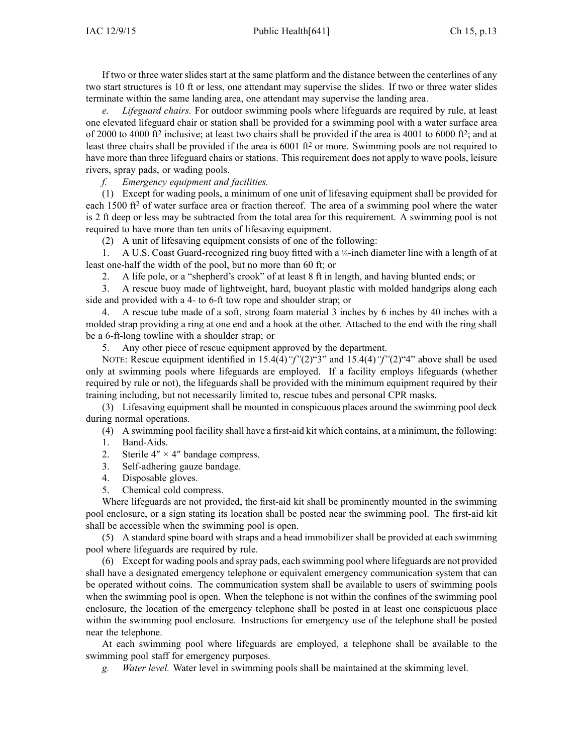If two or three water slides start at the same platform and the distance between the centerlines of any two start structures is 10 ft or less, one attendant may supervise the slides. If two or three water slides terminate within the same landing area, one attendant may supervise the landing area.

*e. Lifeguard chairs.* For outdoor swimming pools where lifeguards are required by rule, at least one elevated lifeguard chair or station shall be provided for a swimming pool with a water surface area of 2000 to 4000 ft$^2$ inclusive; at least two chairs shall be provided if the area is 4001 to 6000 ft$^2$; and at least three chairs shall be provided if the area is 6001 ft$^2$ or more. Swimming pools are not required to have more than three lifeguard chairs or stations. This requirement does not apply to wave pools, leisure rivers, spray pads, or wading pools.

*f. Emergency equipment and facilities.*

(1) Except for wading pools, a minimum of one unit of lifesaving equipment shall be provided for each 1500 ft$^2$ of water surface area or fraction thereof. The area of a swimming pool where the water is 2 ft deep or less may be subtracted from the total area for this requirement. A swimming pool is not required to have more than ten units of lifesaving equipment.

(2) A unit of lifesaving equipment consists of one of the following:

1. A U.S. Coast Guard-recognized ring buoy fitted with a ¼-inch diameter line with a length of at least one-half the width of the pool, but no more than 60 ft; or
2. A life pole, or a "shepherd's crook" of at least 8 ft in length, and having blunted ends; or
3. A rescue buoy made of lightweight, hard, buoyant plastic with molded handgrips along each side and provided with a 4- to 6-ft tow rope and shoulder strap; or
4. A rescue tube made of a soft, strong foam material 3 inches by 6 inches by 40 inches with a molded strap providing a ring at one end and a hook at the other. Attached to the end with the ring shall be a 6-ft-long towline with a shoulder strap; or
5. Any other piece of rescue equipment approved by the department.

NOTE: Rescue equipment identified in 15.4(4)*"f"*(2)"3" and 15.4(4)*"f"*(2)"4" above shall be used only at swimming pools where lifeguards are employed. If a facility employs lifeguards (whether required by rule or not), the lifeguards shall be provided with the minimum equipment required by their training including, but not necessarily limited to, rescue tubes and personal CPR masks.

(3) Lifesaving equipment shall be mounted in conspicuous places around the swimming pool deck during normal operations.

(4) A swimming pool facility shall have a first-aid kit which contains, at a minimum, the following:

1. Band-Aids.
2. Sterile 4″ × 4″ bandage compress.
3. Self-adhering gauze bandage.
4. Disposable gloves.
5. Chemical cold compress.

Where lifeguards are not provided, the first-aid kit shall be prominently mounted in the swimming pool enclosure, or a sign stating its location shall be posted near the swimming pool. The first-aid kit shall be accessible when the swimming pool is open.

(5) A standard spine board with straps and a head immobilizer shall be provided at each swimming pool where lifeguards are required by rule.

(6) Except for wading pools and spray pads, each swimming pool where lifeguards are not provided shall have a designated emergency telephone or equivalent emergency communication system that can be operated without coins. The communication system shall be available to users of swimming pools when the swimming pool is open. When the telephone is not within the confines of the swimming pool enclosure, the location of the emergency telephone shall be posted in at least one conspicuous place within the swimming pool enclosure. Instructions for emergency use of the telephone shall be posted near the telephone.

At each swimming pool where lifeguards are employed, a telephone shall be available to the swimming pool staff for emergency purposes.

*g. Water level.* Water level in swimming pools shall be maintained at the skimming level.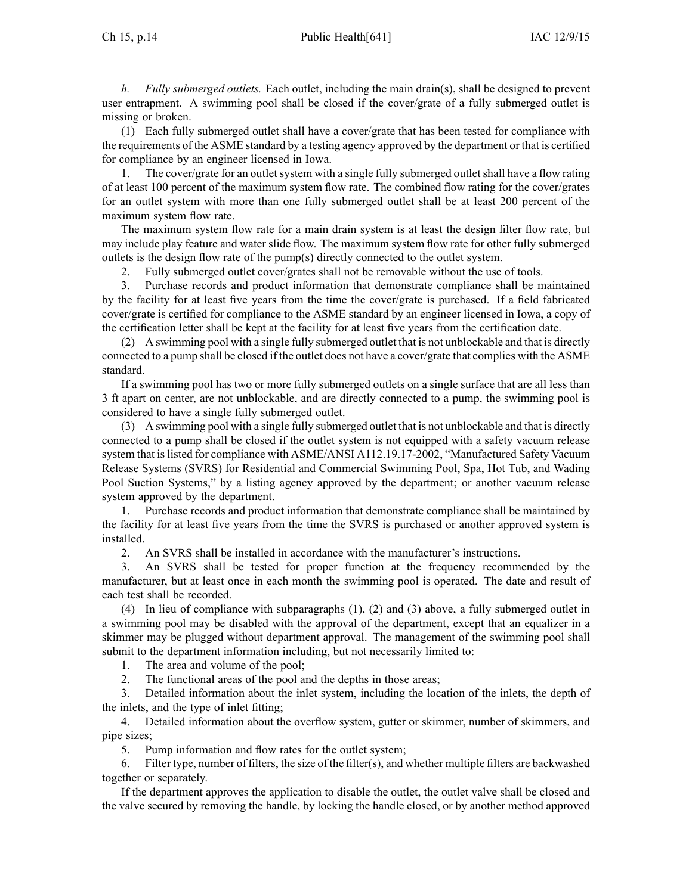*h. Fully submerged outlets.* Each outlet, including the main drain(s), shall be designed to prevent user entrapment. A swimming pool shall be closed if the cover/grate of a fully submerged outlet is missing or broken.

(1) Each fully submerged outlet shall have a cover/grate that has been tested for compliance with the requirements of the ASME standard by a testing agency approved by the department or that is certified for compliance by an engineer licensed in Iowa.

1. The cover/grate for an outlet system with a single fully submerged outlet shall have a flow rating of at least 100 percent of the maximum system flow rate. The combined flow rating for the cover/grates for an outlet system with more than one fully submerged outlet shall be at least 200 percent of the maximum system flow rate.

The maximum system flow rate for a main drain system is at least the design filter flow rate, but may include play feature and water slide flow. The maximum system flow rate for other fully submerged outlets is the design flow rate of the pump(s) directly connected to the outlet system.

2. Fully submerged outlet cover/grates shall not be removable without the use of tools.

3. Purchase records and product information that demonstrate compliance shall be maintained by the facility for at least five years from the time the cover/grate is purchased. If a field fabricated cover/grate is certified for compliance to the ASME standard by an engineer licensed in Iowa, a copy of the certification letter shall be kept at the facility for at least five years from the certification date.

(2) A swimming pool with a single fully submerged outlet that is not unblockable and that is directly connected to a pump shall be closed if the outlet does not have a cover/grate that complies with the ASME standard.

If a swimming pool has two or more fully submerged outlets on a single surface that are all less than 3 ft apart on center, are not unblockable, and are directly connected to a pump, the swimming pool is considered to have a single fully submerged outlet.

(3) A swimming pool with a single fully submerged outlet that is not unblockable and that is directly connected to a pump shall be closed if the outlet system is not equipped with a safety vacuum release system that is listed for compliance with ASME/ANSI A112.19.17-2002, "Manufactured Safety Vacuum Release Systems (SVRS) for Residential and Commercial Swimming Pool, Spa, Hot Tub, and Wading Pool Suction Systems," by a listing agency approved by the department; or another vacuum release system approved by the department.

1. Purchase records and product information that demonstrate compliance shall be maintained by the facility for at least five years from the time the SVRS is purchased or another approved system is installed.

2. An SVRS shall be installed in accordance with the manufacturer's instructions.

3. An SVRS shall be tested for proper function at the frequency recommended by the manufacturer, but at least once in each month the swimming pool is operated. The date and result of each test shall be recorded.

(4) In lieu of compliance with subparagraphs (1), (2) and (3) above, a fully submerged outlet in a swimming pool may be disabled with the approval of the department, except that an equalizer in a skimmer may be plugged without department approval. The management of the swimming pool shall submit to the department information including, but not necessarily limited to:

1. The area and volume of the pool;

2. The functional areas of the pool and the depths in those areas;

3. Detailed information about the inlet system, including the location of the inlets, the depth of the inlets, and the type of inlet fitting;

4. Detailed information about the overflow system, gutter or skimmer, number of skimmers, and pipe sizes;

5. Pump information and flow rates for the outlet system;

6. Filter type, number of filters, the size of the filter(s), and whether multiple filters are backwashed together or separately.

If the department approves the application to disable the outlet, the outlet valve shall be closed and the valve secured by removing the handle, by locking the handle closed, or by another method approved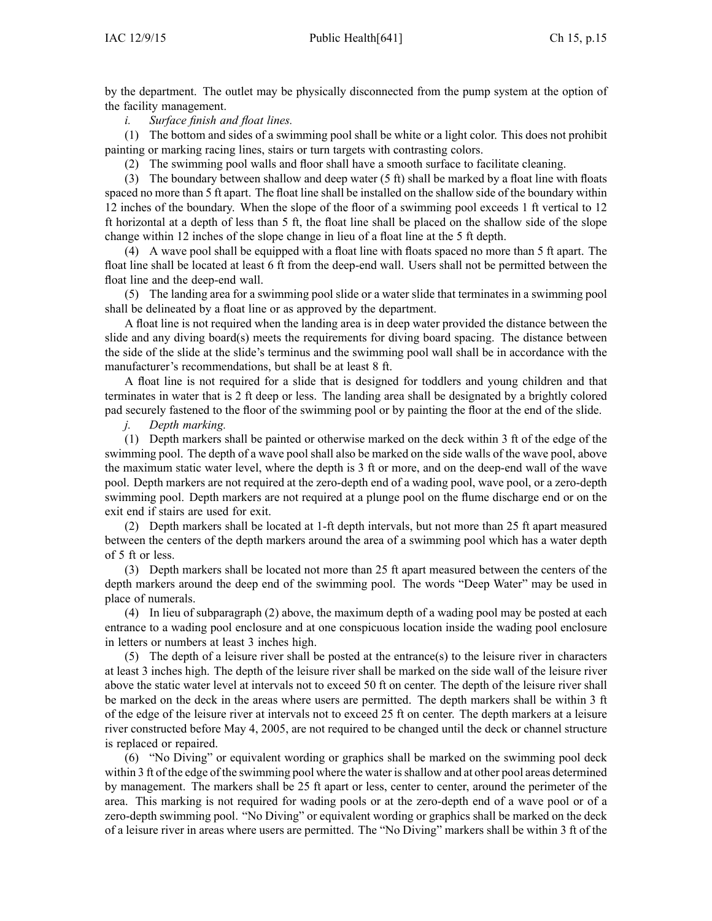by the department. The outlet may be physically disconnected from the pump system at the option of the facility management.

*i. Surface finish and float lines.*

(1) The bottom and sides of a swimming pool shall be white or a light color. This does not prohibit painting or marking racing lines, stairs or turn targets with contrasting colors.

(2) The swimming pool walls and floor shall have a smooth surface to facilitate cleaning.

(3) The boundary between shallow and deep water (5 ft) shall be marked by a float line with floats spaced no more than 5 ft apart. The float line shall be installed on the shallow side of the boundary within 12 inches of the boundary. When the slope of the floor of a swimming pool exceeds 1 ft vertical to 12 ft horizontal at a depth of less than 5 ft, the float line shall be placed on the shallow side of the slope change within 12 inches of the slope change in lieu of a float line at the 5 ft depth.

(4) A wave pool shall be equipped with a float line with floats spaced no more than 5 ft apart. The float line shall be located at least 6 ft from the deep-end wall. Users shall not be permitted between the float line and the deep-end wall.

(5) The landing area for a swimming pool slide or a water slide that terminates in a swimming pool shall be delineated by a float line or as approved by the department.

A float line is not required when the landing area is in deep water provided the distance between the slide and any diving board(s) meets the requirements for diving board spacing. The distance between the side of the slide at the slide's terminus and the swimming pool wall shall be in accordance with the manufacturer's recommendations, but shall be at least 8 ft.

A float line is not required for a slide that is designed for toddlers and young children and that terminates in water that is 2 ft deep or less. The landing area shall be designated by a brightly colored pad securely fastened to the floor of the swimming pool or by painting the floor at the end of the slide.

*j. Depth marking.*

(1) Depth markers shall be painted or otherwise marked on the deck within 3 ft of the edge of the swimming pool. The depth of a wave pool shall also be marked on the side walls of the wave pool, above the maximum static water level, where the depth is 3 ft or more, and on the deep-end wall of the wave pool. Depth markers are not required at the zero-depth end of a wading pool, wave pool, or a zero-depth swimming pool. Depth markers are not required at a plunge pool on the flume discharge end or on the exit end if stairs are used for exit.

(2) Depth markers shall be located at 1-ft depth intervals, but not more than 25 ft apart measured between the centers of the depth markers around the area of a swimming pool which has a water depth of 5 ft or less.

(3) Depth markers shall be located not more than 25 ft apart measured between the centers of the depth markers around the deep end of the swimming pool. The words "Deep Water" may be used in place of numerals.

(4) In lieu of subparagraph (2) above, the maximum depth of a wading pool may be posted at each entrance to a wading pool enclosure and at one conspicuous location inside the wading pool enclosure in letters or numbers at least 3 inches high.

(5) The depth of a leisure river shall be posted at the entrance(s) to the leisure river in characters at least 3 inches high. The depth of the leisure river shall be marked on the side wall of the leisure river above the static water level at intervals not to exceed 50 ft on center. The depth of the leisure river shall be marked on the deck in the areas where users are permitted. The depth markers shall be within 3 ft of the edge of the leisure river at intervals not to exceed 25 ft on center. The depth markers at a leisure river constructed before May 4, 2005, are not required to be changed until the deck or channel structure is replaced or repaired.

(6) "No Diving" or equivalent wording or graphics shall be marked on the swimming pool deck within 3 ft of the edge of the swimming pool where the water is shallow and at other pool areas determined by management. The markers shall be 25 ft apart or less, center to center, around the perimeter of the area. This marking is not required for wading pools or at the zero-depth end of a wave pool or of a zero-depth swimming pool. "No Diving" or equivalent wording or graphics shall be marked on the deck of a leisure river in areas where users are permitted. The "No Diving" markers shall be within 3 ft of the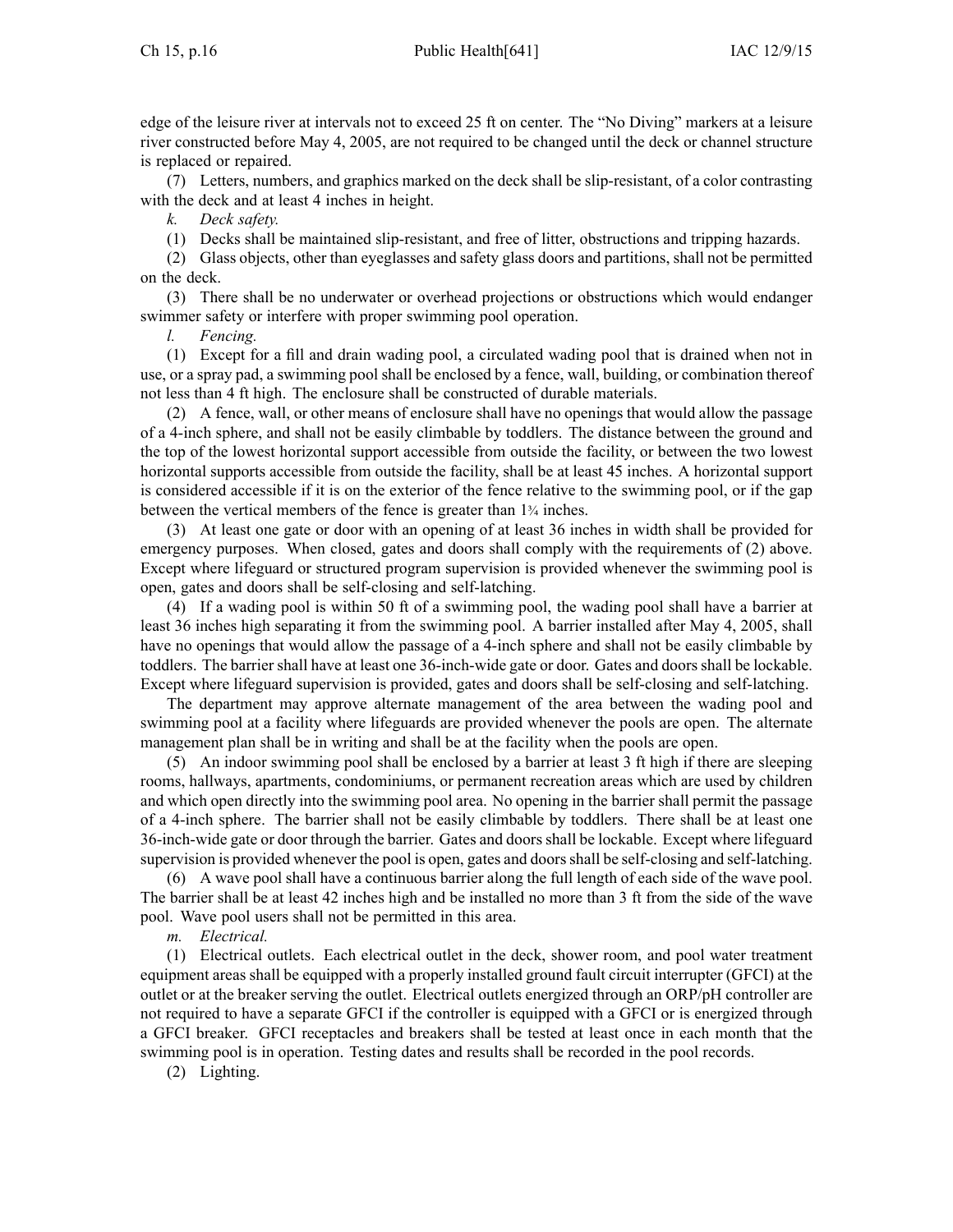edge of the leisure river at intervals not to exceed 25 ft on center. The "No Diving" markers at a leisure river constructed before May 4, 2005, are not required to be changed until the deck or channel structure is replaced or repaired.

(7) Letters, numbers, and graphics marked on the deck shall be slip-resistant, of a color contrasting with the deck and at least 4 inches in height.

*k. Deck safety.*

(1) Decks shall be maintained slip-resistant, and free of litter, obstructions and tripping hazards.

(2) Glass objects, other than eyeglasses and safety glass doors and partitions, shall not be permitted on the deck.

(3) There shall be no underwater or overhead projections or obstructions which would endanger swimmer safety or interfere with proper swimming pool operation.

*l. Fencing.*

(1) Except for a fill and drain wading pool, a circulated wading pool that is drained when not in use, or a spray pad, a swimming pool shall be enclosed by a fence, wall, building, or combination thereof not less than 4 ft high. The enclosure shall be constructed of durable materials.

(2) A fence, wall, or other means of enclosure shall have no openings that would allow the passage of a 4-inch sphere, and shall not be easily climbable by toddlers. The distance between the ground and the top of the lowest horizontal support accessible from outside the facility, or between the two lowest horizontal supports accessible from outside the facility, shall be at least 45 inches. A horizontal support is considered accessible if it is on the exterior of the fence relative to the swimming pool, or if the gap between the vertical members of the fence is greater than 1¾ inches.

(3) At least one gate or door with an opening of at least 36 inches in width shall be provided for emergency purposes. When closed, gates and doors shall comply with the requirements of (2) above. Except where lifeguard or structured program supervision is provided whenever the swimming pool is open, gates and doors shall be self-closing and self-latching.

(4) If a wading pool is within 50 ft of a swimming pool, the wading pool shall have a barrier at least 36 inches high separating it from the swimming pool. A barrier installed after May 4, 2005, shall have no openings that would allow the passage of a 4-inch sphere and shall not be easily climbable by toddlers. The barrier shall have at least one 36-inch-wide gate or door. Gates and doors shall be lockable. Except where lifeguard supervision is provided, gates and doors shall be self-closing and self-latching.

The department may approve alternate management of the area between the wading pool and swimming pool at a facility where lifeguards are provided whenever the pools are open. The alternate management plan shall be in writing and shall be at the facility when the pools are open.

(5) An indoor swimming pool shall be enclosed by a barrier at least 3 ft high if there are sleeping rooms, hallways, apartments, condominiums, or permanent recreation areas which are used by children and which open directly into the swimming pool area. No opening in the barrier shall permit the passage of a 4-inch sphere. The barrier shall not be easily climbable by toddlers. There shall be at least one 36-inch-wide gate or door through the barrier. Gates and doors shall be lockable. Except where lifeguard supervision is provided whenever the pool is open, gates and doors shall be self-closing and self-latching.

(6) A wave pool shall have a continuous barrier along the full length of each side of the wave pool. The barrier shall be at least 42 inches high and be installed no more than 3 ft from the side of the wave pool. Wave pool users shall not be permitted in this area.

*m. Electrical.*

(1) Electrical outlets. Each electrical outlet in the deck, shower room, and pool water treatment equipment areas shall be equipped with a properly installed ground fault circuit interrupter (GFCI) at the outlet or at the breaker serving the outlet. Electrical outlets energized through an ORP/pH controller are not required to have a separate GFCI if the controller is equipped with a GFCI or is energized through a GFCI breaker. GFCI receptacles and breakers shall be tested at least once in each month that the swimming pool is in operation. Testing dates and results shall be recorded in the pool records.

(2) Lighting.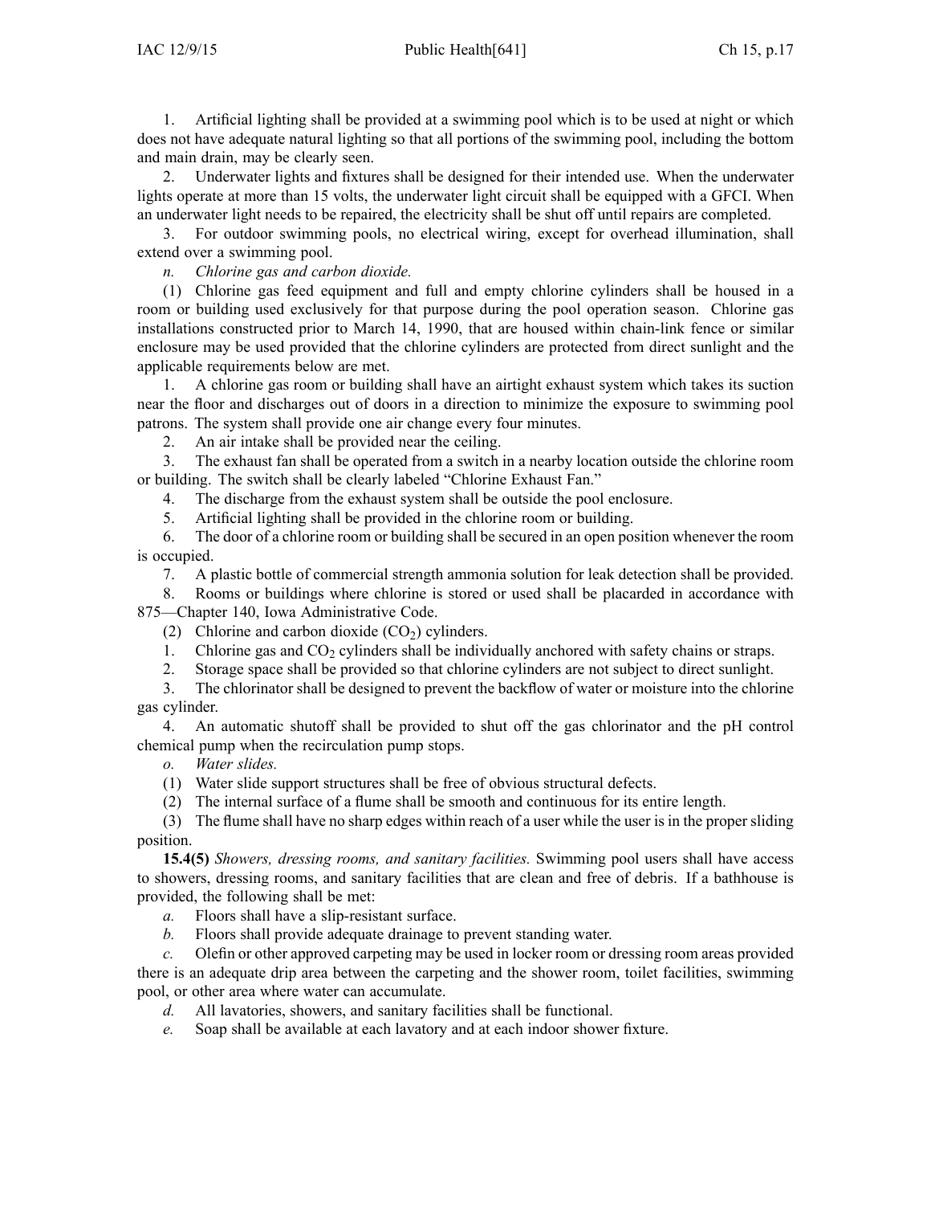1. Artificial lighting shall be provided at a swimming pool which is to be used at night or which does not have adequate natural lighting so that all portions of the swimming pool, including the bottom and main drain, may be clearly seen.

2. Underwater lights and fixtures shall be designed for their intended use. When the underwater lights operate at more than 15 volts, the underwater light circuit shall be equipped with a GFCI. When an underwater light needs to be repaired, the electricity shall be shut off until repairs are completed.

3. For outdoor swimming pools, no electrical wiring, except for overhead illumination, shall extend over a swimming pool.

*n. Chlorine gas and carbon dioxide.*

(1) Chlorine gas feed equipment and full and empty chlorine cylinders shall be housed in a room or building used exclusively for that purpose during the pool operation season. Chlorine gas installations constructed prior to March 14, 1990, that are housed within chain-link fence or similar enclosure may be used provided that the chlorine cylinders are protected from direct sunlight and the applicable requirements below are met.

1. A chlorine gas room or building shall have an airtight exhaust system which takes its suction near the floor and discharges out of doors in a direction to minimize the exposure to swimming pool patrons. The system shall provide one air change every four minutes.

2. An air intake shall be provided near the ceiling.

3. The exhaust fan shall be operated from a switch in a nearby location outside the chlorine room or building. The switch shall be clearly labeled "Chlorine Exhaust Fan."

4. The discharge from the exhaust system shall be outside the pool enclosure.

5. Artificial lighting shall be provided in the chlorine room or building.

6. The door of a chlorine room or building shall be secured in an open position whenever the room is occupied.

7. A plastic bottle of commercial strength ammonia solution for leak detection shall be provided.

8. Rooms or buildings where chlorine is stored or used shall be placarded in accordance with 875—Chapter 140, Iowa Administrative Code.

(2) Chlorine and carbon dioxide ($CO_2$) cylinders.

1. Chlorine gas and $CO_2$ cylinders shall be individually anchored with safety chains or straps.

2. Storage space shall be provided so that chlorine cylinders are not subject to direct sunlight.

3. The chlorinator shall be designed to prevent the backflow of water or moisture into the chlorine gas cylinder.

4. An automatic shutoff shall be provided to shut off the gas chlorinator and the pH control chemical pump when the recirculation pump stops.

*o. Water slides.*

(1) Water slide support structures shall be free of obvious structural defects.

(2) The internal surface of a flume shall be smooth and continuous for its entire length.

(3) The flume shall have no sharp edges within reach of a user while the user is in the proper sliding position.

**15.4(5)** *Showers, dressing rooms, and sanitary facilities.* Swimming pool users shall have access to showers, dressing rooms, and sanitary facilities that are clean and free of debris. If a bathhouse is provided, the following shall be met:

*a.* Floors shall have a slip-resistant surface.

*b.* Floors shall provide adequate drainage to prevent standing water.

*c.* Olefin or other approved carpeting may be used in locker room or dressing room areas provided there is an adequate drip area between the carpeting and the shower room, toilet facilities, swimming pool, or other area where water can accumulate.

*d.* All lavatories, showers, and sanitary facilities shall be functional.

*e.* Soap shall be available at each lavatory and at each indoor shower fixture.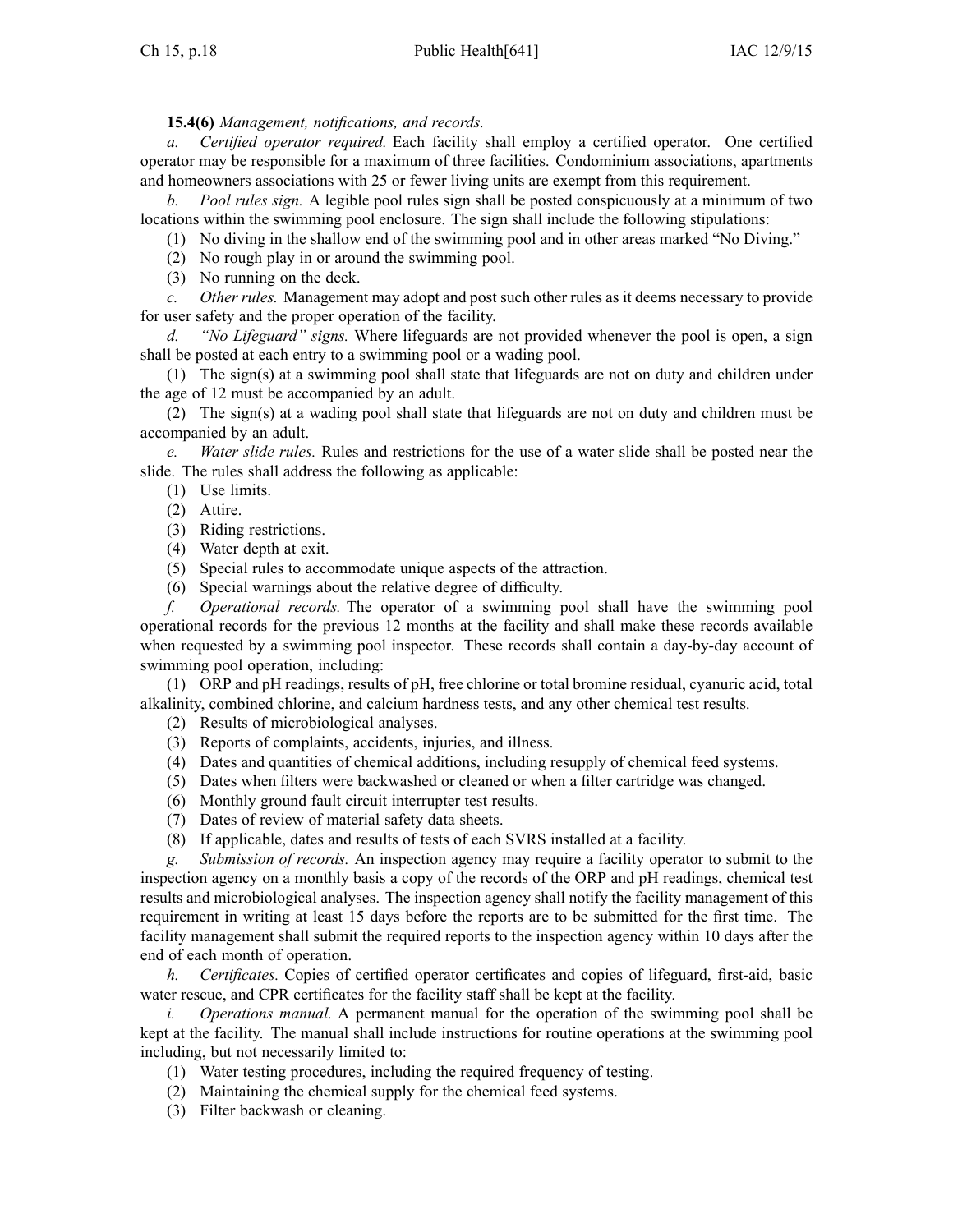**15.4(6)** *Management, notifications, and records.*

*a. Certified operator required.* Each facility shall employ a certified operator. One certified operator may be responsible for a maximum of three facilities. Condominium associations, apartments and homeowners associations with 25 or fewer living units are exempt from this requirement.

*b. Pool rules sign.* A legible pool rules sign shall be posted conspicuously at a minimum of two locations within the swimming pool enclosure. The sign shall include the following stipulations:

(1) No diving in the shallow end of the swimming pool and in other areas marked "No Diving."

(2) No rough play in or around the swimming pool.

(3) No running on the deck.

*c. Other rules.* Management may adopt and post such other rules as it deems necessary to provide for user safety and the proper operation of the facility.

*d. "No Lifeguard" signs.* Where lifeguards are not provided whenever the pool is open, a sign shall be posted at each entry to a swimming pool or a wading pool.

(1) The sign(s) at a swimming pool shall state that lifeguards are not on duty and children under the age of 12 must be accompanied by an adult.

(2) The sign(s) at a wading pool shall state that lifeguards are not on duty and children must be accompanied by an adult.

*e. Water slide rules.* Rules and restrictions for the use of a water slide shall be posted near the slide. The rules shall address the following as applicable:

(1) Use limits.

(2) Attire.

(3) Riding restrictions.

(4) Water depth at exit.

(5) Special rules to accommodate unique aspects of the attraction.

(6) Special warnings about the relative degree of difficulty.

*f. Operational records.* The operator of a swimming pool shall have the swimming pool operational records for the previous 12 months at the facility and shall make these records available when requested by a swimming pool inspector. These records shall contain a day-by-day account of swimming pool operation, including:

(1) ORP and pH readings, results of pH, free chlorine or total bromine residual, cyanuric acid, total alkalinity, combined chlorine, and calcium hardness tests, and any other chemical test results.

(2) Results of microbiological analyses.

(3) Reports of complaints, accidents, injuries, and illness.

(4) Dates and quantities of chemical additions, including resupply of chemical feed systems.

(5) Dates when filters were backwashed or cleaned or when a filter cartridge was changed.

(6) Monthly ground fault circuit interrupter test results.

(7) Dates of review of material safety data sheets.

(8) If applicable, dates and results of tests of each SVRS installed at a facility.

*g. Submission of records.* An inspection agency may require a facility operator to submit to the inspection agency on a monthly basis a copy of the records of the ORP and pH readings, chemical test results and microbiological analyses. The inspection agency shall notify the facility management of this requirement in writing at least 15 days before the reports are to be submitted for the first time. The facility management shall submit the required reports to the inspection agency within 10 days after the end of each month of operation.

*h. Certificates.* Copies of certified operator certificates and copies of lifeguard, first-aid, basic water rescue, and CPR certificates for the facility staff shall be kept at the facility.

*i. Operations manual.* A permanent manual for the operation of the swimming pool shall be kept at the facility. The manual shall include instructions for routine operations at the swimming pool including, but not necessarily limited to:

(1) Water testing procedures, including the required frequency of testing.

(2) Maintaining the chemical supply for the chemical feed systems.

(3) Filter backwash or cleaning.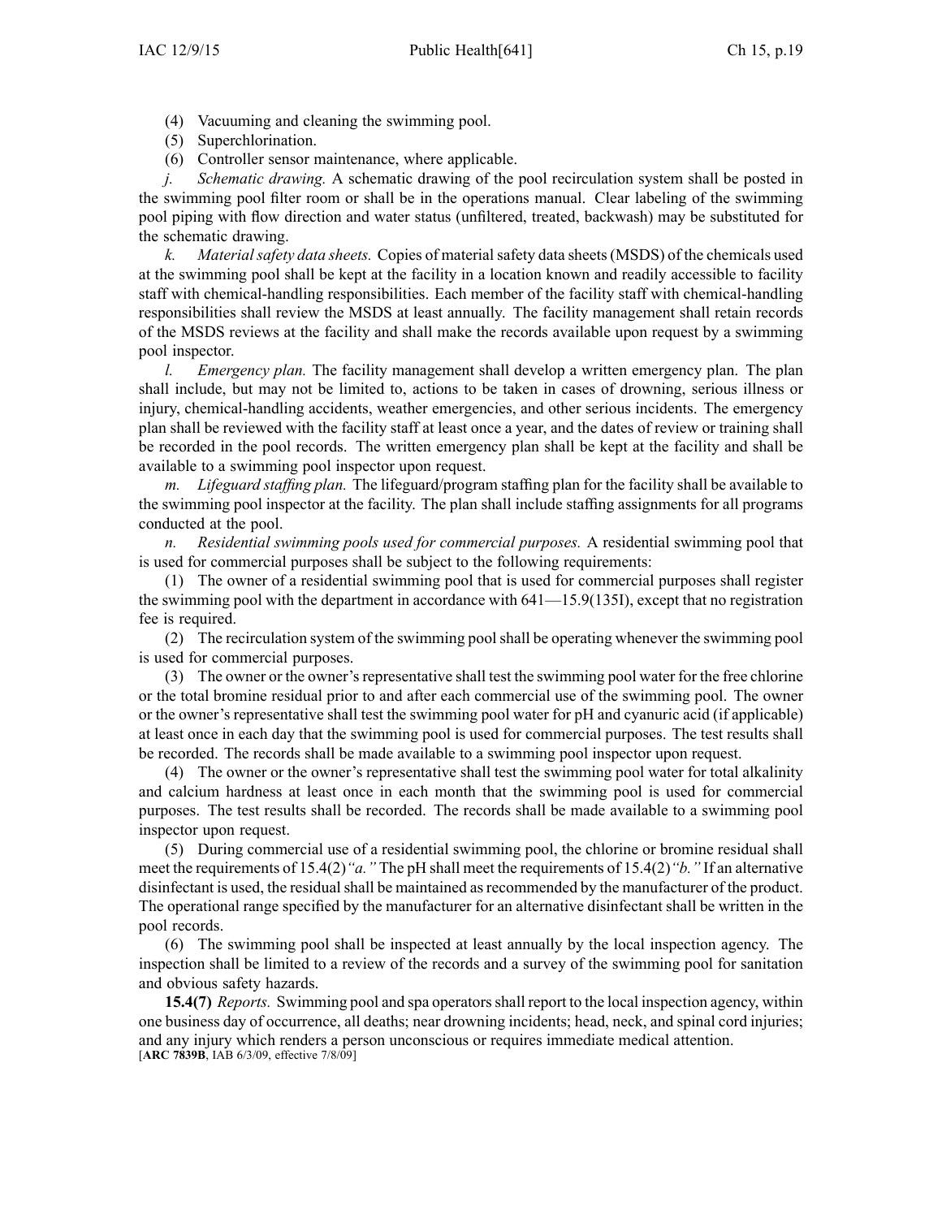(4) Vacuuming and cleaning the swimming pool.

(5) Superchlorination.

(6) Controller sensor maintenance, where applicable.

*j. Schematic drawing.* A schematic drawing of the pool recirculation system shall be posted in the swimming pool filter room or shall be in the operations manual. Clear labeling of the swimming pool piping with flow direction and water status (unfiltered, treated, backwash) may be substituted for the schematic drawing.

*k. Material safety data sheets.* Copies of material safety data sheets (MSDS) of the chemicals used at the swimming pool shall be kept at the facility in a location known and readily accessible to facility staff with chemical-handling responsibilities. Each member of the facility staff with chemical-handling responsibilities shall review the MSDS at least annually. The facility management shall retain records of the MSDS reviews at the facility and shall make the records available upon request by a swimming pool inspector.

*l. Emergency plan.* The facility management shall develop a written emergency plan. The plan shall include, but may not be limited to, actions to be taken in cases of drowning, serious illness or injury, chemical-handling accidents, weather emergencies, and other serious incidents. The emergency plan shall be reviewed with the facility staff at least once a year, and the dates of review or training shall be recorded in the pool records. The written emergency plan shall be kept at the facility and shall be available to a swimming pool inspector upon request.

*m. Lifeguard staffing plan.* The lifeguard/program staffing plan for the facility shall be available to the swimming pool inspector at the facility. The plan shall include staffing assignments for all programs conducted at the pool.

*n. Residential swimming pools used for commercial purposes.* A residential swimming pool that is used for commercial purposes shall be subject to the following requirements:

(1) The owner of a residential swimming pool that is used for commercial purposes shall register the swimming pool with the department in accordance with 641—15.9(135I), except that no registration fee is required.

(2) The recirculation system of the swimming pool shall be operating whenever the swimming pool is used for commercial purposes.

(3) The owner or the owner's representative shall test the swimming pool water for the free chlorine or the total bromine residual prior to and after each commercial use of the swimming pool. The owner or the owner's representative shall test the swimming pool water for pH and cyanuric acid (if applicable) at least once in each day that the swimming pool is used for commercial purposes. The test results shall be recorded. The records shall be made available to a swimming pool inspector upon request.

(4) The owner or the owner's representative shall test the swimming pool water for total alkalinity and calcium hardness at least once in each month that the swimming pool is used for commercial purposes. The test results shall be recorded. The records shall be made available to a swimming pool inspector upon request.

(5) During commercial use of a residential swimming pool, the chlorine or bromine residual shall meet the requirements of 15.4(2)*"a."* The pH shall meet the requirements of 15.4(2)*"b."* If an alternative disinfectant is used, the residual shall be maintained as recommended by the manufacturer of the product. The operational range specified by the manufacturer for an alternative disinfectant shall be written in the pool records.

(6) The swimming pool shall be inspected at least annually by the local inspection agency. The inspection shall be limited to a review of the records and a survey of the swimming pool for sanitation and obvious safety hazards.

**15.4(7)** *Reports.* Swimming pool and spa operators shall report to the local inspection agency, within one business day of occurrence, all deaths; near drowning incidents; head, neck, and spinal cord injuries; and any injury which renders a person unconscious or requires immediate medical attention.
[**ARC 7839B**, IAB 6/3/09, effective 7/8/09]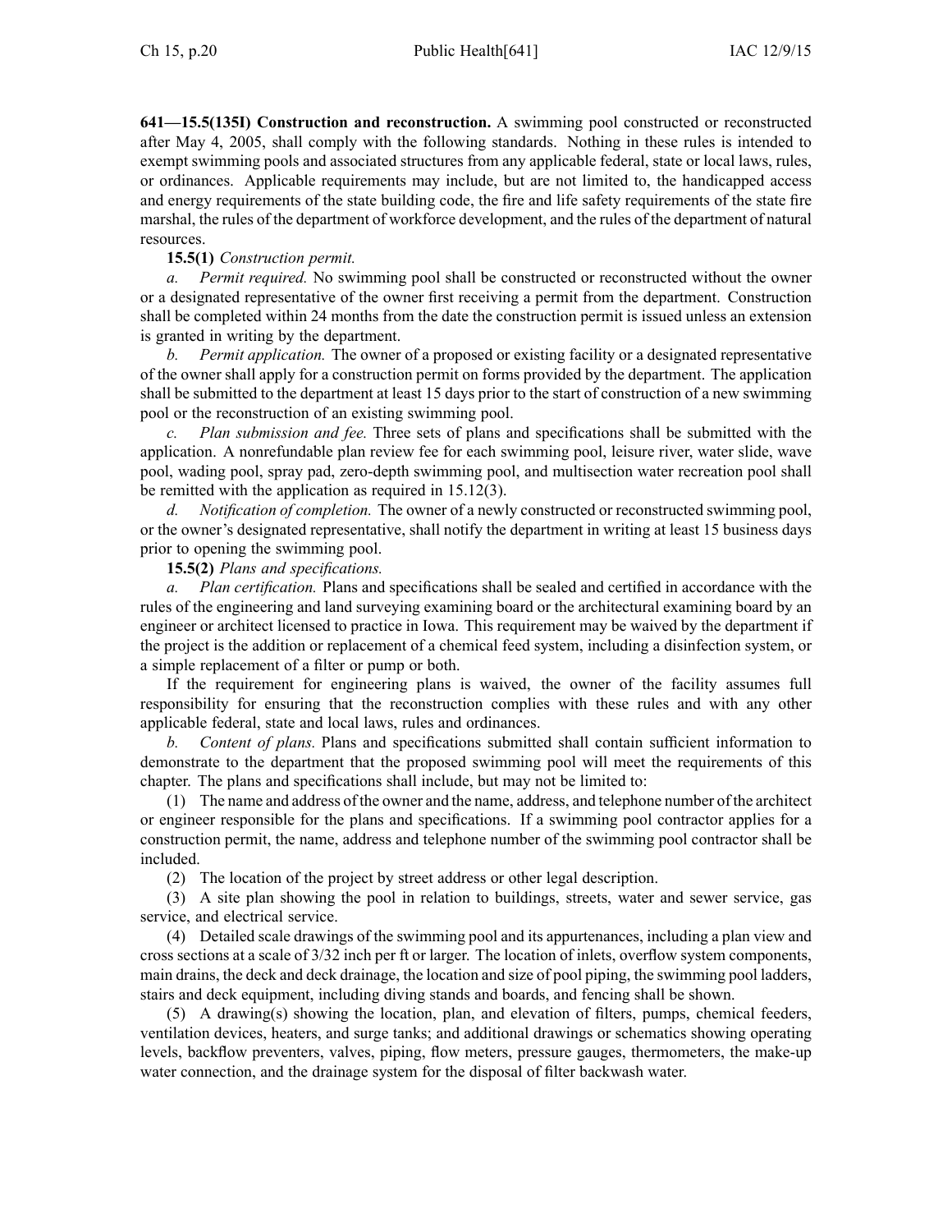**641—15.5(135I) Construction and reconstruction.** A swimming pool constructed or reconstructed after May 4, 2005, shall comply with the following standards. Nothing in these rules is intended to exempt swimming pools and associated structures from any applicable federal, state or local laws, rules, or ordinances. Applicable requirements may include, but are not limited to, the handicapped access and energy requirements of the state building code, the fire and life safety requirements of the state fire marshal, the rules of the department of workforce development, and the rules of the department of natural resources.

**15.5(1)** *Construction permit.*

*a. Permit required.* No swimming pool shall be constructed or reconstructed without the owner or a designated representative of the owner first receiving a permit from the department. Construction shall be completed within 24 months from the date the construction permit is issued unless an extension is granted in writing by the department.

*b. Permit application.* The owner of a proposed or existing facility or a designated representative of the owner shall apply for a construction permit on forms provided by the department. The application shall be submitted to the department at least 15 days prior to the start of construction of a new swimming pool or the reconstruction of an existing swimming pool.

*c. Plan submission and fee.* Three sets of plans and specifications shall be submitted with the application. A nonrefundable plan review fee for each swimming pool, leisure river, water slide, wave pool, wading pool, spray pad, zero-depth swimming pool, and multisection water recreation pool shall be remitted with the application as required in 15.12(3).

*d. Notification of completion.* The owner of a newly constructed or reconstructed swimming pool, or the owner's designated representative, shall notify the department in writing at least 15 business days prior to opening the swimming pool.

**15.5(2)** *Plans and specifications.*

*a. Plan certification.* Plans and specifications shall be sealed and certified in accordance with the rules of the engineering and land surveying examining board or the architectural examining board by an engineer or architect licensed to practice in Iowa. This requirement may be waived by the department if the project is the addition or replacement of a chemical feed system, including a disinfection system, or a simple replacement of a filter or pump or both.

If the requirement for engineering plans is waived, the owner of the facility assumes full responsibility for ensuring that the reconstruction complies with these rules and with any other applicable federal, state and local laws, rules and ordinances.

*b. Content of plans.* Plans and specifications submitted shall contain sufficient information to demonstrate to the department that the proposed swimming pool will meet the requirements of this chapter. The plans and specifications shall include, but may not be limited to:

(1) The name and address of the owner and the name, address, and telephone number of the architect or engineer responsible for the plans and specifications. If a swimming pool contractor applies for a construction permit, the name, address and telephone number of the swimming pool contractor shall be included.

(2) The location of the project by street address or other legal description.

(3) A site plan showing the pool in relation to buildings, streets, water and sewer service, gas service, and electrical service.

(4) Detailed scale drawings of the swimming pool and its appurtenances, including a plan view and cross sections at a scale of 3/32 inch per ft or larger. The location of inlets, overflow system components, main drains, the deck and deck drainage, the location and size of pool piping, the swimming pool ladders, stairs and deck equipment, including diving stands and boards, and fencing shall be shown.

(5) A drawing(s) showing the location, plan, and elevation of filters, pumps, chemical feeders, ventilation devices, heaters, and surge tanks; and additional drawings or schematics showing operating levels, backflow preventers, valves, piping, flow meters, pressure gauges, thermometers, the make-up water connection, and the drainage system for the disposal of filter backwash water.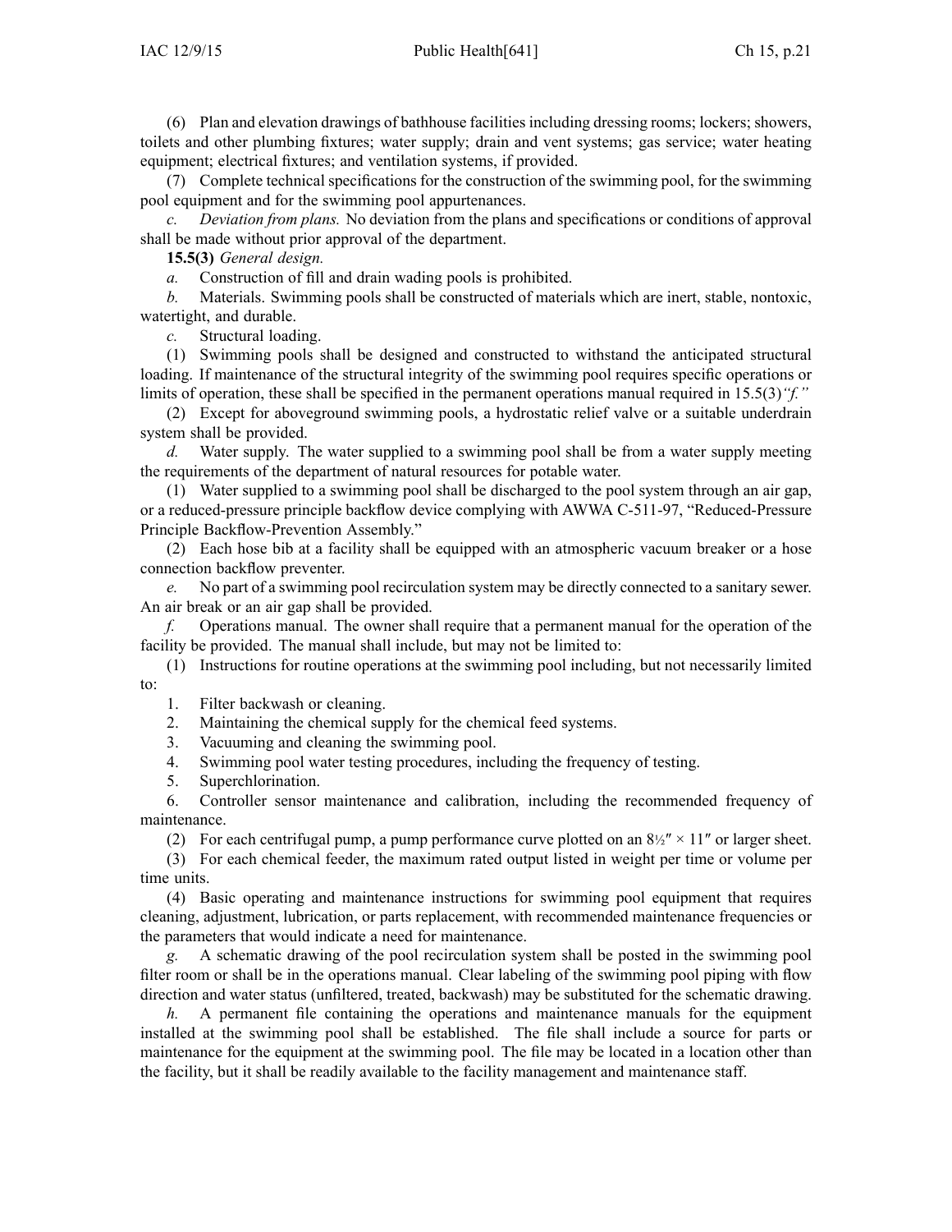(6) Plan and elevation drawings of bathhouse facilities including dressing rooms; lockers; showers, toilets and other plumbing fixtures; water supply; drain and vent systems; gas service; water heating equipment; electrical fixtures; and ventilation systems, if provided.

(7) Complete technical specifications for the construction of the swimming pool, for the swimming pool equipment and for the swimming pool appurtenances.

*c. Deviation from plans.* No deviation from the plans and specifications or conditions of approval shall be made without prior approval of the department.

**15.5(3)** *General design.*

*a.* Construction of fill and drain wading pools is prohibited.

*b.* Materials. Swimming pools shall be constructed of materials which are inert, stable, nontoxic, watertight, and durable.

*c.* Structural loading.

(1) Swimming pools shall be designed and constructed to withstand the anticipated structural loading. If maintenance of the structural integrity of the swimming pool requires specific operations or limits of operation, these shall be specified in the permanent operations manual required in 15.5(3)*"f."*

(2) Except for aboveground swimming pools, a hydrostatic relief valve or a suitable underdrain system shall be provided.

*d.* Water supply. The water supplied to a swimming pool shall be from a water supply meeting the requirements of the department of natural resources for potable water.

(1) Water supplied to a swimming pool shall be discharged to the pool system through an air gap, or a reduced-pressure principle backflow device complying with AWWA C-511-97, "Reduced-Pressure Principle Backflow-Prevention Assembly."

(2) Each hose bib at a facility shall be equipped with an atmospheric vacuum breaker or a hose connection backflow preventer.

*e.* No part of a swimming pool recirculation system may be directly connected to a sanitary sewer. An air break or an air gap shall be provided.

*f.* Operations manual. The owner shall require that a permanent manual for the operation of the facility be provided. The manual shall include, but may not be limited to:

(1) Instructions for routine operations at the swimming pool including, but not necessarily limited to:

1. Filter backwash or cleaning.
2. Maintaining the chemical supply for the chemical feed systems.
3. Vacuuming and cleaning the swimming pool.
4. Swimming pool water testing procedures, including the frequency of testing.
5. Superchlorination.
6. Controller sensor maintenance and calibration, including the recommended frequency of maintenance.

(2) For each centrifugal pump, a pump performance curve plotted on an 8½″ × 11″ or larger sheet.

(3) For each chemical feeder, the maximum rated output listed in weight per time or volume per time units.

(4) Basic operating and maintenance instructions for swimming pool equipment that requires cleaning, adjustment, lubrication, or parts replacement, with recommended maintenance frequencies or the parameters that would indicate a need for maintenance.

*g.* A schematic drawing of the pool recirculation system shall be posted in the swimming pool filter room or shall be in the operations manual. Clear labeling of the swimming pool piping with flow direction and water status (unfiltered, treated, backwash) may be substituted for the schematic drawing.

*h.* A permanent file containing the operations and maintenance manuals for the equipment installed at the swimming pool shall be established. The file shall include a source for parts or maintenance for the equipment at the swimming pool. The file may be located in a location other than the facility, but it shall be readily available to the facility management and maintenance staff.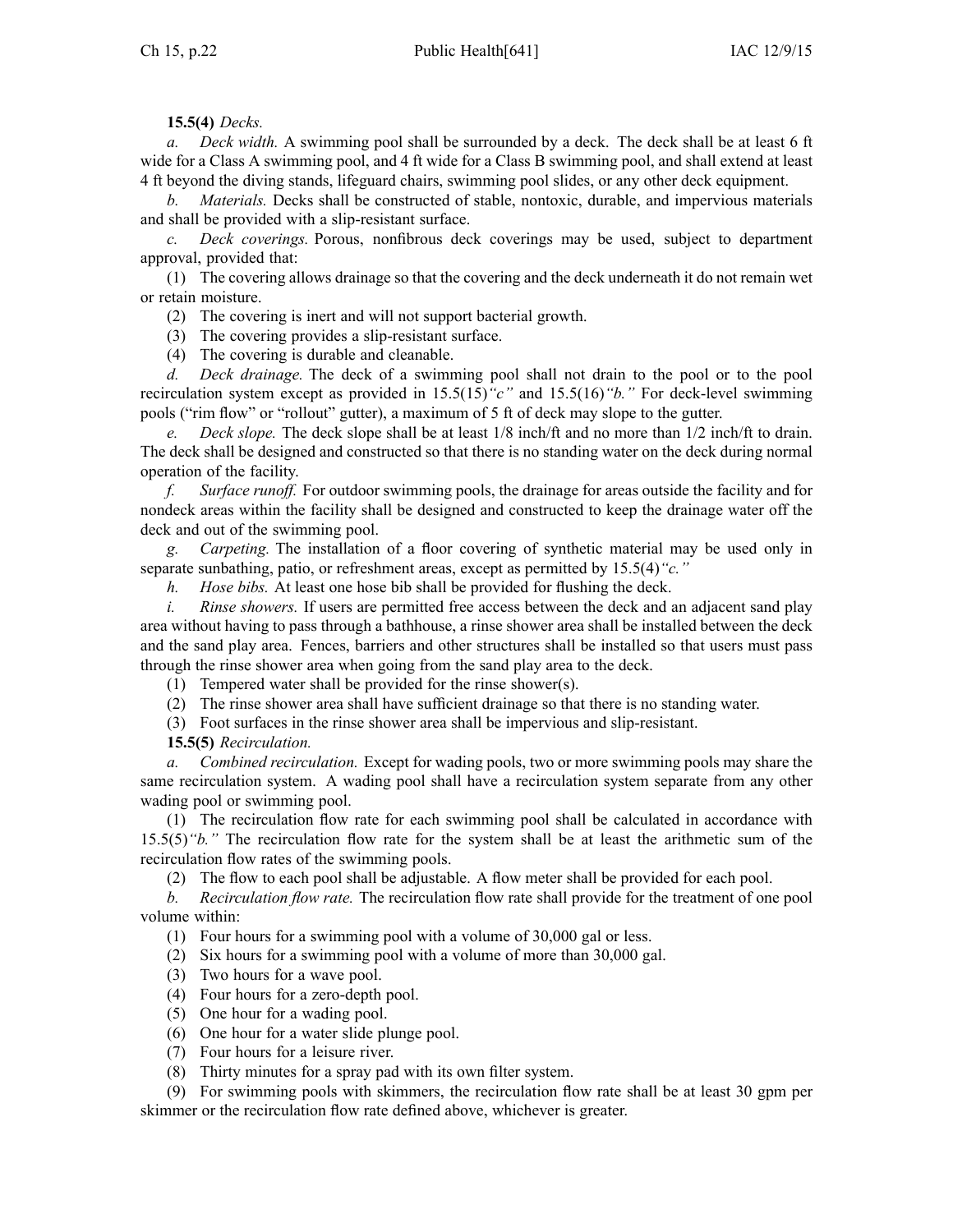**15.5(4)** *Decks.*

*a. Deck width.* A swimming pool shall be surrounded by a deck. The deck shall be at least 6 ft wide for a Class A swimming pool, and 4 ft wide for a Class B swimming pool, and shall extend at least 4 ft beyond the diving stands, lifeguard chairs, swimming pool slides, or any other deck equipment.

*b. Materials.* Decks shall be constructed of stable, nontoxic, durable, and impervious materials and shall be provided with a slip-resistant surface.

*c. Deck coverings.* Porous, nonfibrous deck coverings may be used, subject to department approval, provided that:

(1) The covering allows drainage so that the covering and the deck underneath it do not remain wet or retain moisture.

(2) The covering is inert and will not support bacterial growth.

(3) The covering provides a slip-resistant surface.

(4) The covering is durable and cleanable.

*d. Deck drainage.* The deck of a swimming pool shall not drain to the pool or to the pool recirculation system except as provided in 15.5(15)*"c"* and 15.5(16)*"b."* For deck-level swimming pools ("rim flow" or "rollout" gutter), a maximum of 5 ft of deck may slope to the gutter.

*e. Deck slope.* The deck slope shall be at least 1/8 inch/ft and no more than 1/2 inch/ft to drain. The deck shall be designed and constructed so that there is no standing water on the deck during normal operation of the facility.

*f. Surface runoff.* For outdoor swimming pools, the drainage for areas outside the facility and for nondeck areas within the facility shall be designed and constructed to keep the drainage water off the deck and out of the swimming pool.

*g. Carpeting.* The installation of a floor covering of synthetic material may be used only in separate sunbathing, patio, or refreshment areas, except as permitted by 15.5(4)*"c."*

*h. Hose bibs.* At least one hose bib shall be provided for flushing the deck.

*i. Rinse showers.* If users are permitted free access between the deck and an adjacent sand play area without having to pass through a bathhouse, a rinse shower area shall be installed between the deck and the sand play area. Fences, barriers and other structures shall be installed so that users must pass through the rinse shower area when going from the sand play area to the deck.

(1) Tempered water shall be provided for the rinse shower(s).

(2) The rinse shower area shall have sufficient drainage so that there is no standing water.

(3) Foot surfaces in the rinse shower area shall be impervious and slip-resistant.

**15.5(5)** *Recirculation.*

*a. Combined recirculation.* Except for wading pools, two or more swimming pools may share the same recirculation system. A wading pool shall have a recirculation system separate from any other wading pool or swimming pool.

(1) The recirculation flow rate for each swimming pool shall be calculated in accordance with 15.5(5)*"b."* The recirculation flow rate for the system shall be at least the arithmetic sum of the recirculation flow rates of the swimming pools.

(2) The flow to each pool shall be adjustable. A flow meter shall be provided for each pool.

*b. Recirculation flow rate.* The recirculation flow rate shall provide for the treatment of one pool volume within:

(1) Four hours for a swimming pool with a volume of 30,000 gal or less.

(2) Six hours for a swimming pool with a volume of more than 30,000 gal.

(3) Two hours for a wave pool.

(4) Four hours for a zero-depth pool.

(5) One hour for a wading pool.

(6) One hour for a water slide plunge pool.

(7) Four hours for a leisure river.

(8) Thirty minutes for a spray pad with its own filter system.

(9) For swimming pools with skimmers, the recirculation flow rate shall be at least 30 gpm per skimmer or the recirculation flow rate defined above, whichever is greater.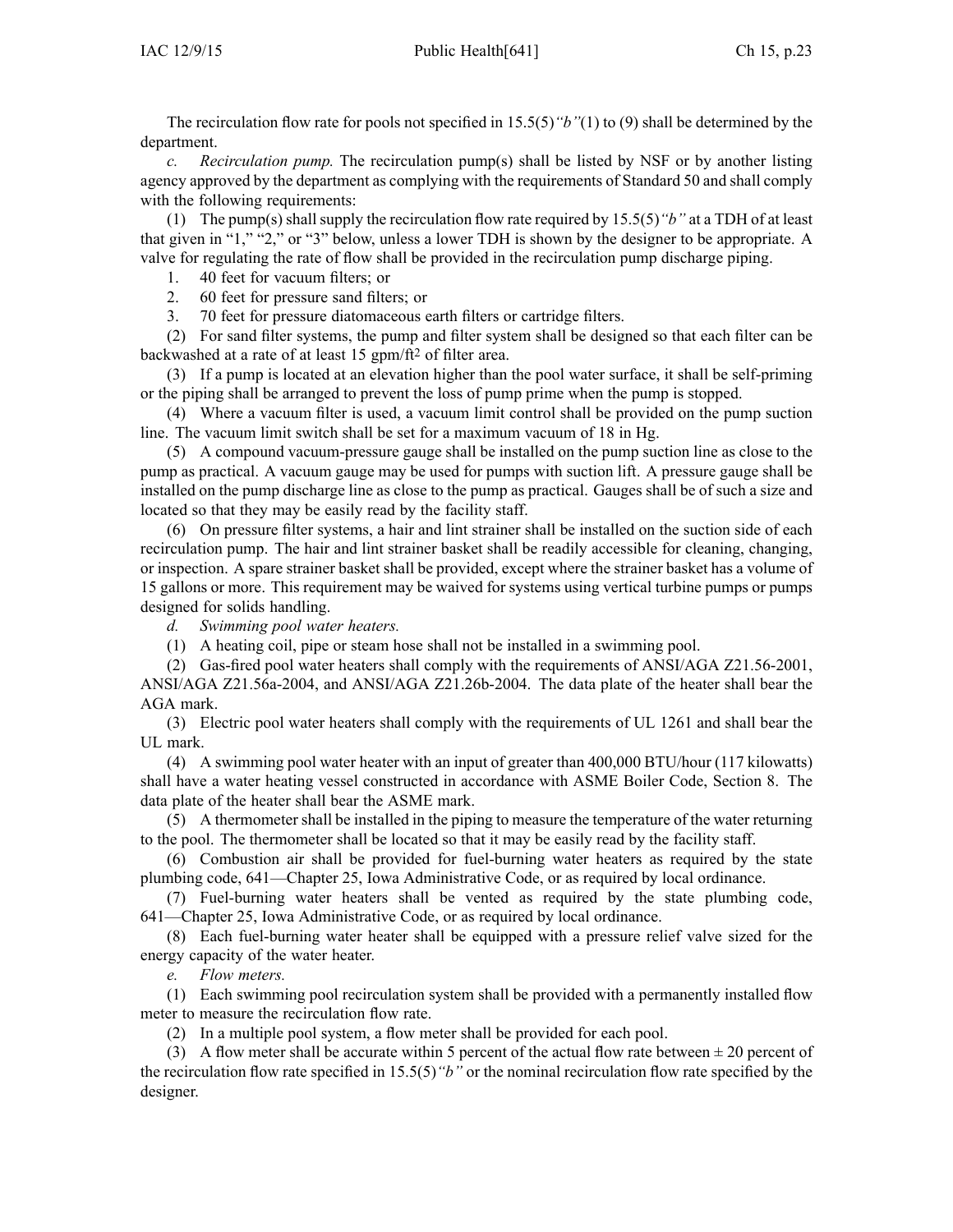The recirculation flow rate for pools not specified in 15.5(5)*"b"*(1) to (9) shall be determined by the department.

*c. Recirculation pump.* The recirculation pump(s) shall be listed by NSF or by another listing agency approved by the department as complying with the requirements of Standard 50 and shall comply with the following requirements:

(1) The pump(s) shall supply the recirculation flow rate required by 15.5(5)*"b"* at a TDH of at least that given in "1," "2," or "3" below, unless a lower TDH is shown by the designer to be appropriate. A valve for regulating the rate of flow shall be provided in the recirculation pump discharge piping.

1. 40 feet for vacuum filters; or
2. 60 feet for pressure sand filters; or
3. 70 feet for pressure diatomaceous earth filters or cartridge filters.

(2) For sand filter systems, the pump and filter system shall be designed so that each filter can be backwashed at a rate of at least 15 gpm/ft$^2$ of filter area.

(3) If a pump is located at an elevation higher than the pool water surface, it shall be self-priming or the piping shall be arranged to prevent the loss of pump prime when the pump is stopped.

(4) Where a vacuum filter is used, a vacuum limit control shall be provided on the pump suction line. The vacuum limit switch shall be set for a maximum vacuum of 18 in Hg.

(5) A compound vacuum-pressure gauge shall be installed on the pump suction line as close to the pump as practical. A vacuum gauge may be used for pumps with suction lift. A pressure gauge shall be installed on the pump discharge line as close to the pump as practical. Gauges shall be of such a size and located so that they may be easily read by the facility staff.

(6) On pressure filter systems, a hair and lint strainer shall be installed on the suction side of each recirculation pump. The hair and lint strainer basket shall be readily accessible for cleaning, changing, or inspection. A spare strainer basket shall be provided, except where the strainer basket has a volume of 15 gallons or more. This requirement may be waived for systems using vertical turbine pumps or pumps designed for solids handling.

*d. Swimming pool water heaters.*

(1) A heating coil, pipe or steam hose shall not be installed in a swimming pool.

(2) Gas-fired pool water heaters shall comply with the requirements of ANSI/AGA Z21.56-2001, ANSI/AGA Z21.56a-2004, and ANSI/AGA Z21.26b-2004. The data plate of the heater shall bear the AGA mark.

(3) Electric pool water heaters shall comply with the requirements of UL 1261 and shall bear the UL mark.

(4) A swimming pool water heater with an input of greater than 400,000 BTU/hour (117 kilowatts) shall have a water heating vessel constructed in accordance with ASME Boiler Code, Section 8. The data plate of the heater shall bear the ASME mark.

(5) A thermometer shall be installed in the piping to measure the temperature of the water returning to the pool. The thermometer shall be located so that it may be easily read by the facility staff.

(6) Combustion air shall be provided for fuel-burning water heaters as required by the state plumbing code, 641—Chapter 25, Iowa Administrative Code, or as required by local ordinance.

(7) Fuel-burning water heaters shall be vented as required by the state plumbing code, 641—Chapter 25, Iowa Administrative Code, or as required by local ordinance.

(8) Each fuel-burning water heater shall be equipped with a pressure relief valve sized for the energy capacity of the water heater.

*e. Flow meters.*

(1) Each swimming pool recirculation system shall be provided with a permanently installed flow meter to measure the recirculation flow rate.

(2) In a multiple pool system, a flow meter shall be provided for each pool.

(3) A flow meter shall be accurate within 5 percent of the actual flow rate between $\pm$ 20 percent of the recirculation flow rate specified in 15.5(5)*"b"* or the nominal recirculation flow rate specified by the designer.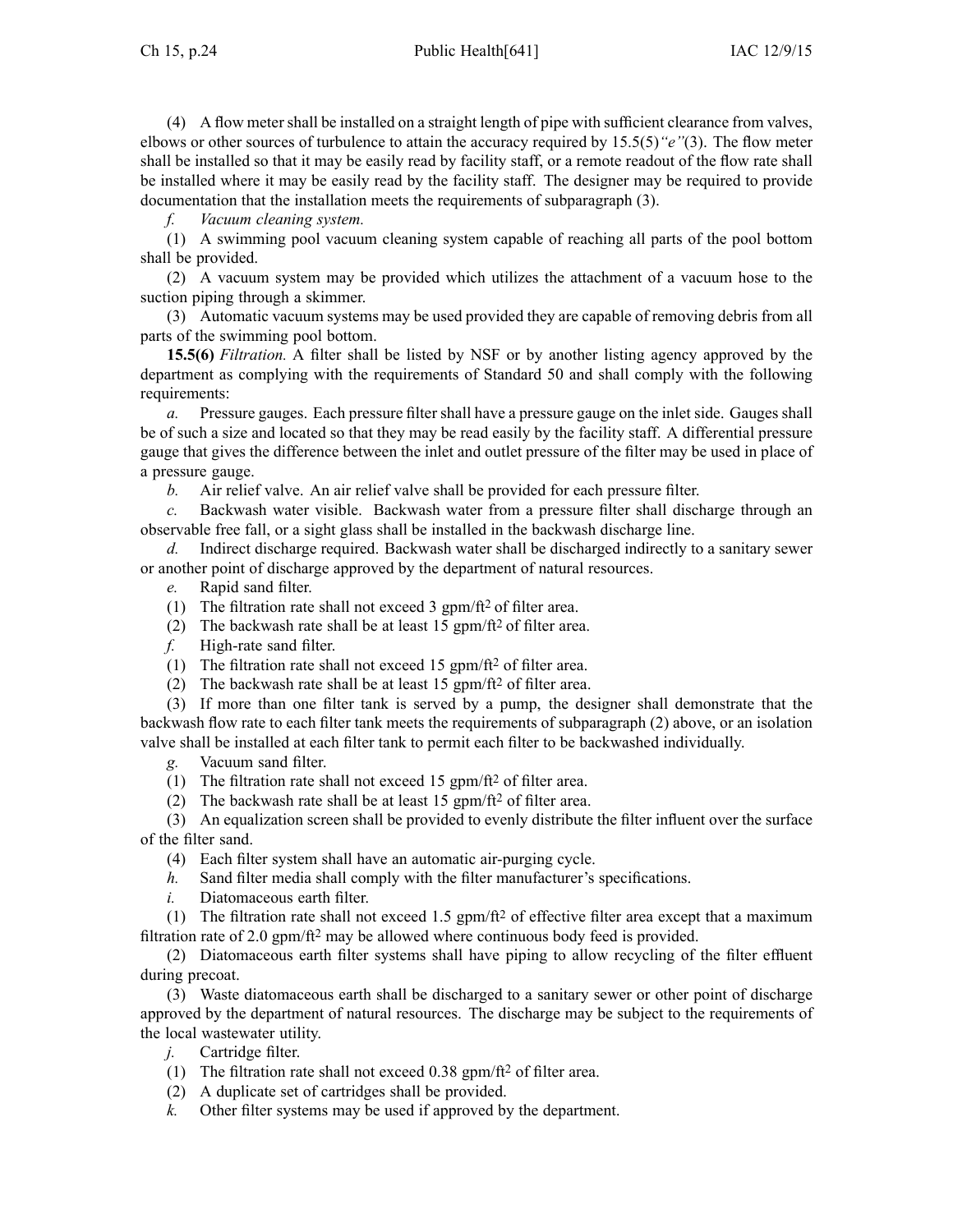(4) A flow meter shall be installed on a straight length of pipe with sufficient clearance from valves, elbows or other sources of turbulence to attain the accuracy required by 15.5(5)*"e"*(3). The flow meter shall be installed so that it may be easily read by facility staff, or a remote readout of the flow rate shall be installed where it may be easily read by the facility staff. The designer may be required to provide documentation that the installation meets the requirements of subparagraph (3).

*f. Vacuum cleaning system.*

(1) A swimming pool vacuum cleaning system capable of reaching all parts of the pool bottom shall be provided.

(2) A vacuum system may be provided which utilizes the attachment of a vacuum hose to the suction piping through a skimmer.

(3) Automatic vacuum systems may be used provided they are capable of removing debris from all parts of the swimming pool bottom.

**15.5(6)** *Filtration.* A filter shall be listed by NSF or by another listing agency approved by the department as complying with the requirements of Standard 50 and shall comply with the following requirements:

*a.* Pressure gauges. Each pressure filter shall have a pressure gauge on the inlet side. Gauges shall be of such a size and located so that they may be read easily by the facility staff. A differential pressure gauge that gives the difference between the inlet and outlet pressure of the filter may be used in place of a pressure gauge.

*b.* Air relief valve. An air relief valve shall be provided for each pressure filter.

*c.* Backwash water visible. Backwash water from a pressure filter shall discharge through an observable free fall, or a sight glass shall be installed in the backwash discharge line.

*d.* Indirect discharge required. Backwash water shall be discharged indirectly to a sanitary sewer or another point of discharge approved by the department of natural resources.

*e.* Rapid sand filter.

(1) The filtration rate shall not exceed 3 gpm/ft$^2$ of filter area.

(2) The backwash rate shall be at least 15 gpm/ft$^2$ of filter area.

*f.* High-rate sand filter.

(1) The filtration rate shall not exceed 15 gpm/ft$^2$ of filter area.

(2) The backwash rate shall be at least 15 gpm/ft$^2$ of filter area.

(3) If more than one filter tank is served by a pump, the designer shall demonstrate that the backwash flow rate to each filter tank meets the requirements of subparagraph (2) above, or an isolation valve shall be installed at each filter tank to permit each filter to be backwashed individually.

*g.* Vacuum sand filter.

(1) The filtration rate shall not exceed 15 gpm/ft$^2$ of filter area.

(2) The backwash rate shall be at least 15 gpm/ft$^2$ of filter area.

(3) An equalization screen shall be provided to evenly distribute the filter influent over the surface of the filter sand.

(4) Each filter system shall have an automatic air-purging cycle.

*h.* Sand filter media shall comply with the filter manufacturer's specifications.

*i.* Diatomaceous earth filter.

(1) The filtration rate shall not exceed 1.5 gpm/ft$^2$ of effective filter area except that a maximum filtration rate of 2.0 gpm/ft$^2$ may be allowed where continuous body feed is provided.

(2) Diatomaceous earth filter systems shall have piping to allow recycling of the filter effluent during precoat.

(3) Waste diatomaceous earth shall be discharged to a sanitary sewer or other point of discharge approved by the department of natural resources. The discharge may be subject to the requirements of the local wastewater utility.

*j.* Cartridge filter.

(1) The filtration rate shall not exceed 0.38 gpm/ft$^2$ of filter area.

(2) A duplicate set of cartridges shall be provided.

*k.* Other filter systems may be used if approved by the department.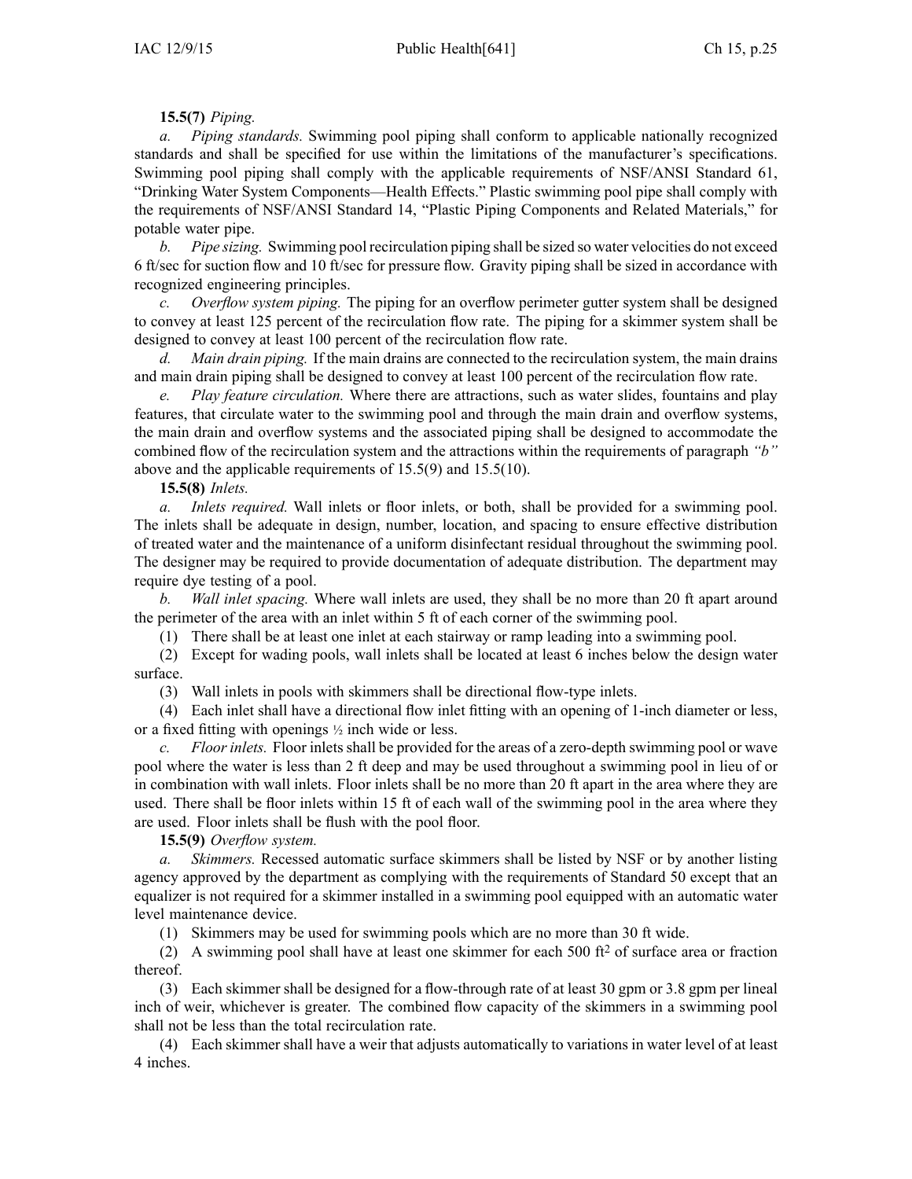**15.5(7)** *Piping.*

*a. Piping standards.* Swimming pool piping shall conform to applicable nationally recognized standards and shall be specified for use within the limitations of the manufacturer's specifications. Swimming pool piping shall comply with the applicable requirements of NSF/ANSI Standard 61, "Drinking Water System Components—Health Effects." Plastic swimming pool pipe shall comply with the requirements of NSF/ANSI Standard 14, "Plastic Piping Components and Related Materials," for potable water pipe.

*b. Pipe sizing.* Swimming pool recirculation piping shall be sized so water velocities do not exceed 6 ft/sec for suction flow and 10 ft/sec for pressure flow. Gravity piping shall be sized in accordance with recognized engineering principles.

*c. Overflow system piping.* The piping for an overflow perimeter gutter system shall be designed to convey at least 125 percent of the recirculation flow rate. The piping for a skimmer system shall be designed to convey at least 100 percent of the recirculation flow rate.

*d. Main drain piping.* If the main drains are connected to the recirculation system, the main drains and main drain piping shall be designed to convey at least 100 percent of the recirculation flow rate.

*e. Play feature circulation.* Where there are attractions, such as water slides, fountains and play features, that circulate water to the swimming pool and through the main drain and overflow systems, the main drain and overflow systems and the associated piping shall be designed to accommodate the combined flow of the recirculation system and the attractions within the requirements of paragraph *"b"* above and the applicable requirements of 15.5(9) and 15.5(10).

**15.5(8)** *Inlets.*

*a. Inlets required.* Wall inlets or floor inlets, or both, shall be provided for a swimming pool. The inlets shall be adequate in design, number, location, and spacing to ensure effective distribution of treated water and the maintenance of a uniform disinfectant residual throughout the swimming pool. The designer may be required to provide documentation of adequate distribution. The department may require dye testing of a pool.

*b. Wall inlet spacing.* Where wall inlets are used, they shall be no more than 20 ft apart around the perimeter of the area with an inlet within 5 ft of each corner of the swimming pool.

(1) There shall be at least one inlet at each stairway or ramp leading into a swimming pool.

(2) Except for wading pools, wall inlets shall be located at least 6 inches below the design water surface.

(3) Wall inlets in pools with skimmers shall be directional flow-type inlets.

(4) Each inlet shall have a directional flow inlet fitting with an opening of 1-inch diameter or less, or a fixed fitting with openings ½ inch wide or less.

*c. Floor inlets.* Floor inlets shall be provided for the areas of a zero-depth swimming pool or wave pool where the water is less than 2 ft deep and may be used throughout a swimming pool in lieu of or in combination with wall inlets. Floor inlets shall be no more than 20 ft apart in the area where they are used. There shall be floor inlets within 15 ft of each wall of the swimming pool in the area where they are used. Floor inlets shall be flush with the pool floor.

**15.5(9)** *Overflow system.*

*a. Skimmers.* Recessed automatic surface skimmers shall be listed by NSF or by another listing agency approved by the department as complying with the requirements of Standard 50 except that an equalizer is not required for a skimmer installed in a swimming pool equipped with an automatic water level maintenance device.

(1) Skimmers may be used for swimming pools which are no more than 30 ft wide.

(2) A swimming pool shall have at least one skimmer for each 500 $ft^2$ of surface area or fraction thereof.

(3) Each skimmer shall be designed for a flow-through rate of at least 30 gpm or 3.8 gpm per lineal inch of weir, whichever is greater. The combined flow capacity of the skimmers in a swimming pool shall not be less than the total recirculation rate.

(4) Each skimmer shall have a weir that adjusts automatically to variations in water level of at least 4 inches.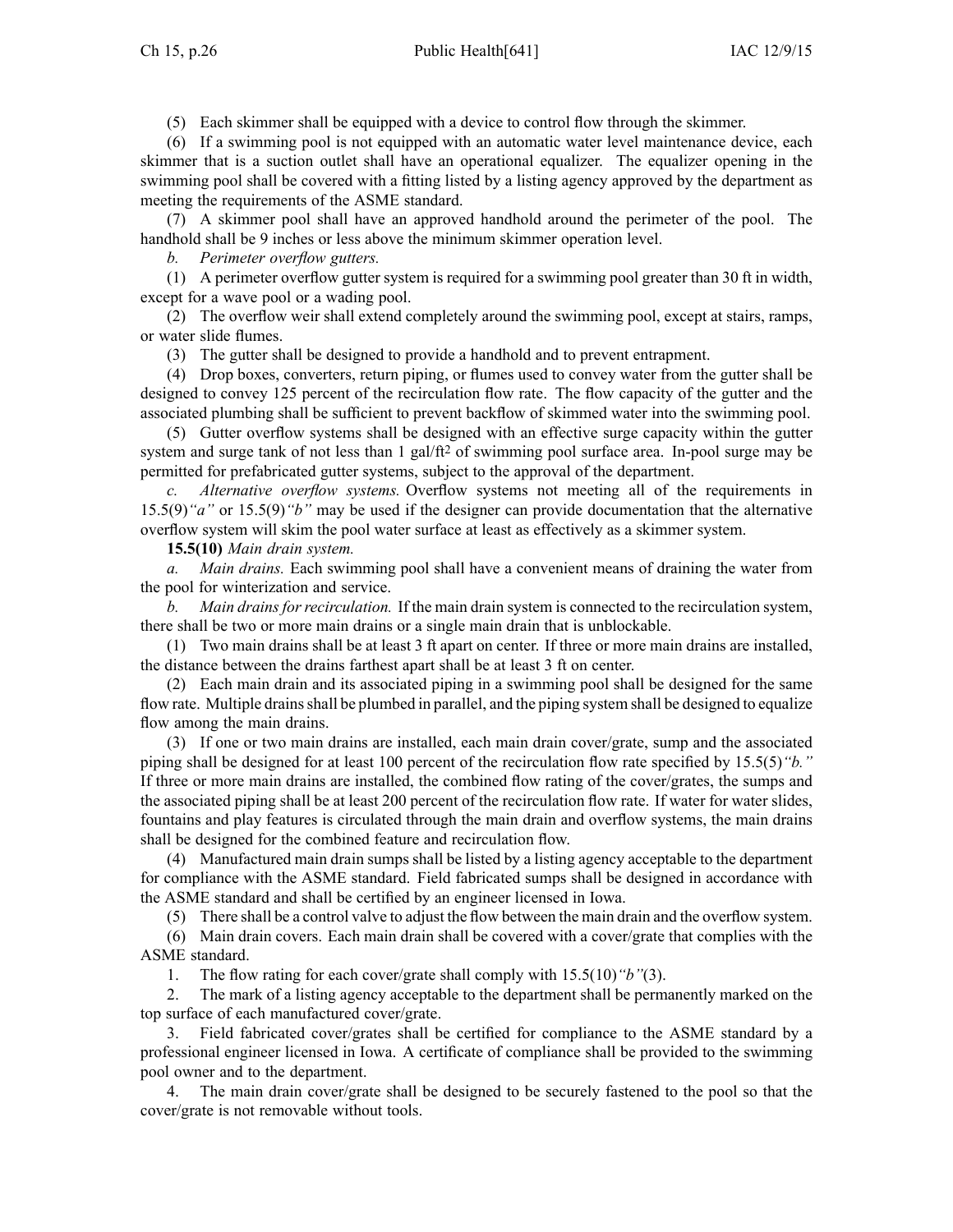(5) Each skimmer shall be equipped with a device to control flow through the skimmer.

(6) If a swimming pool is not equipped with an automatic water level maintenance device, each skimmer that is a suction outlet shall have an operational equalizer. The equalizer opening in the swimming pool shall be covered with a fitting listed by a listing agency approved by the department as meeting the requirements of the ASME standard.

(7) A skimmer pool shall have an approved handhold around the perimeter of the pool. The handhold shall be 9 inches or less above the minimum skimmer operation level.

*b. Perimeter overflow gutters.*

(1) A perimeter overflow gutter system is required for a swimming pool greater than 30 ft in width, except for a wave pool or a wading pool.

(2) The overflow weir shall extend completely around the swimming pool, except at stairs, ramps, or water slide flumes.

(3) The gutter shall be designed to provide a handhold and to prevent entrapment.

(4) Drop boxes, converters, return piping, or flumes used to convey water from the gutter shall be designed to convey 125 percent of the recirculation flow rate. The flow capacity of the gutter and the associated plumbing shall be sufficient to prevent backflow of skimmed water into the swimming pool.

(5) Gutter overflow systems shall be designed with an effective surge capacity within the gutter system and surge tank of not less than 1 gal/ft$^2$ of swimming pool surface area. In-pool surge may be permitted for prefabricated gutter systems, subject to the approval of the department.

*c. Alternative overflow systems.* Overflow systems not meeting all of the requirements in 15.5(9)*"a"* or 15.5(9)*"b"* may be used if the designer can provide documentation that the alternative overflow system will skim the pool water surface at least as effectively as a skimmer system.

**15.5(10)** *Main drain system.*

*a. Main drains.* Each swimming pool shall have a convenient means of draining the water from the pool for winterization and service.

*b. Main drains for recirculation.* If the main drain system is connected to the recirculation system, there shall be two or more main drains or a single main drain that is unblockable.

(1) Two main drains shall be at least 3 ft apart on center. If three or more main drains are installed, the distance between the drains farthest apart shall be at least 3 ft on center.

(2) Each main drain and its associated piping in a swimming pool shall be designed for the same flow rate. Multiple drains shall be plumbed in parallel, and the piping system shall be designed to equalize flow among the main drains.

(3) If one or two main drains are installed, each main drain cover/grate, sump and the associated piping shall be designed for at least 100 percent of the recirculation flow rate specified by 15.5(5)*"b."* If three or more main drains are installed, the combined flow rating of the cover/grates, the sumps and the associated piping shall be at least 200 percent of the recirculation flow rate. If water for water slides, fountains and play features is circulated through the main drain and overflow systems, the main drains shall be designed for the combined feature and recirculation flow.

(4) Manufactured main drain sumps shall be listed by a listing agency acceptable to the department for compliance with the ASME standard. Field fabricated sumps shall be designed in accordance with the ASME standard and shall be certified by an engineer licensed in Iowa.

(5) There shall be a control valve to adjust the flow between the main drain and the overflow system.

(6) Main drain covers. Each main drain shall be covered with a cover/grate that complies with the ASME standard.

1. The flow rating for each cover/grate shall comply with 15.5(10)*"b"*(3).

2. The mark of a listing agency acceptable to the department shall be permanently marked on the top surface of each manufactured cover/grate.

3. Field fabricated cover/grates shall be certified for compliance to the ASME standard by a professional engineer licensed in Iowa. A certificate of compliance shall be provided to the swimming pool owner and to the department.

4. The main drain cover/grate shall be designed to be securely fastened to the pool so that the cover/grate is not removable without tools.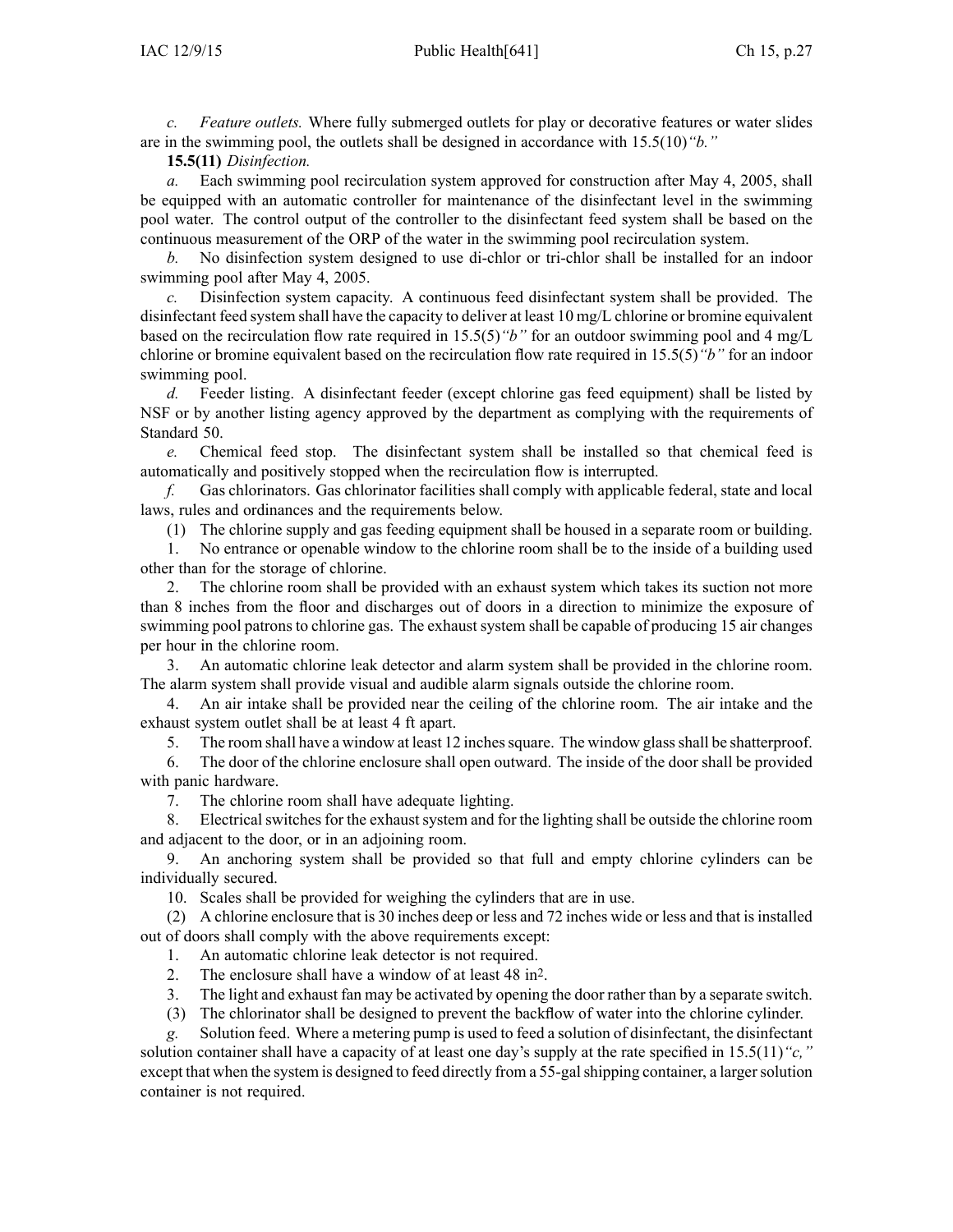*c. Feature outlets.* Where fully submerged outlets for play or decorative features or water slides are in the swimming pool, the outlets shall be designed in accordance with 15.5(10)*"b."*

**15.5(11)** *Disinfection.*

*a.* Each swimming pool recirculation system approved for construction after May 4, 2005, shall be equipped with an automatic controller for maintenance of the disinfectant level in the swimming pool water. The control output of the controller to the disinfectant feed system shall be based on the continuous measurement of the ORP of the water in the swimming pool recirculation system.

*b.* No disinfection system designed to use di-chlor or tri-chlor shall be installed for an indoor swimming pool after May 4, 2005.

*c.* Disinfection system capacity. A continuous feed disinfectant system shall be provided. The disinfectant feed system shall have the capacity to deliver at least 10 mg/L chlorine or bromine equivalent based on the recirculation flow rate required in 15.5(5)*"b"* for an outdoor swimming pool and 4 mg/L chlorine or bromine equivalent based on the recirculation flow rate required in 15.5(5)*"b"* for an indoor swimming pool.

*d.* Feeder listing. A disinfectant feeder (except chlorine gas feed equipment) shall be listed by NSF or by another listing agency approved by the department as complying with the requirements of Standard 50.

*e.* Chemical feed stop. The disinfectant system shall be installed so that chemical feed is automatically and positively stopped when the recirculation flow is interrupted.

*f.* Gas chlorinators. Gas chlorinator facilities shall comply with applicable federal, state and local laws, rules and ordinances and the requirements below.

(1) The chlorine supply and gas feeding equipment shall be housed in a separate room or building.

1. No entrance or openable window to the chlorine room shall be to the inside of a building used other than for the storage of chlorine.

2. The chlorine room shall be provided with an exhaust system which takes its suction not more than 8 inches from the floor and discharges out of doors in a direction to minimize the exposure of swimming pool patrons to chlorine gas. The exhaust system shall be capable of producing 15 air changes per hour in the chlorine room.

3. An automatic chlorine leak detector and alarm system shall be provided in the chlorine room. The alarm system shall provide visual and audible alarm signals outside the chlorine room.

4. An air intake shall be provided near the ceiling of the chlorine room. The air intake and the exhaust system outlet shall be at least 4 ft apart.

5. The room shall have a window at least 12 inches square. The window glass shall be shatterproof.

6. The door of the chlorine enclosure shall open outward. The inside of the door shall be provided with panic hardware.

7. The chlorine room shall have adequate lighting.

8. Electrical switches for the exhaust system and for the lighting shall be outside the chlorine room and adjacent to the door, or in an adjoining room.

9. An anchoring system shall be provided so that full and empty chlorine cylinders can be individually secured.

10. Scales shall be provided for weighing the cylinders that are in use.

(2) A chlorine enclosure that is 30 inches deep or less and 72 inches wide or less and that is installed out of doors shall comply with the above requirements except:

1. An automatic chlorine leak detector is not required.

2. The enclosure shall have a window of at least 48 $in^2$.

3. The light and exhaust fan may be activated by opening the door rather than by a separate switch.

(3) The chlorinator shall be designed to prevent the backflow of water into the chlorine cylinder.

*g.* Solution feed. Where a metering pump is used to feed a solution of disinfectant, the disinfectant solution container shall have a capacity of at least one day's supply at the rate specified in 15.5(11)*"c,"* except that when the system is designed to feed directly from a 55-gal shipping container, a larger solution container is not required.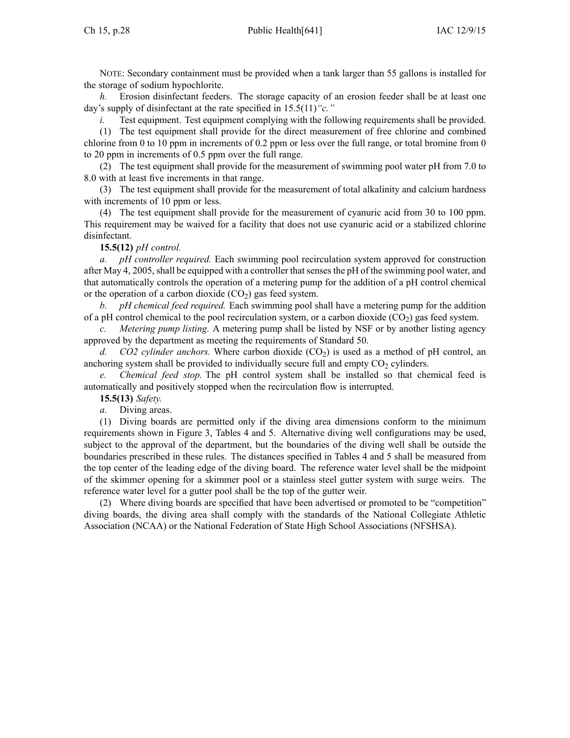NOTE: Secondary containment must be provided when a tank larger than 55 gallons is installed for the storage of sodium hypochlorite.

*h.* Erosion disinfectant feeders. The storage capacity of an erosion feeder shall be at least one day's supply of disinfectant at the rate specified in 15.5(11)*"c."*

*i.* Test equipment. Test equipment complying with the following requirements shall be provided.

(1) The test equipment shall provide for the direct measurement of free chlorine and combined chlorine from 0 to 10 ppm in increments of 0.2 ppm or less over the full range, or total bromine from 0 to 20 ppm in increments of 0.5 ppm over the full range.

(2) The test equipment shall provide for the measurement of swimming pool water pH from 7.0 to 8.0 with at least five increments in that range.

(3) The test equipment shall provide for the measurement of total alkalinity and calcium hardness with increments of 10 ppm or less.

(4) The test equipment shall provide for the measurement of cyanuric acid from 30 to 100 ppm. This requirement may be waived for a facility that does not use cyanuric acid or a stabilized chlorine disinfectant.

**15.5(12)** *pH control.*

*a. pH controller required.* Each swimming pool recirculation system approved for construction after May 4, 2005, shall be equipped with a controller that senses the pH of the swimming pool water, and that automatically controls the operation of a metering pump for the addition of a pH control chemical or the operation of a carbon dioxide ($CO_2$) gas feed system.

*b. pH chemical feed required.* Each swimming pool shall have a metering pump for the addition of a pH control chemical to the pool recirculation system, or a carbon dioxide ($CO_2$) gas feed system.

*c. Metering pump listing.* A metering pump shall be listed by NSF or by another listing agency approved by the department as meeting the requirements of Standard 50.

*d. CO2 cylinder anchors.* Where carbon dioxide ($CO_2$) is used as a method of pH control, an anchoring system shall be provided to individually secure full and empty $CO_2$ cylinders.

*e. Chemical feed stop.* The pH control system shall be installed so that chemical feed is automatically and positively stopped when the recirculation flow is interrupted.

**15.5(13)** *Safety.*

*a.* Diving areas.

(1) Diving boards are permitted only if the diving area dimensions conform to the minimum requirements shown in Figure 3, Tables 4 and 5. Alternative diving well configurations may be used, subject to the approval of the department, but the boundaries of the diving well shall be outside the boundaries prescribed in these rules. The distances specified in Tables 4 and 5 shall be measured from the top center of the leading edge of the diving board. The reference water level shall be the midpoint of the skimmer opening for a skimmer pool or a stainless steel gutter system with surge weirs. The reference water level for a gutter pool shall be the top of the gutter weir.

(2) Where diving boards are specified that have been advertised or promoted to be "competition" diving boards, the diving area shall comply with the standards of the National Collegiate Athletic Association (NCAA) or the National Federation of State High School Associations (NFSHSA).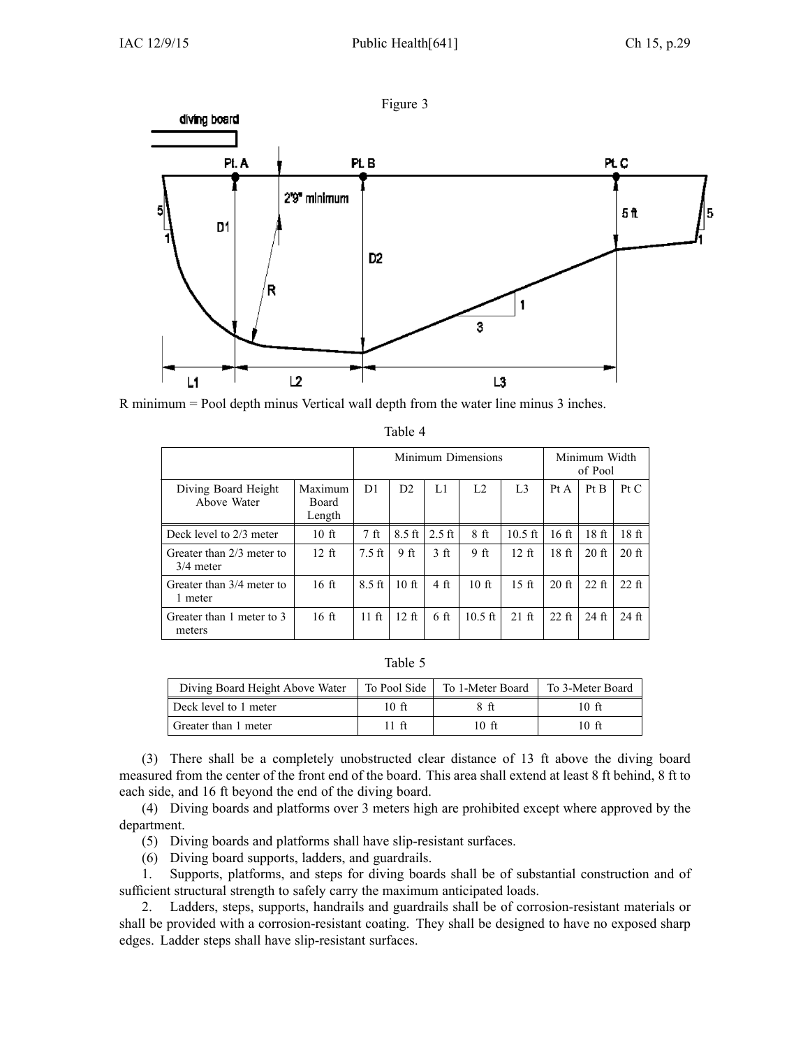Figure 3

R minimum = Pool depth minus Vertical wall depth from the water line minus 3 inches.

Table 4

| | | Minimum Dimensions | | | | | Minimum Width of Pool | | |
|---|---|---|---|---|---|---|---|---|---|
| Diving Board Height Above Water | Maximum Board Length | D1 | D2 | L1 | L2 | L3 | Pt A | Pt B | Pt C |
| Deck level to 2/3 meter | 10 ft | 7 ft | 8.5 ft | 2.5 ft | 8 ft | 10.5 ft | 16 ft | 18 ft | 18 ft |
| Greater than 2/3 meter to 3/4 meter | 12 ft | 7.5 ft | 9 ft | 3 ft | 9 ft | 12 ft | 18 ft | 20 ft | 20 ft |
| Greater than 3/4 meter to 1 meter | 16 ft | 8.5 ft | 10 ft | 4 ft | 10 ft | 15 ft | 20 ft | 22 ft | 22 ft |
| Greater than 1 meter to 3 meters | 16 ft | 11 ft | 12 ft | 6 ft | 10.5 ft | 21 ft | 22 ft | 24 ft | 24 ft |

Table 5

| Diving Board Height Above Water | To Pool Side | To 1-Meter Board | To 3-Meter Board |
|---|---|---|---|
| Deck level to 1 meter | 10 ft | 8 ft | 10 ft |
| Greater than 1 meter | 11 ft | 10 ft | 10 ft |

(3) There shall be a completely unobstructed clear distance of 13 ft above the diving board measured from the center of the front end of the board. This area shall extend at least 8 ft behind, 8 ft to each side, and 16 ft beyond the end of the diving board.

(4) Diving boards and platforms over 3 meters high are prohibited except where approved by the department.

(5) Diving boards and platforms shall have slip-resistant surfaces.

(6) Diving board supports, ladders, and guardrails.

1. Supports, platforms, and steps for diving boards shall be of substantial construction and of sufficient structural strength to safely carry the maximum anticipated loads.

2. Ladders, steps, supports, handrails and guardrails shall be of corrosion-resistant materials or shall be provided with a corrosion-resistant coating. They shall be designed to have no exposed sharp edges. Ladder steps shall have slip-resistant surfaces.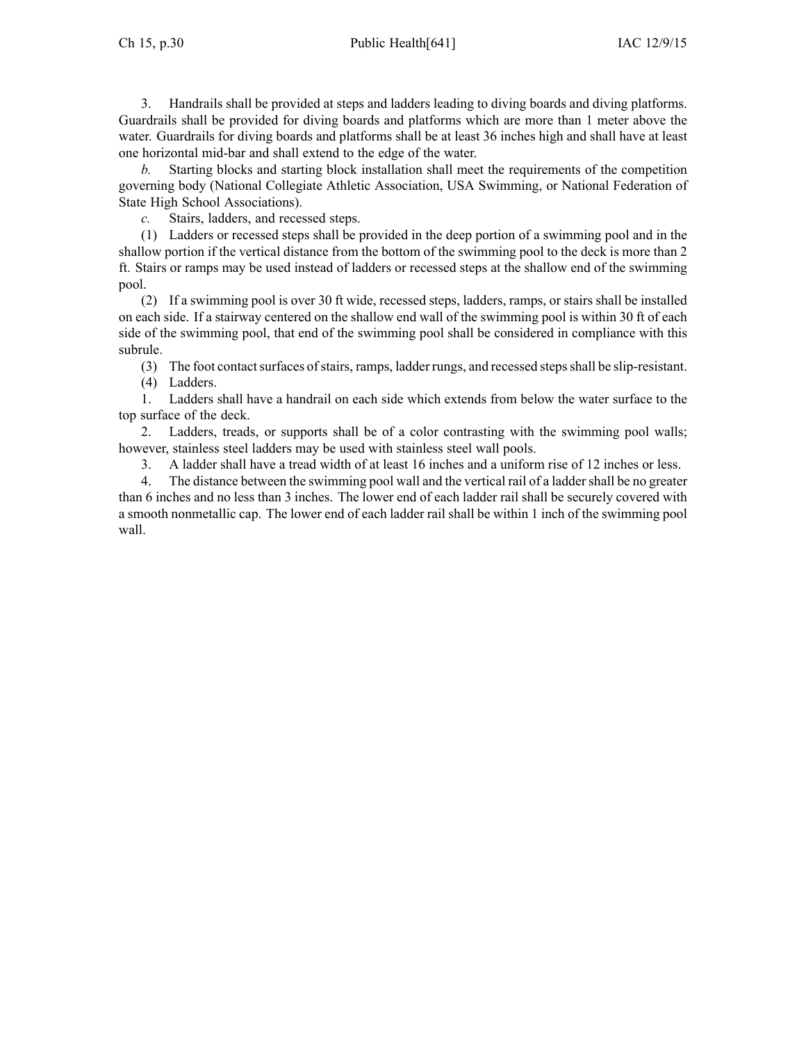3. Handrails shall be provided at steps and ladders leading to diving boards and diving platforms. Guardrails shall be provided for diving boards and platforms which are more than 1 meter above the water. Guardrails for diving boards and platforms shall be at least 36 inches high and shall have at least one horizontal mid-bar and shall extend to the edge of the water.

*b.* Starting blocks and starting block installation shall meet the requirements of the competition governing body (National Collegiate Athletic Association, USA Swimming, or National Federation of State High School Associations).

*c.* Stairs, ladders, and recessed steps.

(1) Ladders or recessed steps shall be provided in the deep portion of a swimming pool and in the shallow portion if the vertical distance from the bottom of the swimming pool to the deck is more than 2 ft. Stairs or ramps may be used instead of ladders or recessed steps at the shallow end of the swimming pool.

(2) If a swimming pool is over 30 ft wide, recessed steps, ladders, ramps, or stairs shall be installed on each side. If a stairway centered on the shallow end wall of the swimming pool is within 30 ft of each side of the swimming pool, that end of the swimming pool shall be considered in compliance with this subrule.

(3) The foot contact surfaces of stairs, ramps, ladder rungs, and recessed steps shall be slip-resistant.

(4) Ladders.

1. Ladders shall have a handrail on each side which extends from below the water surface to the top surface of the deck.

2. Ladders, treads, or supports shall be of a color contrasting with the swimming pool walls; however, stainless steel ladders may be used with stainless steel wall pools.

3. A ladder shall have a tread width of at least 16 inches and a uniform rise of 12 inches or less.

4. The distance between the swimming pool wall and the vertical rail of a ladder shall be no greater than 6 inches and no less than 3 inches. The lower end of each ladder rail shall be securely covered with a smooth nonmetallic cap. The lower end of each ladder rail shall be within 1 inch of the swimming pool wall.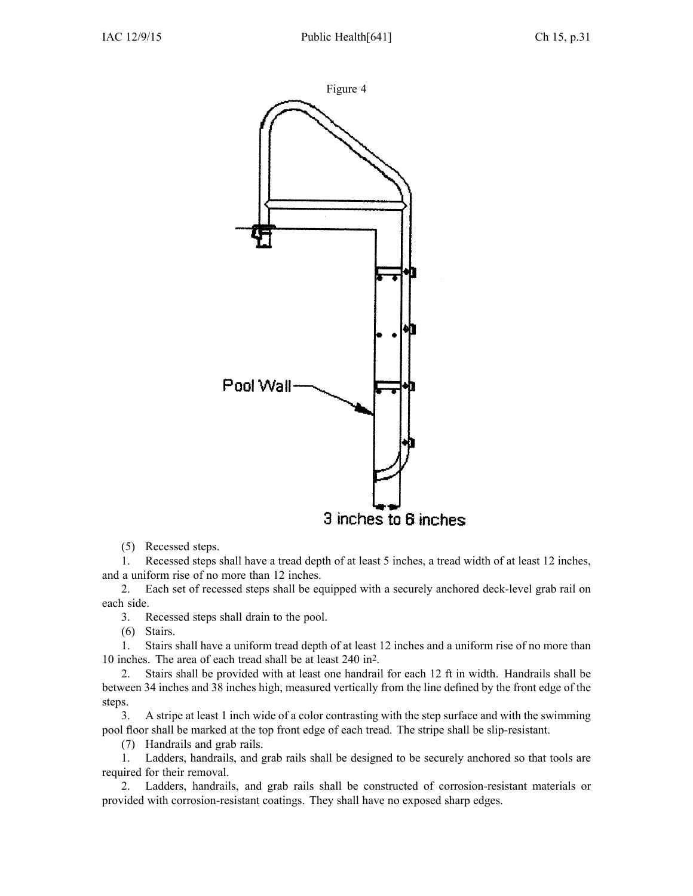Figure 4

Pool Wall

3 inches to 6 inches

(5) Recessed steps.

1. Recessed steps shall have a tread depth of at least 5 inches, a tread width of at least 12 inches, and a uniform rise of no more than 12 inches.

2. Each set of recessed steps shall be equipped with a securely anchored deck-level grab rail on each side.

3. Recessed steps shall drain to the pool.

(6) Stairs.

1. Stairs shall have a uniform tread depth of at least 12 inches and a uniform rise of no more than 10 inches. The area of each tread shall be at least 240 $in^2$.

2. Stairs shall be provided with at least one handrail for each 12 ft in width. Handrails shall be between 34 inches and 38 inches high, measured vertically from the line defined by the front edge of the steps.

3. A stripe at least 1 inch wide of a color contrasting with the step surface and with the swimming pool floor shall be marked at the top front edge of each tread. The stripe shall be slip-resistant.

(7) Handrails and grab rails.

1. Ladders, handrails, and grab rails shall be designed to be securely anchored so that tools are required for their removal.

2. Ladders, handrails, and grab rails shall be constructed of corrosion-resistant materials or provided with corrosion-resistant coatings. They shall have no exposed sharp edges.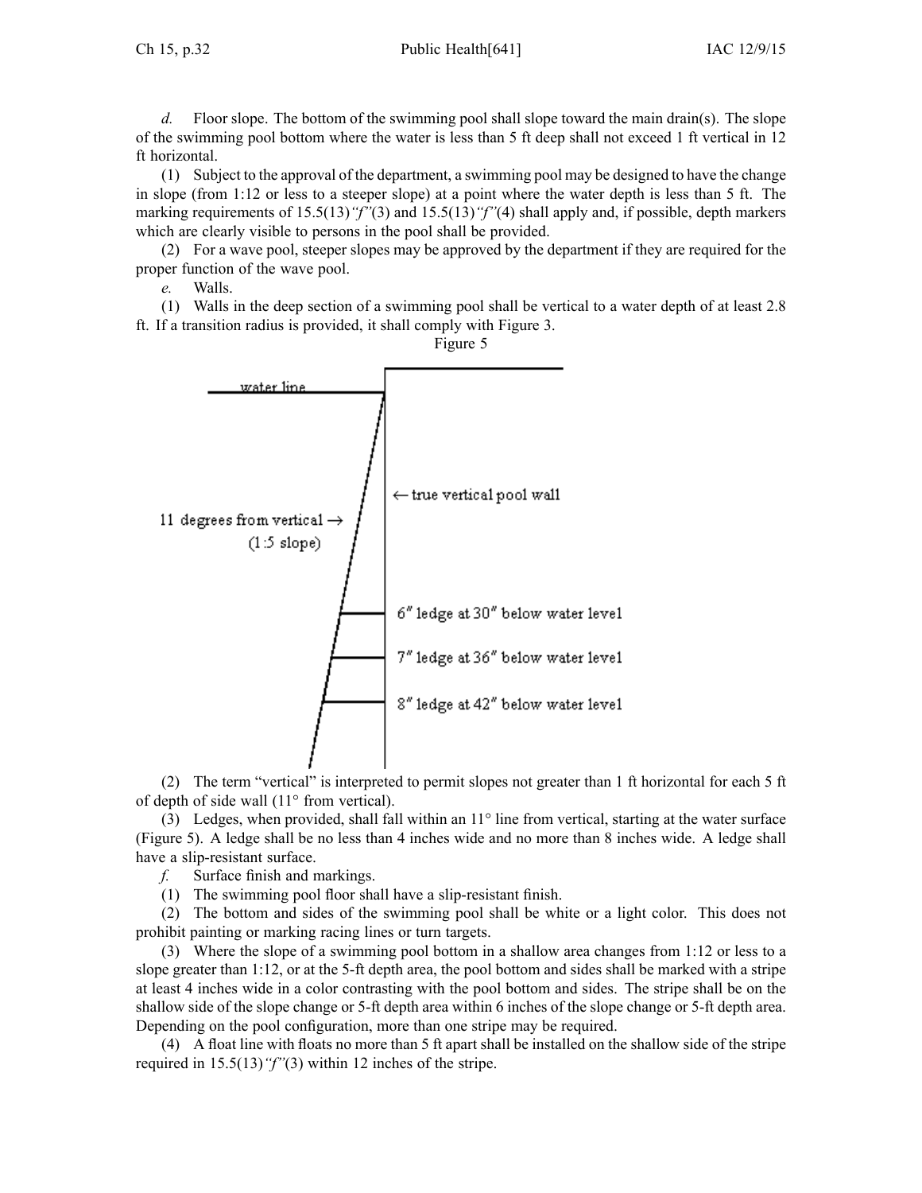*d.* Floor slope. The bottom of the swimming pool shall slope toward the main drain(s). The slope of the swimming pool bottom where the water is less than 5 ft deep shall not exceed 1 ft vertical in 12 ft horizontal.

(1) Subject to the approval of the department, a swimming pool may be designed to have the change in slope (from 1:12 or less to a steeper slope) at a point where the water depth is less than 5 ft. The marking requirements of 15.5(13)*"f"*(3) and 15.5(13)*"f"*(4) shall apply and, if possible, depth markers which are clearly visible to persons in the pool shall be provided.

(2) For a wave pool, steeper slopes may be approved by the department if they are required for the proper function of the wave pool.

*e.* Walls.

(1) Walls in the deep section of a swimming pool shall be vertical to a water depth of at least 2.8 ft. If a transition radius is provided, it shall comply with Figure 3.

Figure 5

water line

11 degrees from vertical → (1:5 slope)

← true vertical pool wall

6″ ledge at 30″ below water level

7″ ledge at 36″ below water level

8″ ledge at 42″ below water level

(2) The term "vertical" is interpreted to permit slopes not greater than 1 ft horizontal for each 5 ft of depth of side wall (11° from vertical).

(3) Ledges, when provided, shall fall within an 11° line from vertical, starting at the water surface (Figure 5). A ledge shall be no less than 4 inches wide and no more than 8 inches wide. A ledge shall have a slip-resistant surface.

*f.* Surface finish and markings.

(1) The swimming pool floor shall have a slip-resistant finish.

(2) The bottom and sides of the swimming pool shall be white or a light color. This does not prohibit painting or marking racing lines or turn targets.

(3) Where the slope of a swimming pool bottom in a shallow area changes from 1:12 or less to a slope greater than 1:12, or at the 5-ft depth area, the pool bottom and sides shall be marked with a stripe at least 4 inches wide in a color contrasting with the pool bottom and sides. The stripe shall be on the shallow side of the slope change or 5-ft depth area within 6 inches of the slope change or 5-ft depth area. Depending on the pool configuration, more than one stripe may be required.

(4) A float line with floats no more than 5 ft apart shall be installed on the shallow side of the stripe required in 15.5(13)*"f"*(3) within 12 inches of the stripe.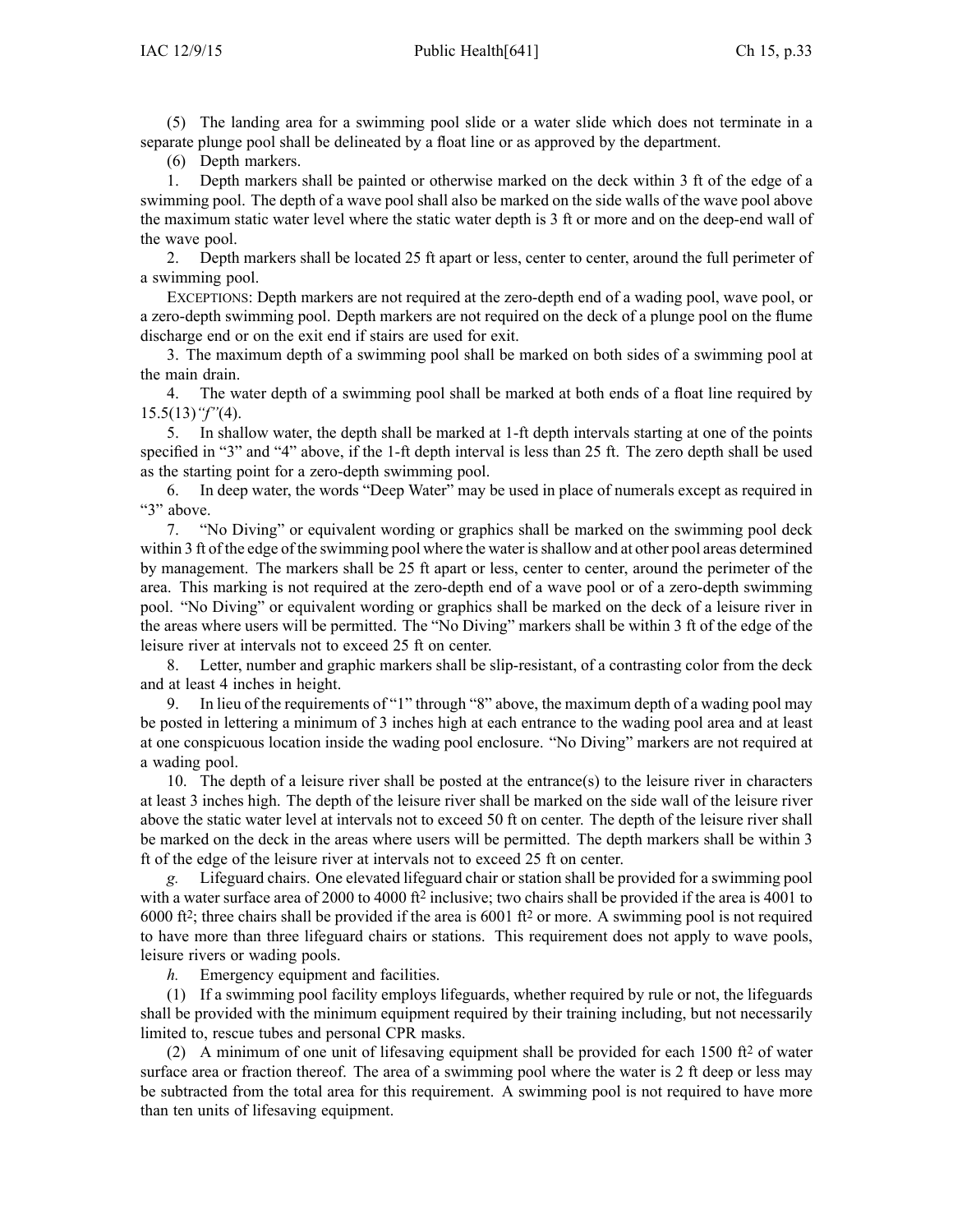(5) The landing area for a swimming pool slide or a water slide which does not terminate in a separate plunge pool shall be delineated by a float line or as approved by the department.

(6) Depth markers.

1. Depth markers shall be painted or otherwise marked on the deck within 3 ft of the edge of a swimming pool. The depth of a wave pool shall also be marked on the side walls of the wave pool above the maximum static water level where the static water depth is 3 ft or more and on the deep-end wall of the wave pool.

2. Depth markers shall be located 25 ft apart or less, center to center, around the full perimeter of a swimming pool.

EXCEPTIONS: Depth markers are not required at the zero-depth end of a wading pool, wave pool, or a zero-depth swimming pool. Depth markers are not required on the deck of a plunge pool on the flume discharge end or on the exit end if stairs are used for exit.

3. The maximum depth of a swimming pool shall be marked on both sides of a swimming pool at the main drain.

4. The water depth of a swimming pool shall be marked at both ends of a float line required by 15.5(13)*"f"*(4).

5. In shallow water, the depth shall be marked at 1-ft depth intervals starting at one of the points specified in "3" and "4" above, if the 1-ft depth interval is less than 25 ft. The zero depth shall be used as the starting point for a zero-depth swimming pool.

6. In deep water, the words "Deep Water" may be used in place of numerals except as required in "3" above.

7. "No Diving" or equivalent wording or graphics shall be marked on the swimming pool deck within 3 ft of the edge of the swimming pool where the water is shallow and at other pool areas determined by management. The markers shall be 25 ft apart or less, center to center, around the perimeter of the area. This marking is not required at the zero-depth end of a wave pool or of a zero-depth swimming pool. "No Diving" or equivalent wording or graphics shall be marked on the deck of a leisure river in the areas where users will be permitted. The "No Diving" markers shall be within 3 ft of the edge of the leisure river at intervals not to exceed 25 ft on center.

8. Letter, number and graphic markers shall be slip-resistant, of a contrasting color from the deck and at least 4 inches in height.

9. In lieu of the requirements of "1" through "8" above, the maximum depth of a wading pool may be posted in lettering a minimum of 3 inches high at each entrance to the wading pool area and at least at one conspicuous location inside the wading pool enclosure. "No Diving" markers are not required at a wading pool.

10. The depth of a leisure river shall be posted at the entrance(s) to the leisure river in characters at least 3 inches high. The depth of the leisure river shall be marked on the side wall of the leisure river above the static water level at intervals not to exceed 50 ft on center. The depth of the leisure river shall be marked on the deck in the areas where users will be permitted. The depth markers shall be within 3 ft of the edge of the leisure river at intervals not to exceed 25 ft on center.

*g.* Lifeguard chairs. One elevated lifeguard chair or station shall be provided for a swimming pool with a water surface area of 2000 to 4000 $ft^2$ inclusive; two chairs shall be provided if the area is 4001 to 6000 $ft^2$; three chairs shall be provided if the area is 6001 $ft^2$ or more. A swimming pool is not required to have more than three lifeguard chairs or stations. This requirement does not apply to wave pools, leisure rivers or wading pools.

*h.* Emergency equipment and facilities.

(1) If a swimming pool facility employs lifeguards, whether required by rule or not, the lifeguards shall be provided with the minimum equipment required by their training including, but not necessarily limited to, rescue tubes and personal CPR masks.

(2) A minimum of one unit of lifesaving equipment shall be provided for each 1500 $ft^2$ of water surface area or fraction thereof. The area of a swimming pool where the water is 2 ft deep or less may be subtracted from the total area for this requirement. A swimming pool is not required to have more than ten units of lifesaving equipment.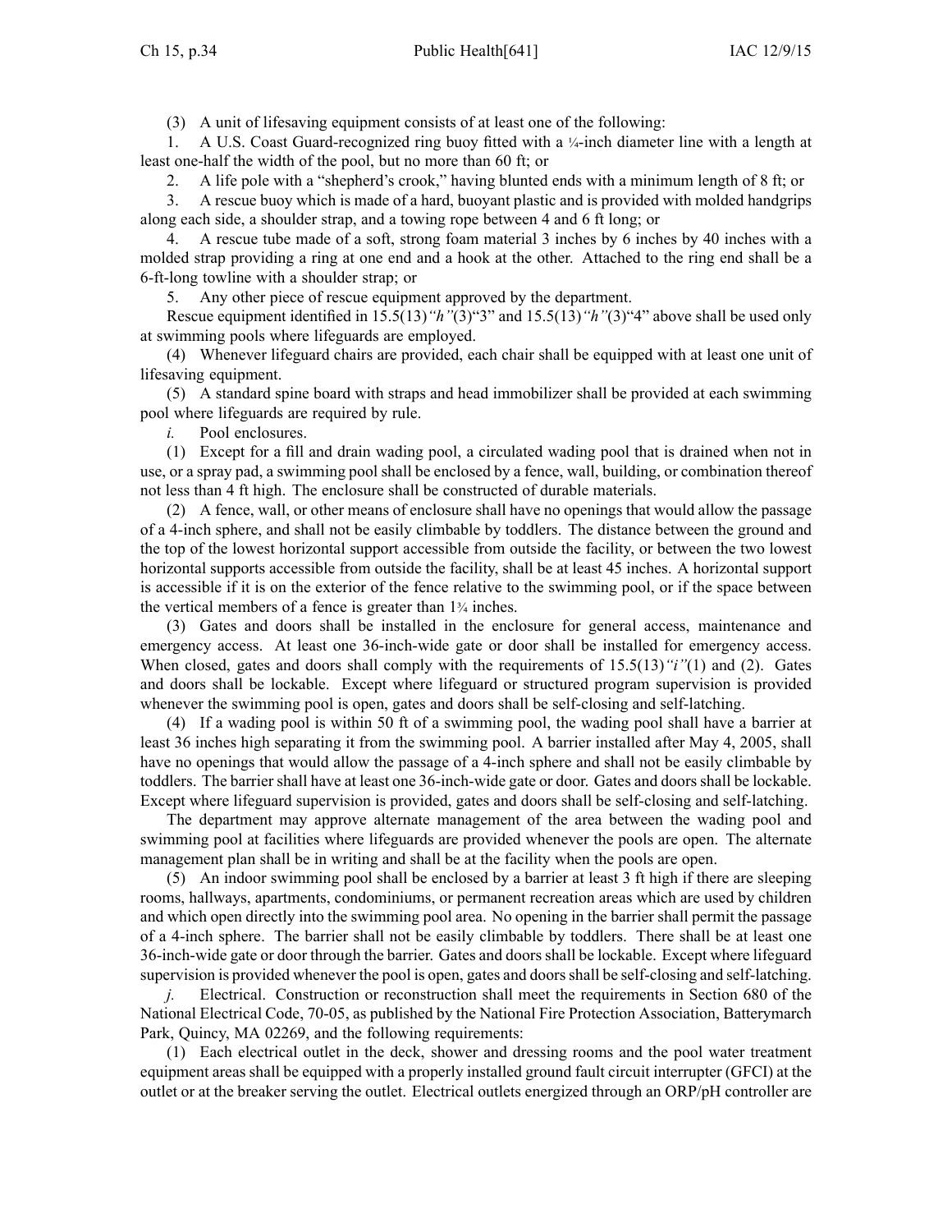(3) A unit of lifesaving equipment consists of at least one of the following:

1. A U.S. Coast Guard-recognized ring buoy fitted with a ¼-inch diameter line with a length at least one-half the width of the pool, but no more than 60 ft; or

2. A life pole with a "shepherd's crook," having blunted ends with a minimum length of 8 ft; or

3. A rescue buoy which is made of a hard, buoyant plastic and is provided with molded handgrips along each side, a shoulder strap, and a towing rope between 4 and 6 ft long; or

4. A rescue tube made of a soft, strong foam material 3 inches by 6 inches by 40 inches with a molded strap providing a ring at one end and a hook at the other. Attached to the ring end shall be a 6-ft-long towline with a shoulder strap; or

5. Any other piece of rescue equipment approved by the department.

Rescue equipment identified in 15.5(13)*"h"*(3)"3" and 15.5(13)*"h"*(3)"4" above shall be used only at swimming pools where lifeguards are employed.

(4) Whenever lifeguard chairs are provided, each chair shall be equipped with at least one unit of lifesaving equipment.

(5) A standard spine board with straps and head immobilizer shall be provided at each swimming pool where lifeguards are required by rule.

*i.* Pool enclosures.

(1) Except for a fill and drain wading pool, a circulated wading pool that is drained when not in use, or a spray pad, a swimming pool shall be enclosed by a fence, wall, building, or combination thereof not less than 4 ft high. The enclosure shall be constructed of durable materials.

(2) A fence, wall, or other means of enclosure shall have no openings that would allow the passage of a 4-inch sphere, and shall not be easily climbable by toddlers. The distance between the ground and the top of the lowest horizontal support accessible from outside the facility, or between the two lowest horizontal supports accessible from outside the facility, shall be at least 45 inches. A horizontal support is accessible if it is on the exterior of the fence relative to the swimming pool, or if the space between the vertical members of a fence is greater than 1¾ inches.

(3) Gates and doors shall be installed in the enclosure for general access, maintenance and emergency access. At least one 36-inch-wide gate or door shall be installed for emergency access. When closed, gates and doors shall comply with the requirements of 15.5(13)*"i"*(1) and (2). Gates and doors shall be lockable. Except where lifeguard or structured program supervision is provided whenever the swimming pool is open, gates and doors shall be self-closing and self-latching.

(4) If a wading pool is within 50 ft of a swimming pool, the wading pool shall have a barrier at least 36 inches high separating it from the swimming pool. A barrier installed after May 4, 2005, shall have no openings that would allow the passage of a 4-inch sphere and shall not be easily climbable by toddlers. The barrier shall have at least one 36-inch-wide gate or door. Gates and doors shall be lockable. Except where lifeguard supervision is provided, gates and doors shall be self-closing and self-latching.

The department may approve alternate management of the area between the wading pool and swimming pool at facilities where lifeguards are provided whenever the pools are open. The alternate management plan shall be in writing and shall be at the facility when the pools are open.

(5) An indoor swimming pool shall be enclosed by a barrier at least 3 ft high if there are sleeping rooms, hallways, apartments, condominiums, or permanent recreation areas which are used by children and which open directly into the swimming pool area. No opening in the barrier shall permit the passage of a 4-inch sphere. The barrier shall not be easily climbable by toddlers. There shall be at least one 36-inch-wide gate or door through the barrier. Gates and doors shall be lockable. Except where lifeguard supervision is provided whenever the pool is open, gates and doors shall be self-closing and self-latching.

*j.* Electrical. Construction or reconstruction shall meet the requirements in Section 680 of the National Electrical Code, 70-05, as published by the National Fire Protection Association, Batterymarch Park, Quincy, MA 02269, and the following requirements:

(1) Each electrical outlet in the deck, shower and dressing rooms and the pool water treatment equipment areas shall be equipped with a properly installed ground fault circuit interrupter (GFCI) at the outlet or at the breaker serving the outlet. Electrical outlets energized through an ORP/pH controller are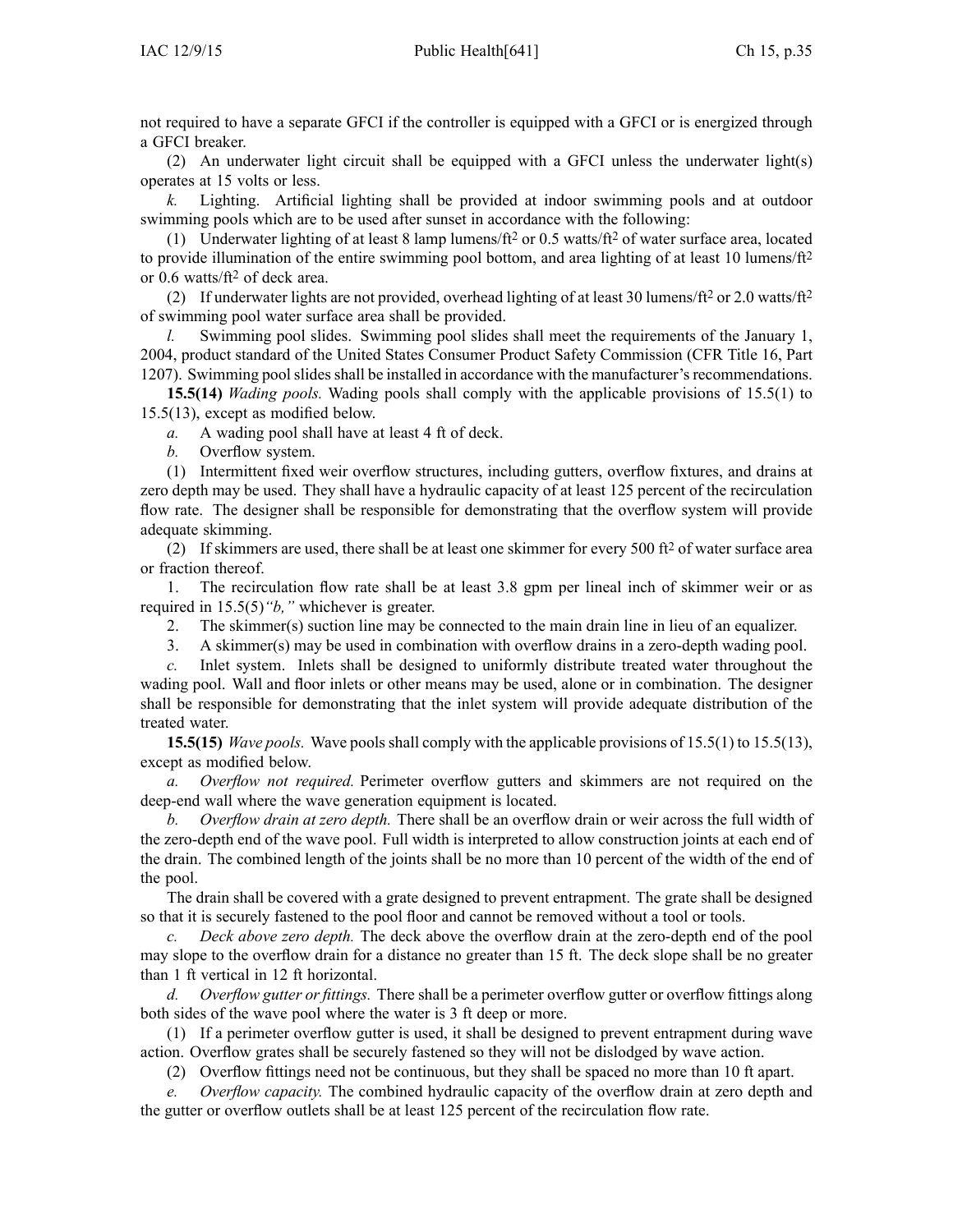not required to have a separate GFCI if the controller is equipped with a GFCI or is energized through a GFCI breaker.

(2) An underwater light circuit shall be equipped with a GFCI unless the underwater light(s) operates at 15 volts or less.

*k.* Lighting. Artificial lighting shall be provided at indoor swimming pools and at outdoor swimming pools which are to be used after sunset in accordance with the following:

(1) Underwater lighting of at least 8 lamp lumens/$ft^2$ or 0.5 watts/$ft^2$ of water surface area, located to provide illumination of the entire swimming pool bottom, and area lighting of at least 10 lumens/$ft^2$ or 0.6 watts/$ft^2$ of deck area.

(2) If underwater lights are not provided, overhead lighting of at least 30 lumens/$ft^2$ or 2.0 watts/$ft^2$ of swimming pool water surface area shall be provided.

*l.* Swimming pool slides. Swimming pool slides shall meet the requirements of the January 1, 2004, product standard of the United States Consumer Product Safety Commission (CFR Title 16, Part 1207). Swimming pool slides shall be installed in accordance with the manufacturer's recommendations.

**15.5(14)** *Wading pools.* Wading pools shall comply with the applicable provisions of 15.5(1) to 15.5(13), except as modified below.

*a.* A wading pool shall have at least 4 ft of deck.

*b.* Overflow system.

(1) Intermittent fixed weir overflow structures, including gutters, overflow fixtures, and drains at zero depth may be used. They shall have a hydraulic capacity of at least 125 percent of the recirculation flow rate. The designer shall be responsible for demonstrating that the overflow system will provide adequate skimming.

(2) If skimmers are used, there shall be at least one skimmer for every 500 $ft^2$ of water surface area or fraction thereof.

1. The recirculation flow rate shall be at least 3.8 gpm per lineal inch of skimmer weir or as required in 15.5(5)*"b,"* whichever is greater.

2. The skimmer(s) suction line may be connected to the main drain line in lieu of an equalizer.

3. A skimmer(s) may be used in combination with overflow drains in a zero-depth wading pool.

*c.* Inlet system. Inlets shall be designed to uniformly distribute treated water throughout the wading pool. Wall and floor inlets or other means may be used, alone or in combination. The designer shall be responsible for demonstrating that the inlet system will provide adequate distribution of the treated water.

**15.5(15)** *Wave pools.* Wave pools shall comply with the applicable provisions of 15.5(1) to 15.5(13), except as modified below.

*a.* *Overflow not required.* Perimeter overflow gutters and skimmers are not required on the deep-end wall where the wave generation equipment is located.

*b.* *Overflow drain at zero depth.* There shall be an overflow drain or weir across the full width of the zero-depth end of the wave pool. Full width is interpreted to allow construction joints at each end of the drain. The combined length of the joints shall be no more than 10 percent of the width of the end of the pool.

The drain shall be covered with a grate designed to prevent entrapment. The grate shall be designed so that it is securely fastened to the pool floor and cannot be removed without a tool or tools.

*c.* *Deck above zero depth.* The deck above the overflow drain at the zero-depth end of the pool may slope to the overflow drain for a distance no greater than 15 ft. The deck slope shall be no greater than 1 ft vertical in 12 ft horizontal.

*d.* *Overflow gutter or fittings.* There shall be a perimeter overflow gutter or overflow fittings along both sides of the wave pool where the water is 3 ft deep or more.

(1) If a perimeter overflow gutter is used, it shall be designed to prevent entrapment during wave action. Overflow grates shall be securely fastened so they will not be dislodged by wave action.

(2) Overflow fittings need not be continuous, but they shall be spaced no more than 10 ft apart.

*e.* *Overflow capacity.* The combined hydraulic capacity of the overflow drain at zero depth and the gutter or overflow outlets shall be at least 125 percent of the recirculation flow rate.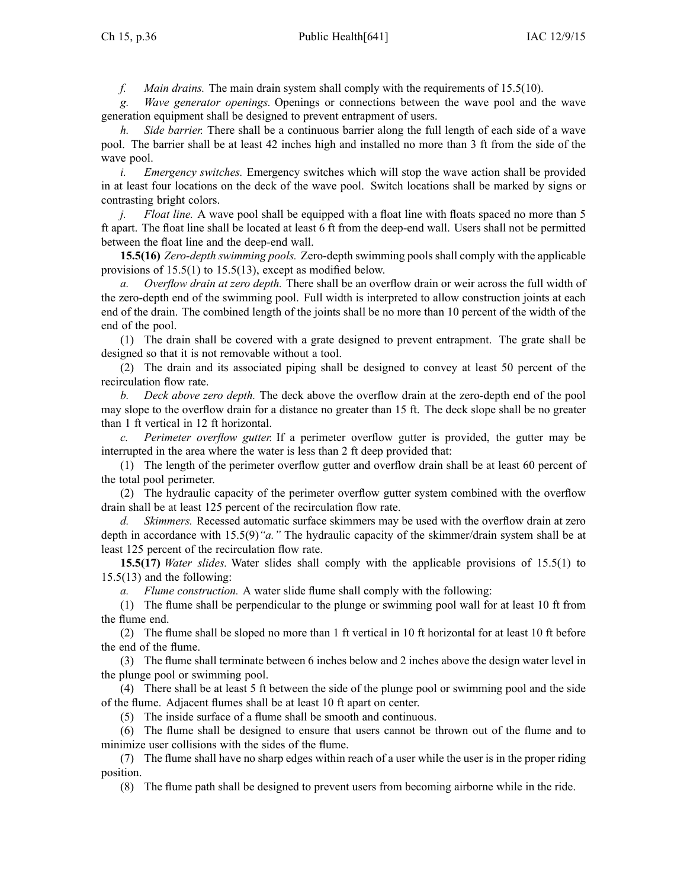*f. Main drains.* The main drain system shall comply with the requirements of 15.5(10).

*g. Wave generator openings.* Openings or connections between the wave pool and the wave generation equipment shall be designed to prevent entrapment of users.

*h. Side barrier.* There shall be a continuous barrier along the full length of each side of a wave pool. The barrier shall be at least 42 inches high and installed no more than 3 ft from the side of the wave pool.

*i. Emergency switches.* Emergency switches which will stop the wave action shall be provided in at least four locations on the deck of the wave pool. Switch locations shall be marked by signs or contrasting bright colors.

*j. Float line.* A wave pool shall be equipped with a float line with floats spaced no more than 5 ft apart. The float line shall be located at least 6 ft from the deep-end wall. Users shall not be permitted between the float line and the deep-end wall.

**15.5(16)** *Zero-depth swimming pools.* Zero-depth swimming pools shall comply with the applicable provisions of 15.5(1) to 15.5(13), except as modified below.

*a. Overflow drain at zero depth.* There shall be an overflow drain or weir across the full width of the zero-depth end of the swimming pool. Full width is interpreted to allow construction joints at each end of the drain. The combined length of the joints shall be no more than 10 percent of the width of the end of the pool.

(1) The drain shall be covered with a grate designed to prevent entrapment. The grate shall be designed so that it is not removable without a tool.

(2) The drain and its associated piping shall be designed to convey at least 50 percent of the recirculation flow rate.

*b. Deck above zero depth.* The deck above the overflow drain at the zero-depth end of the pool may slope to the overflow drain for a distance no greater than 15 ft. The deck slope shall be no greater than 1 ft vertical in 12 ft horizontal.

*c. Perimeter overflow gutter.* If a perimeter overflow gutter is provided, the gutter may be interrupted in the area where the water is less than 2 ft deep provided that:

(1) The length of the perimeter overflow gutter and overflow drain shall be at least 60 percent of the total pool perimeter.

(2) The hydraulic capacity of the perimeter overflow gutter system combined with the overflow drain shall be at least 125 percent of the recirculation flow rate.

*d. Skimmers.* Recessed automatic surface skimmers may be used with the overflow drain at zero depth in accordance with 15.5(9)*"a."* The hydraulic capacity of the skimmer/drain system shall be at least 125 percent of the recirculation flow rate.

**15.5(17)** *Water slides.* Water slides shall comply with the applicable provisions of 15.5(1) to 15.5(13) and the following:

*a. Flume construction.* A water slide flume shall comply with the following:

(1) The flume shall be perpendicular to the plunge or swimming pool wall for at least 10 ft from the flume end.

(2) The flume shall be sloped no more than 1 ft vertical in 10 ft horizontal for at least 10 ft before the end of the flume.

(3) The flume shall terminate between 6 inches below and 2 inches above the design water level in the plunge pool or swimming pool.

(4) There shall be at least 5 ft between the side of the plunge pool or swimming pool and the side of the flume. Adjacent flumes shall be at least 10 ft apart on center.

(5) The inside surface of a flume shall be smooth and continuous.

(6) The flume shall be designed to ensure that users cannot be thrown out of the flume and to minimize user collisions with the sides of the flume.

(7) The flume shall have no sharp edges within reach of a user while the user is in the proper riding position.

(8) The flume path shall be designed to prevent users from becoming airborne while in the ride.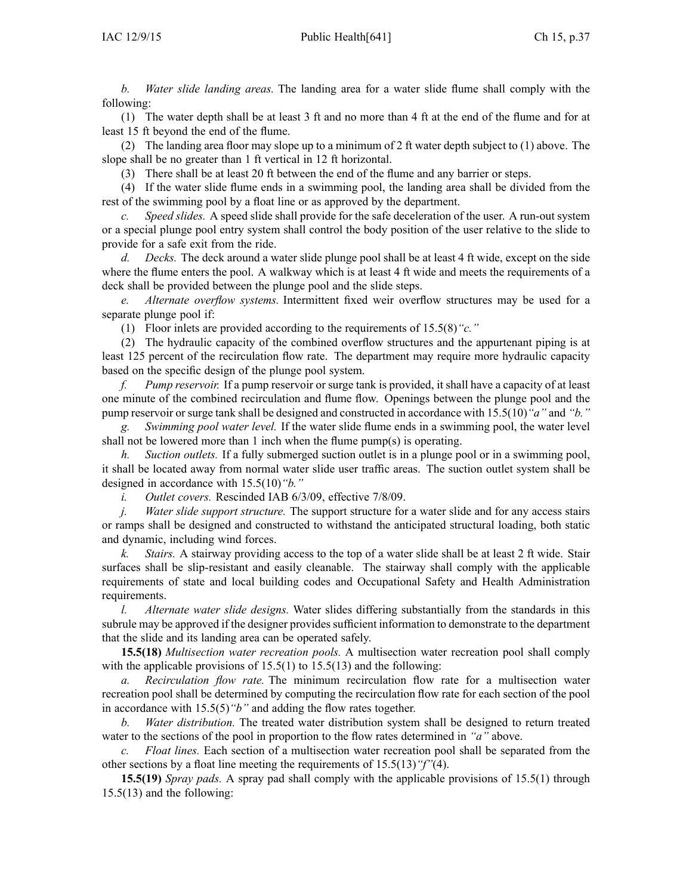*b. Water slide landing areas.* The landing area for a water slide flume shall comply with the following:

(1) The water depth shall be at least 3 ft and no more than 4 ft at the end of the flume and for at least 15 ft beyond the end of the flume.

(2) The landing area floor may slope up to a minimum of 2 ft water depth subject to (1) above. The slope shall be no greater than 1 ft vertical in 12 ft horizontal.

(3) There shall be at least 20 ft between the end of the flume and any barrier or steps.

(4) If the water slide flume ends in a swimming pool, the landing area shall be divided from the rest of the swimming pool by a float line or as approved by the department.

*c. Speed slides.* A speed slide shall provide for the safe deceleration of the user. A run-out system or a special plunge pool entry system shall control the body position of the user relative to the slide to provide for a safe exit from the ride.

*d. Decks.* The deck around a water slide plunge pool shall be at least 4 ft wide, except on the side where the flume enters the pool. A walkway which is at least 4 ft wide and meets the requirements of a deck shall be provided between the plunge pool and the slide steps.

*e. Alternate overflow systems.* Intermittent fixed weir overflow structures may be used for a separate plunge pool if:

(1) Floor inlets are provided according to the requirements of 15.5(8)*"c."*

(2) The hydraulic capacity of the combined overflow structures and the appurtenant piping is at least 125 percent of the recirculation flow rate. The department may require more hydraulic capacity based on the specific design of the plunge pool system.

*f. Pump reservoir.* If a pump reservoir or surge tank is provided, it shall have a capacity of at least one minute of the combined recirculation and flume flow. Openings between the plunge pool and the pump reservoir or surge tank shall be designed and constructed in accordance with 15.5(10)*"a"* and *"b."*

*g. Swimming pool water level.* If the water slide flume ends in a swimming pool, the water level shall not be lowered more than 1 inch when the flume pump(s) is operating.

*h. Suction outlets.* If a fully submerged suction outlet is in a plunge pool or in a swimming pool, it shall be located away from normal water slide user traffic areas. The suction outlet system shall be designed in accordance with 15.5(10)*"b."*

*i. Outlet covers.* Rescinded IAB 6/3/09, effective 7/8/09.

*j. Water slide support structure.* The support structure for a water slide and for any access stairs or ramps shall be designed and constructed to withstand the anticipated structural loading, both static and dynamic, including wind forces.

*k. Stairs.* A stairway providing access to the top of a water slide shall be at least 2 ft wide. Stair surfaces shall be slip-resistant and easily cleanable. The stairway shall comply with the applicable requirements of state and local building codes and Occupational Safety and Health Administration requirements.

*l. Alternate water slide designs.* Water slides differing substantially from the standards in this subrule may be approved if the designer provides sufficient information to demonstrate to the department that the slide and its landing area can be operated safely.

**15.5(18)** *Multisection water recreation pools.* A multisection water recreation pool shall comply with the applicable provisions of 15.5(1) to 15.5(13) and the following:

*a. Recirculation flow rate.* The minimum recirculation flow rate for a multisection water recreation pool shall be determined by computing the recirculation flow rate for each section of the pool in accordance with 15.5(5)*"b"* and adding the flow rates together.

*b. Water distribution.* The treated water distribution system shall be designed to return treated water to the sections of the pool in proportion to the flow rates determined in *"a"* above.

*c. Float lines.* Each section of a multisection water recreation pool shall be separated from the other sections by a float line meeting the requirements of 15.5(13)*"f"*(4).

**15.5(19)** *Spray pads.* A spray pad shall comply with the applicable provisions of 15.5(1) through 15.5(13) and the following: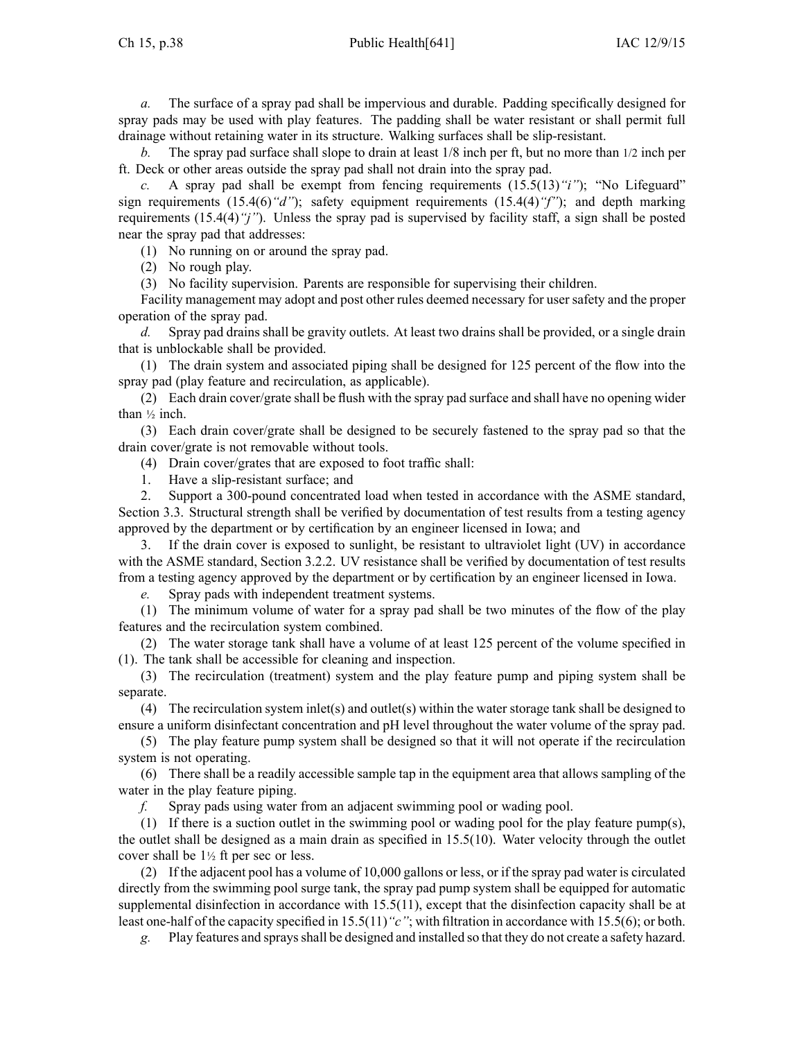*a.* The surface of a spray pad shall be impervious and durable. Padding specifically designed for spray pads may be used with play features. The padding shall be water resistant or shall permit full drainage without retaining water in its structure. Walking surfaces shall be slip-resistant.

*b.* The spray pad surface shall slope to drain at least 1/8 inch per ft, but no more than 1/2 inch per ft. Deck or other areas outside the spray pad shall not drain into the spray pad.

*c.* A spray pad shall be exempt from fencing requirements (15.5(13)*"i"*); "No Lifeguard" sign requirements (15.4(6)*"d"*); safety equipment requirements (15.4(4)*"f"*); and depth marking requirements (15.4(4)*"j"*). Unless the spray pad is supervised by facility staff, a sign shall be posted near the spray pad that addresses:

(1) No running on or around the spray pad.

(2) No rough play.

(3) No facility supervision. Parents are responsible for supervising their children.

Facility management may adopt and post other rules deemed necessary for user safety and the proper operation of the spray pad.

*d.* Spray pad drains shall be gravity outlets. At least two drains shall be provided, or a single drain that is unblockable shall be provided.

(1) The drain system and associated piping shall be designed for 125 percent of the flow into the spray pad (play feature and recirculation, as applicable).

(2) Each drain cover/grate shall be flush with the spray pad surface and shall have no opening wider than ½ inch.

(3) Each drain cover/grate shall be designed to be securely fastened to the spray pad so that the drain cover/grate is not removable without tools.

(4) Drain cover/grates that are exposed to foot traffic shall:

1. Have a slip-resistant surface; and

2. Support a 300-pound concentrated load when tested in accordance with the ASME standard, Section 3.3. Structural strength shall be verified by documentation of test results from a testing agency approved by the department or by certification by an engineer licensed in Iowa; and

3. If the drain cover is exposed to sunlight, be resistant to ultraviolet light (UV) in accordance with the ASME standard, Section 3.2.2. UV resistance shall be verified by documentation of test results from a testing agency approved by the department or by certification by an engineer licensed in Iowa.

*e.* Spray pads with independent treatment systems.

(1) The minimum volume of water for a spray pad shall be two minutes of the flow of the play features and the recirculation system combined.

(2) The water storage tank shall have a volume of at least 125 percent of the volume specified in (1). The tank shall be accessible for cleaning and inspection.

(3) The recirculation (treatment) system and the play feature pump and piping system shall be separate.

(4) The recirculation system inlet(s) and outlet(s) within the water storage tank shall be designed to ensure a uniform disinfectant concentration and pH level throughout the water volume of the spray pad.

(5) The play feature pump system shall be designed so that it will not operate if the recirculation system is not operating.

(6) There shall be a readily accessible sample tap in the equipment area that allows sampling of the water in the play feature piping.

*f.* Spray pads using water from an adjacent swimming pool or wading pool.

(1) If there is a suction outlet in the swimming pool or wading pool for the play feature pump(s), the outlet shall be designed as a main drain as specified in 15.5(10). Water velocity through the outlet cover shall be 1½ ft per sec or less.

(2) If the adjacent pool has a volume of 10,000 gallons or less, or if the spray pad water is circulated directly from the swimming pool surge tank, the spray pad pump system shall be equipped for automatic supplemental disinfection in accordance with 15.5(11), except that the disinfection capacity shall be at least one-half of the capacity specified in 15.5(11)*"c"*; with filtration in accordance with 15.5(6); or both.

*g.* Play features and sprays shall be designed and installed so that they do not create a safety hazard.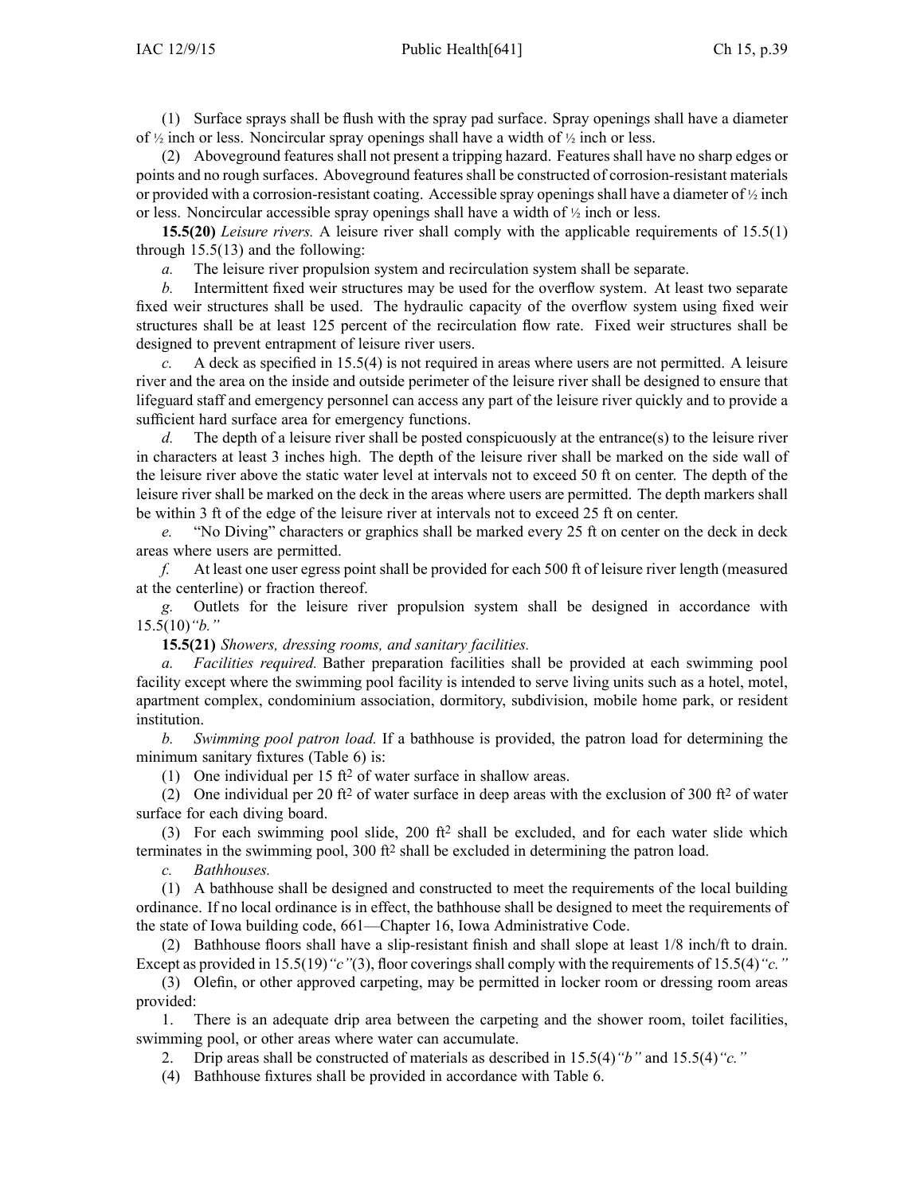(1) Surface sprays shall be flush with the spray pad surface. Spray openings shall have a diameter of ½ inch or less. Noncircular spray openings shall have a width of ½ inch or less.

(2) Aboveground features shall not present a tripping hazard. Features shall have no sharp edges or points and no rough surfaces. Aboveground features shall be constructed of corrosion-resistant materials or provided with a corrosion-resistant coating. Accessible spray openings shall have a diameter of ½ inch or less. Noncircular accessible spray openings shall have a width of ½ inch or less.

**15.5(20)** *Leisure rivers.* A leisure river shall comply with the applicable requirements of 15.5(1) through 15.5(13) and the following:

*a.* The leisure river propulsion system and recirculation system shall be separate.

*b.* Intermittent fixed weir structures may be used for the overflow system. At least two separate fixed weir structures shall be used. The hydraulic capacity of the overflow system using fixed weir structures shall be at least 125 percent of the recirculation flow rate. Fixed weir structures shall be designed to prevent entrapment of leisure river users.

*c.* A deck as specified in 15.5(4) is not required in areas where users are not permitted. A leisure river and the area on the inside and outside perimeter of the leisure river shall be designed to ensure that lifeguard staff and emergency personnel can access any part of the leisure river quickly and to provide a sufficient hard surface area for emergency functions.

*d.* The depth of a leisure river shall be posted conspicuously at the entrance(s) to the leisure river in characters at least 3 inches high. The depth of the leisure river shall be marked on the side wall of the leisure river above the static water level at intervals not to exceed 50 ft on center. The depth of the leisure river shall be marked on the deck in the areas where users are permitted. The depth markers shall be within 3 ft of the edge of the leisure river at intervals not to exceed 25 ft on center.

*e.* "No Diving" characters or graphics shall be marked every 25 ft on center on the deck in deck areas where users are permitted.

*f.* At least one user egress point shall be provided for each 500 ft of leisure river length (measured at the centerline) or fraction thereof.

*g.* Outlets for the leisure river propulsion system shall be designed in accordance with 15.5(10)*"b."*

**15.5(21)** *Showers, dressing rooms, and sanitary facilities.*

*a.* *Facilities required.* Bather preparation facilities shall be provided at each swimming pool facility except where the swimming pool facility is intended to serve living units such as a hotel, motel, apartment complex, condominium association, dormitory, subdivision, mobile home park, or resident institution.

*b.* *Swimming pool patron load.* If a bathhouse is provided, the patron load for determining the minimum sanitary fixtures (Table 6) is:

(1) One individual per 15 $ft^2$ of water surface in shallow areas.

(2) One individual per 20 $ft^2$ of water surface in deep areas with the exclusion of 300 $ft^2$ of water surface for each diving board.

(3) For each swimming pool slide, 200 $ft^2$ shall be excluded, and for each water slide which terminates in the swimming pool, 300 $ft^2$ shall be excluded in determining the patron load.

*c.* *Bathhouses.*

(1) A bathhouse shall be designed and constructed to meet the requirements of the local building ordinance. If no local ordinance is in effect, the bathhouse shall be designed to meet the requirements of the state of Iowa building code, 661—Chapter 16, Iowa Administrative Code.

(2) Bathhouse floors shall have a slip-resistant finish and shall slope at least 1/8 inch/ft to drain. Except as provided in 15.5(19)*"c"*(3), floor coverings shall comply with the requirements of 15.5(4)*"c."*

(3) Olefin, or other approved carpeting, may be permitted in locker room or dressing room areas provided:

1. There is an adequate drip area between the carpeting and the shower room, toilet facilities, swimming pool, or other areas where water can accumulate.

2. Drip areas shall be constructed of materials as described in 15.5(4)*"b"* and 15.5(4)*"c."*

(4) Bathhouse fixtures shall be provided in accordance with Table 6.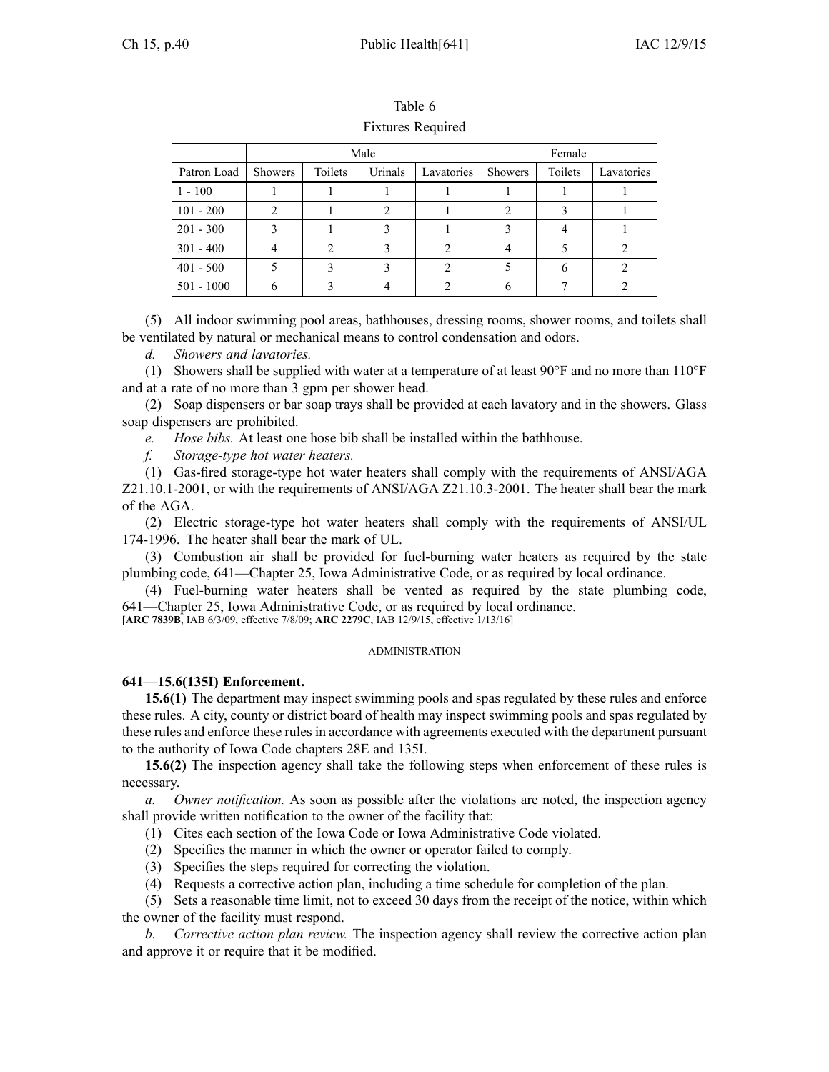Table 6

Fixtures Required

| | Male | | | | Female | | |
|---|---|---|---|---|---|---|---|
| Patron Load | Showers | Toilets | Urinals | Lavatories | Showers | Toilets | Lavatories |
| 1 - 100 | 1 | 1 | 1 | 1 | 1 | 1 | 1 |
| 101 - 200 | 2 | 1 | 2 | 1 | 2 | 3 | 1 |
| 201 - 300 | 3 | 1 | 3 | 1 | 3 | 4 | 1 |
| 301 - 400 | 4 | 2 | 3 | 2 | 4 | 5 | 2 |
| 401 - 500 | 5 | 3 | 3 | 2 | 5 | 6 | 2 |
| 501 - 1000 | 6 | 3 | 4 | 2 | 6 | 7 | 2 |

(5) All indoor swimming pool areas, bathhouses, dressing rooms, shower rooms, and toilets shall be ventilated by natural or mechanical means to control condensation and odors.

*d. Showers and lavatories.*

(1) Showers shall be supplied with water at a temperature of at least 90°F and no more than 110°F and at a rate of no more than 3 gpm per shower head.

(2) Soap dispensers or bar soap trays shall be provided at each lavatory and in the showers. Glass soap dispensers are prohibited.

*e. Hose bibs.* At least one hose bib shall be installed within the bathhouse.

*f. Storage-type hot water heaters.*

(1) Gas-fired storage-type hot water heaters shall comply with the requirements of ANSI/AGA Z21.10.1-2001, or with the requirements of ANSI/AGA Z21.10.3-2001. The heater shall bear the mark of the AGA.

(2) Electric storage-type hot water heaters shall comply with the requirements of ANSI/UL 174-1996. The heater shall bear the mark of UL.

(3) Combustion air shall be provided for fuel-burning water heaters as required by the state plumbing code, 641—Chapter 25, Iowa Administrative Code, or as required by local ordinance.

(4) Fuel-burning water heaters shall be vented as required by the state plumbing code, 641—Chapter 25, Iowa Administrative Code, or as required by local ordinance.

[**ARC 7839B**, IAB 6/3/09, effective 7/8/09; **ARC 2279C**, IAB 12/9/15, effective 1/13/16]

ADMINISTRATION

**641—15.6(135I) Enforcement.**

**15.6(1)** The department may inspect swimming pools and spas regulated by these rules and enforce these rules. A city, county or district board of health may inspect swimming pools and spas regulated by these rules and enforce these rules in accordance with agreements executed with the department pursuant to the authority of Iowa Code chapters 28E and 135I.

**15.6(2)** The inspection agency shall take the following steps when enforcement of these rules is necessary.

*a. Owner notification.* As soon as possible after the violations are noted, the inspection agency shall provide written notification to the owner of the facility that:

(1) Cites each section of the Iowa Code or Iowa Administrative Code violated.

(2) Specifies the manner in which the owner or operator failed to comply.

(3) Specifies the steps required for correcting the violation.

(4) Requests a corrective action plan, including a time schedule for completion of the plan.

(5) Sets a reasonable time limit, not to exceed 30 days from the receipt of the notice, within which the owner of the facility must respond.

*b. Corrective action plan review.* The inspection agency shall review the corrective action plan and approve it or require that it be modified.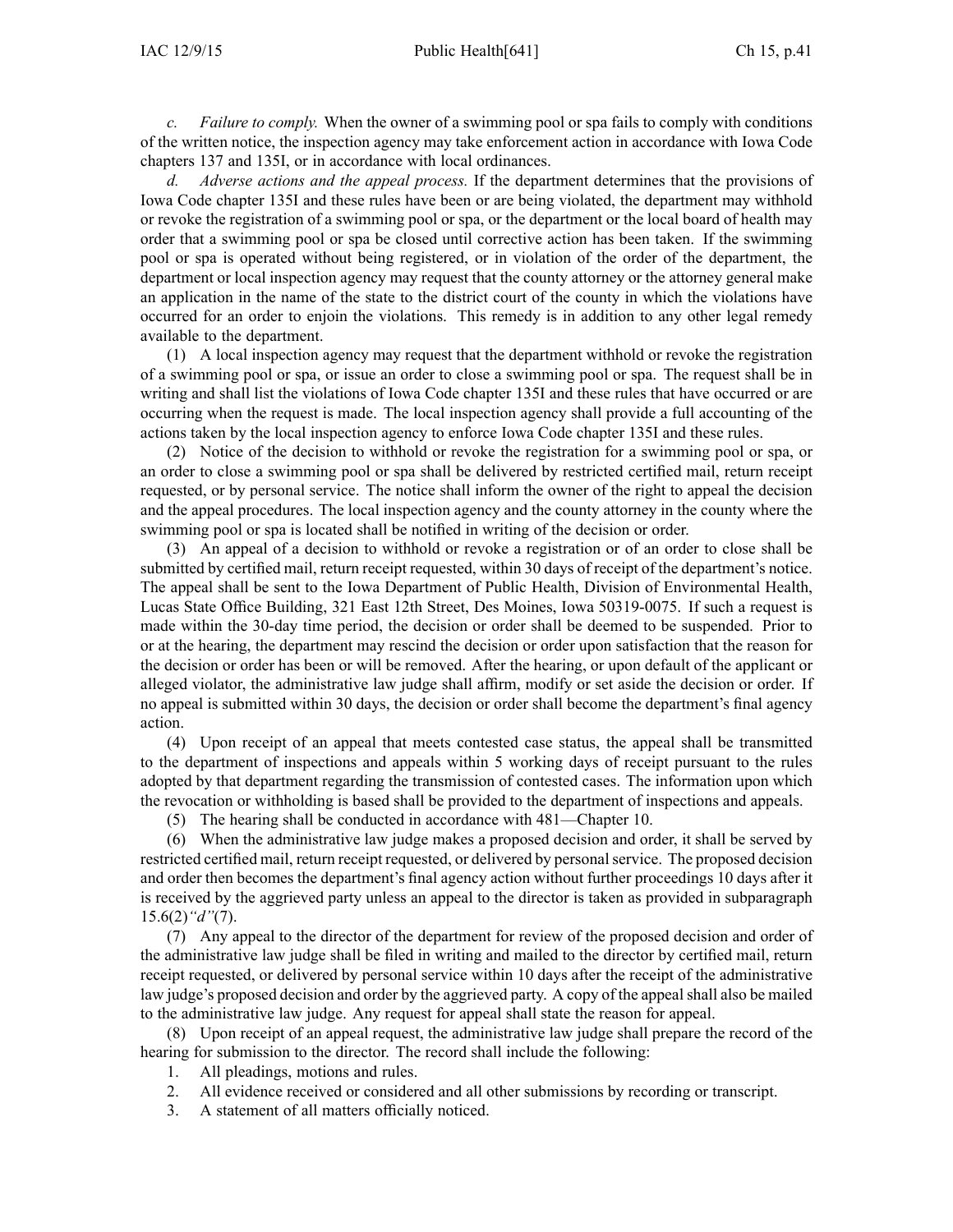*c. Failure to comply.* When the owner of a swimming pool or spa fails to comply with conditions of the written notice, the inspection agency may take enforcement action in accordance with Iowa Code chapters 137 and 135I, or in accordance with local ordinances.

*d. Adverse actions and the appeal process.* If the department determines that the provisions of Iowa Code chapter 135I and these rules have been or are being violated, the department may withhold or revoke the registration of a swimming pool or spa, or the department or the local board of health may order that a swimming pool or spa be closed until corrective action has been taken. If the swimming pool or spa is operated without being registered, or in violation of the order of the department, the department or local inspection agency may request that the county attorney or the attorney general make an application in the name of the state to the district court of the county in which the violations have occurred for an order to enjoin the violations. This remedy is in addition to any other legal remedy available to the department.

(1) A local inspection agency may request that the department withhold or revoke the registration of a swimming pool or spa, or issue an order to close a swimming pool or spa. The request shall be in writing and shall list the violations of Iowa Code chapter 135I and these rules that have occurred or are occurring when the request is made. The local inspection agency shall provide a full accounting of the actions taken by the local inspection agency to enforce Iowa Code chapter 135I and these rules.

(2) Notice of the decision to withhold or revoke the registration for a swimming pool or spa, or an order to close a swimming pool or spa shall be delivered by restricted certified mail, return receipt requested, or by personal service. The notice shall inform the owner of the right to appeal the decision and the appeal procedures. The local inspection agency and the county attorney in the county where the swimming pool or spa is located shall be notified in writing of the decision or order.

(3) An appeal of a decision to withhold or revoke a registration or of an order to close shall be submitted by certified mail, return receipt requested, within 30 days of receipt of the department's notice. The appeal shall be sent to the Iowa Department of Public Health, Division of Environmental Health, Lucas State Office Building, 321 East 12th Street, Des Moines, Iowa 50319-0075. If such a request is made within the 30-day time period, the decision or order shall be deemed to be suspended. Prior to or at the hearing, the department may rescind the decision or order upon satisfaction that the reason for the decision or order has been or will be removed. After the hearing, or upon default of the applicant or alleged violator, the administrative law judge shall affirm, modify or set aside the decision or order. If no appeal is submitted within 30 days, the decision or order shall become the department's final agency action.

(4) Upon receipt of an appeal that meets contested case status, the appeal shall be transmitted to the department of inspections and appeals within 5 working days of receipt pursuant to the rules adopted by that department regarding the transmission of contested cases. The information upon which the revocation or withholding is based shall be provided to the department of inspections and appeals.

(5) The hearing shall be conducted in accordance with 481—Chapter 10.

(6) When the administrative law judge makes a proposed decision and order, it shall be served by restricted certified mail, return receipt requested, or delivered by personal service. The proposed decision and order then becomes the department's final agency action without further proceedings 10 days after it is received by the aggrieved party unless an appeal to the director is taken as provided in subparagraph 15.6(2)*"d"*(7).

(7) Any appeal to the director of the department for review of the proposed decision and order of the administrative law judge shall be filed in writing and mailed to the director by certified mail, return receipt requested, or delivered by personal service within 10 days after the receipt of the administrative law judge's proposed decision and order by the aggrieved party. A copy of the appeal shall also be mailed to the administrative law judge. Any request for appeal shall state the reason for appeal.

(8) Upon receipt of an appeal request, the administrative law judge shall prepare the record of the hearing for submission to the director. The record shall include the following:

1. All pleadings, motions and rules.
2. All evidence received or considered and all other submissions by recording or transcript.
3. A statement of all matters officially noticed.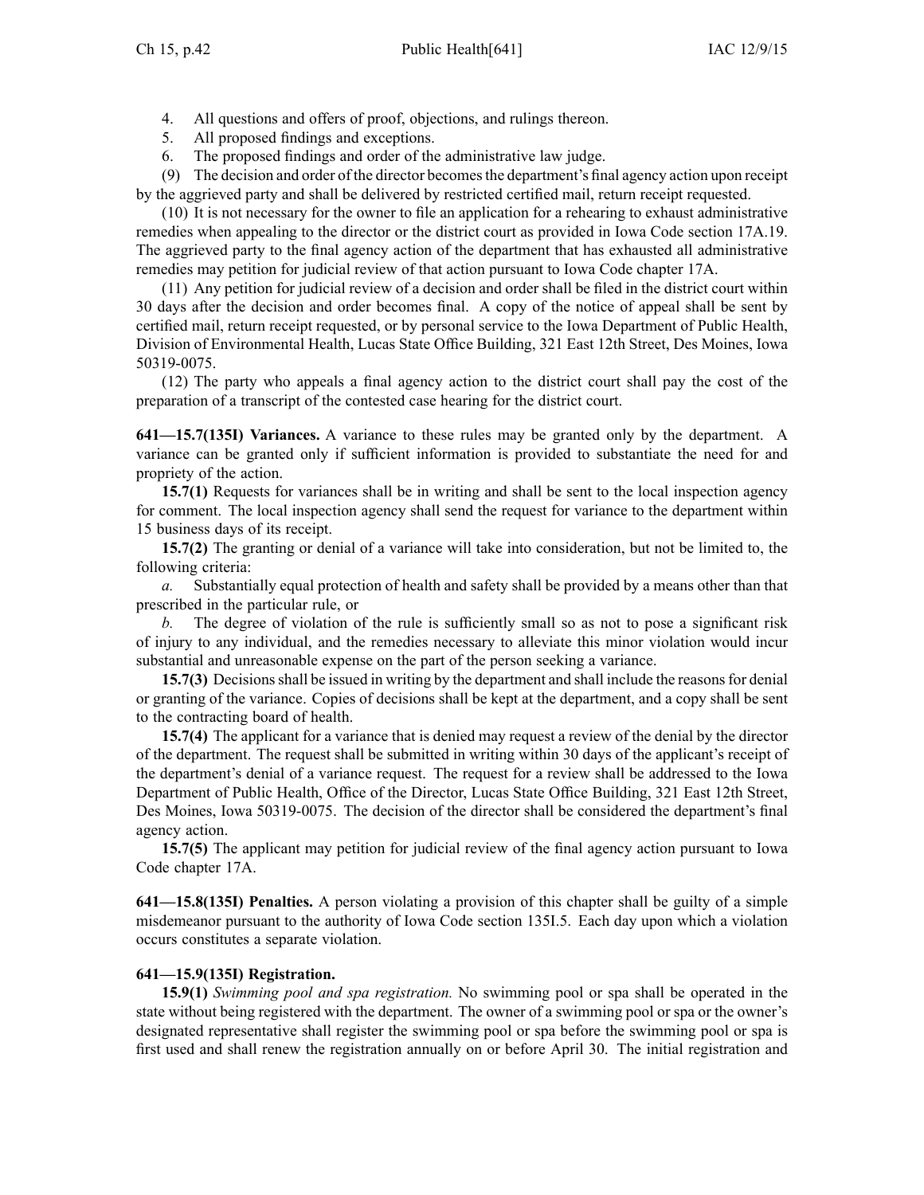4. All questions and offers of proof, objections, and rulings thereon.
5. All proposed findings and exceptions.
6. The proposed findings and order of the administrative law judge.

(9) The decision and order of the director becomes the department's final agency action upon receipt by the aggrieved party and shall be delivered by restricted certified mail, return receipt requested.

(10) It is not necessary for the owner to file an application for a rehearing to exhaust administrative remedies when appealing to the director or the district court as provided in Iowa Code section 17A.19. The aggrieved party to the final agency action of the department that has exhausted all administrative remedies may petition for judicial review of that action pursuant to Iowa Code chapter 17A.

(11) Any petition for judicial review of a decision and order shall be filed in the district court within 30 days after the decision and order becomes final. A copy of the notice of appeal shall be sent by certified mail, return receipt requested, or by personal service to the Iowa Department of Public Health, Division of Environmental Health, Lucas State Office Building, 321 East 12th Street, Des Moines, Iowa 50319-0075.

(12) The party who appeals a final agency action to the district court shall pay the cost of the preparation of a transcript of the contested case hearing for the district court.

**641—15.7(135I) Variances.** A variance to these rules may be granted only by the department. A variance can be granted only if sufficient information is provided to substantiate the need for and propriety of the action.

**15.7(1)** Requests for variances shall be in writing and shall be sent to the local inspection agency for comment. The local inspection agency shall send the request for variance to the department within 15 business days of its receipt.

**15.7(2)** The granting or denial of a variance will take into consideration, but not be limited to, the following criteria:

*a.* Substantially equal protection of health and safety shall be provided by a means other than that prescribed in the particular rule, or

*b.* The degree of violation of the rule is sufficiently small so as not to pose a significant risk of injury to any individual, and the remedies necessary to alleviate this minor violation would incur substantial and unreasonable expense on the part of the person seeking a variance.

**15.7(3)** Decisions shall be issued in writing by the department and shall include the reasons for denial or granting of the variance. Copies of decisions shall be kept at the department, and a copy shall be sent to the contracting board of health.

**15.7(4)** The applicant for a variance that is denied may request a review of the denial by the director of the department. The request shall be submitted in writing within 30 days of the applicant's receipt of the department's denial of a variance request. The request for a review shall be addressed to the Iowa Department of Public Health, Office of the Director, Lucas State Office Building, 321 East 12th Street, Des Moines, Iowa 50319-0075. The decision of the director shall be considered the department's final agency action.

**15.7(5)** The applicant may petition for judicial review of the final agency action pursuant to Iowa Code chapter 17A.

**641—15.8(135I) Penalties.** A person violating a provision of this chapter shall be guilty of a simple misdemeanor pursuant to the authority of Iowa Code section 135I.5. Each day upon which a violation occurs constitutes a separate violation.

**641—15.9(135I) Registration.**

**15.9(1)** *Swimming pool and spa registration.* No swimming pool or spa shall be operated in the state without being registered with the department. The owner of a swimming pool or spa or the owner's designated representative shall register the swimming pool or spa before the swimming pool or spa is first used and shall renew the registration annually on or before April 30. The initial registration and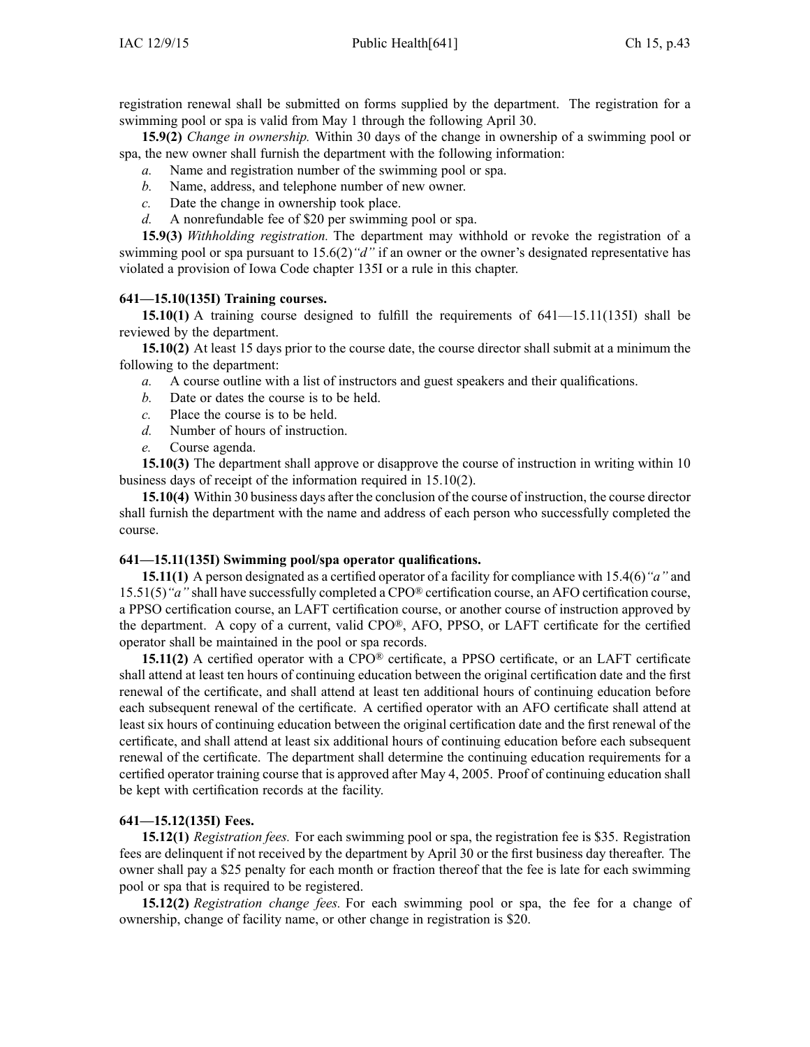registration renewal shall be submitted on forms supplied by the department. The registration for a swimming pool or spa is valid from May 1 through the following April 30.

**15.9(2)** *Change in ownership.* Within 30 days of the change in ownership of a swimming pool or spa, the new owner shall furnish the department with the following information:

*a.* Name and registration number of the swimming pool or spa.

*b.* Name, address, and telephone number of new owner.

*c.* Date the change in ownership took place.

*d.* A nonrefundable fee of $20 per swimming pool or spa.

**15.9(3)** *Withholding registration.* The department may withhold or revoke the registration of a swimming pool or spa pursuant to 15.6(2)*"d"* if an owner or the owner's designated representative has violated a provision of Iowa Code chapter 135I or a rule in this chapter.

### 641—15.10(135I) Training courses.

**15.10(1)** A training course designed to fulfill the requirements of 641—15.11(135I) shall be reviewed by the department.

**15.10(2)** At least 15 days prior to the course date, the course director shall submit at a minimum the following to the department:

*a.* A course outline with a list of instructors and guest speakers and their qualifications.

*b.* Date or dates the course is to be held.

*c.* Place the course is to be held.

*d.* Number of hours of instruction.

*e.* Course agenda.

**15.10(3)** The department shall approve or disapprove the course of instruction in writing within 10 business days of receipt of the information required in 15.10(2).

**15.10(4)** Within 30 business days after the conclusion of the course of instruction, the course director shall furnish the department with the name and address of each person who successfully completed the course.

### 641—15.11(135I) Swimming pool/spa operator qualifications.

**15.11(1)** A person designated as a certified operator of a facility for compliance with 15.4(6)*"a"* and 15.51(5)*"a"* shall have successfully completed a CPO® certification course, an AFO certification course, a PPSO certification course, an LAFT certification course, or another course of instruction approved by the department. A copy of a current, valid CPO®, AFO, PPSO, or LAFT certificate for the certified operator shall be maintained in the pool or spa records.

**15.11(2)** A certified operator with a CPO® certificate, a PPSO certificate, or an LAFT certificate shall attend at least ten hours of continuing education between the original certification date and the first renewal of the certificate, and shall attend at least ten additional hours of continuing education before each subsequent renewal of the certificate. A certified operator with an AFO certificate shall attend at least six hours of continuing education between the original certification date and the first renewal of the certificate, and shall attend at least six additional hours of continuing education before each subsequent renewal of the certificate. The department shall determine the continuing education requirements for a certified operator training course that is approved after May 4, 2005. Proof of continuing education shall be kept with certification records at the facility.

### 641—15.12(135I) Fees.

**15.12(1)** *Registration fees.* For each swimming pool or spa, the registration fee is $35. Registration fees are delinquent if not received by the department by April 30 or the first business day thereafter. The owner shall pay a $25 penalty for each month or fraction thereof that the fee is late for each swimming pool or spa that is required to be registered.

**15.12(2)** *Registration change fees.* For each swimming pool or spa, the fee for a change of ownership, change of facility name, or other change in registration is $20.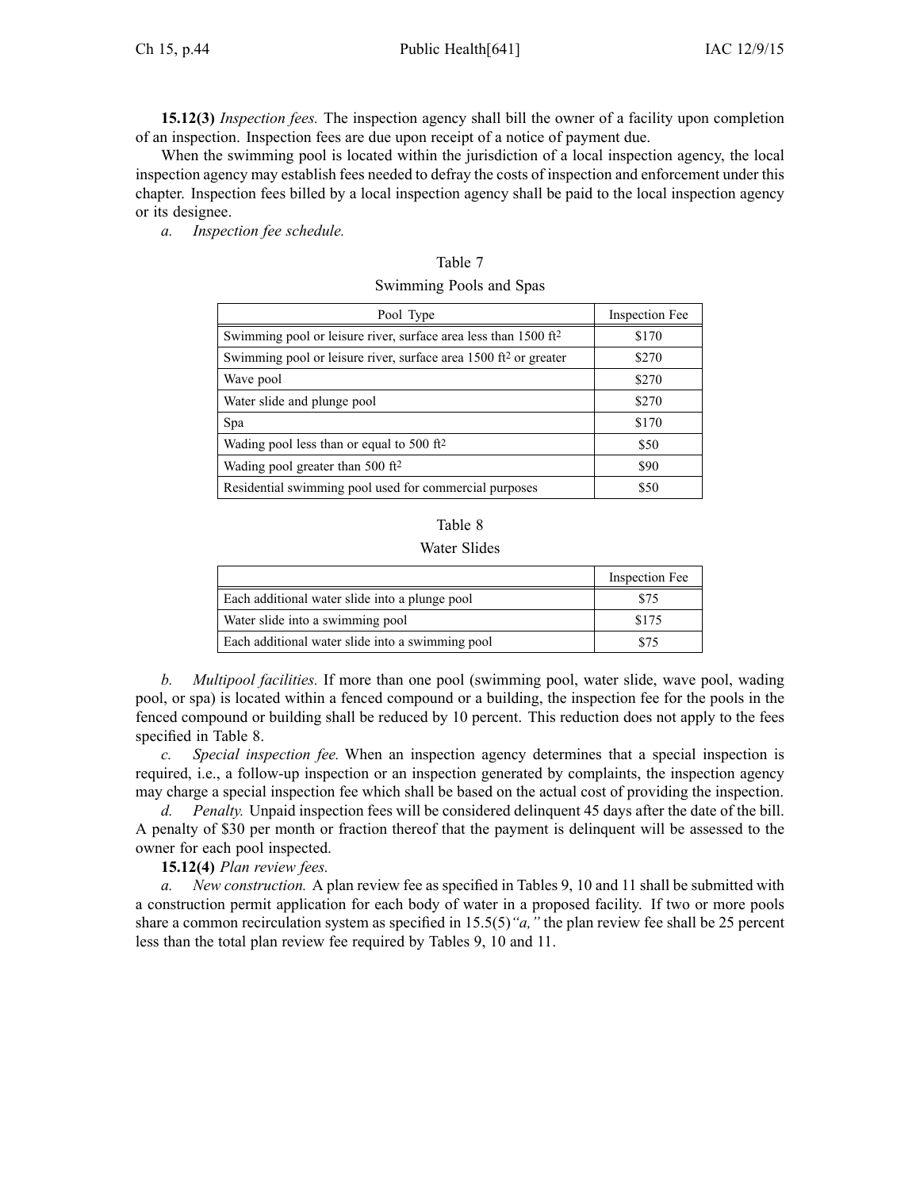**15.12(3)** *Inspection fees.* The inspection agency shall bill the owner of a facility upon completion of an inspection. Inspection fees are due upon receipt of a notice of payment due.

When the swimming pool is located within the jurisdiction of a local inspection agency, the local inspection agency may establish fees needed to defray the costs of inspection and enforcement under this chapter. Inspection fees billed by a local inspection agency shall be paid to the local inspection agency or its designee.

*a. Inspection fee schedule.*

Table 7

Swimming Pools and Spas

| Pool Type | Inspection Fee |
|---|---|
| Swimming pool or leisure river, surface area less than 1500 $ft^2$ | \$170 |
| Swimming pool or leisure river, surface area 1500 $ft^2$ or greater | \$270 |
| Wave pool | \$270 |
| Water slide and plunge pool | \$270 |
| Spa | \$170 |
| Wading pool less than or equal to 500 $ft^2$ | \$50 |
| Wading pool greater than 500 $ft^2$ | \$90 |
| Residential swimming pool used for commercial purposes | \$50 |

Table 8

Water Slides

| | Inspection Fee |
|---|---|
| Each additional water slide into a plunge pool | \$75 |
| Water slide into a swimming pool | \$175 |
| Each additional water slide into a swimming pool | \$75 |

*b. Multipool facilities.* If more than one pool (swimming pool, water slide, wave pool, wading pool, or spa) is located within a fenced compound or a building, the inspection fee for the pools in the fenced compound or building shall be reduced by 10 percent. This reduction does not apply to the fees specified in Table 8.

*c. Special inspection fee.* When an inspection agency determines that a special inspection is required, i.e., a follow-up inspection or an inspection generated by complaints, the inspection agency may charge a special inspection fee which shall be based on the actual cost of providing the inspection.

*d. Penalty.* Unpaid inspection fees will be considered delinquent 45 days after the date of the bill. A penalty of \$30 per month or fraction thereof that the payment is delinquent will be assessed to the owner for each pool inspected.

**15.12(4)** *Plan review fees.*

*a. New construction.* A plan review fee as specified in Tables 9, 10 and 11 shall be submitted with a construction permit application for each body of water in a proposed facility. If two or more pools share a common recirculation system as specified in 15.5(5)*"a,"* the plan review fee shall be 25 percent less than the total plan review fee required by Tables 9, 10 and 11.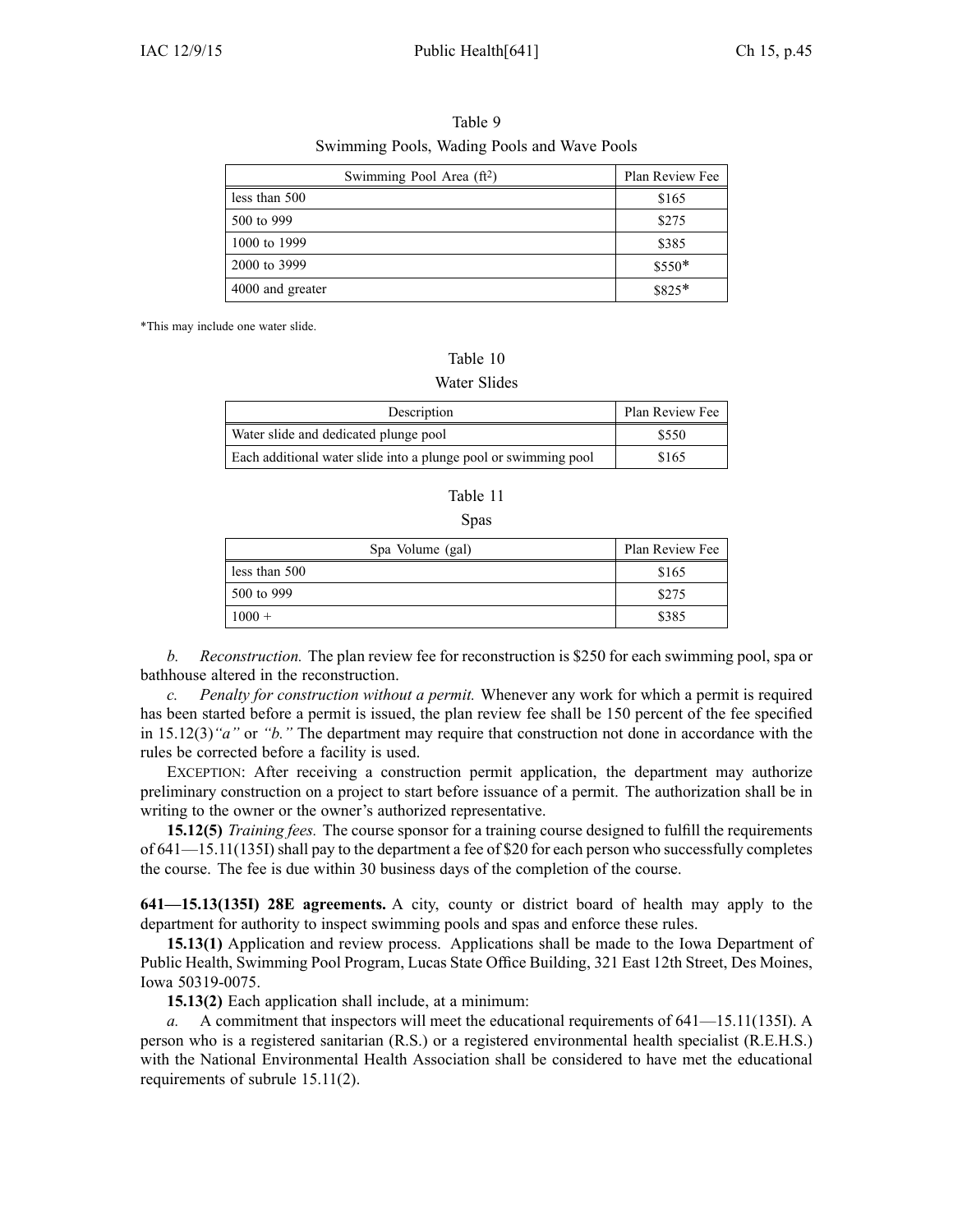Table 9

Swimming Pools, Wading Pools and Wave Pools

| Swimming Pool Area (ft$^2$) | Plan Review Fee |
|---|---|
| less than 500 | $165 |
| 500 to 999 | $275 |
| 1000 to 1999 | $385 |
| 2000 to 3999 | $550* |
| 4000 and greater | $825* |

*This may include one water slide.

Table 10

Water Slides

| Description | Plan Review Fee |
|---|---|
| Water slide and dedicated plunge pool | $550 |
| Each additional water slide into a plunge pool or swimming pool | $165 |

Table 11

Spas

| Spa Volume (gal) | Plan Review Fee |
|---|---|
| less than 500 | $165 |
| 500 to 999 | $275 |
| 1000 + | $385 |

*b.* *Reconstruction.* The plan review fee for reconstruction is $250 for each swimming pool, spa or bathhouse altered in the reconstruction.

*c.* *Penalty for construction without a permit.* Whenever any work for which a permit is required has been started before a permit is issued, the plan review fee shall be 150 percent of the fee specified in 15.12(3)*"a"* or *"b."* The department may require that construction not done in accordance with the rules be corrected before a facility is used.

EXCEPTION: After receiving a construction permit application, the department may authorize preliminary construction on a project to start before issuance of a permit. The authorization shall be in writing to the owner or the owner's authorized representative.

**15.12(5)** *Training fees.* The course sponsor for a training course designed to fulfill the requirements of 641—15.11(135I) shall pay to the department a fee of $20 for each person who successfully completes the course. The fee is due within 30 business days of the completion of the course.

**641—15.13(135I) 28E agreements.** A city, county or district board of health may apply to the department for authority to inspect swimming pools and spas and enforce these rules.

**15.13(1)** Application and review process. Applications shall be made to the Iowa Department of Public Health, Swimming Pool Program, Lucas State Office Building, 321 East 12th Street, Des Moines, Iowa 50319-0075.

**15.13(2)** Each application shall include, at a minimum:

*a.* A commitment that inspectors will meet the educational requirements of 641—15.11(135I). A person who is a registered sanitarian (R.S.) or a registered environmental health specialist (R.E.H.S.) with the National Environmental Health Association shall be considered to have met the educational requirements of subrule 15.11(2).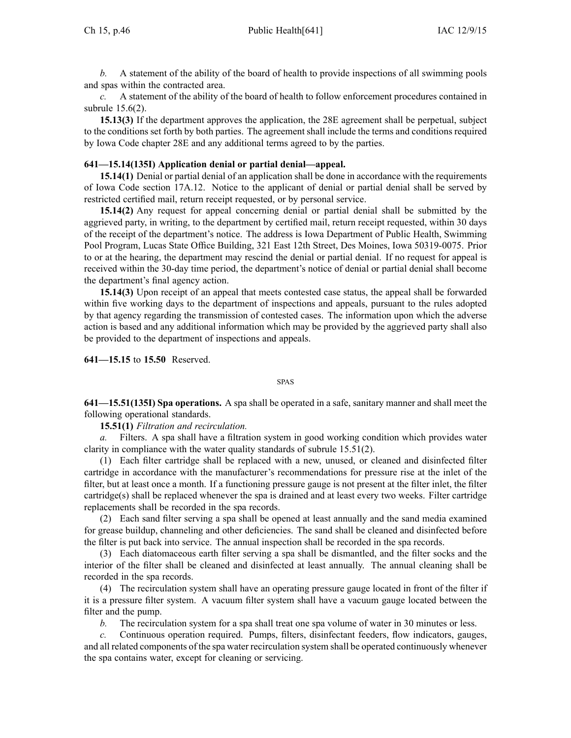*b.* A statement of the ability of the board of health to provide inspections of all swimming pools and spas within the contracted area.

*c.* A statement of the ability of the board of health to follow enforcement procedures contained in subrule 15.6(2).

**15.13(3)** If the department approves the application, the 28E agreement shall be perpetual, subject to the conditions set forth by both parties. The agreement shall include the terms and conditions required by Iowa Code chapter 28E and any additional terms agreed to by the parties.

**641—15.14(135I) Application denial or partial denial—appeal.**

**15.14(1)** Denial or partial denial of an application shall be done in accordance with the requirements of Iowa Code section 17A.12. Notice to the applicant of denial or partial denial shall be served by restricted certified mail, return receipt requested, or by personal service.

**15.14(2)** Any request for appeal concerning denial or partial denial shall be submitted by the aggrieved party, in writing, to the department by certified mail, return receipt requested, within 30 days of the receipt of the department's notice. The address is Iowa Department of Public Health, Swimming Pool Program, Lucas State Office Building, 321 East 12th Street, Des Moines, Iowa 50319-0075. Prior to or at the hearing, the department may rescind the denial or partial denial. If no request for appeal is received within the 30-day time period, the department's notice of denial or partial denial shall become the department's final agency action.

**15.14(3)** Upon receipt of an appeal that meets contested case status, the appeal shall be forwarded within five working days to the department of inspections and appeals, pursuant to the rules adopted by that agency regarding the transmission of contested cases. The information upon which the adverse action is based and any additional information which may be provided by the aggrieved party shall also be provided to the department of inspections and appeals.

**641—15.15** to **15.50** Reserved.

SPAS

**641—15.51(135I) Spa operations.** A spa shall be operated in a safe, sanitary manner and shall meet the following operational standards.

**15.51(1)** *Filtration and recirculation.*

*a.* Filters. A spa shall have a filtration system in good working condition which provides water clarity in compliance with the water quality standards of subrule 15.51(2).

(1) Each filter cartridge shall be replaced with a new, unused, or cleaned and disinfected filter cartridge in accordance with the manufacturer's recommendations for pressure rise at the inlet of the filter, but at least once a month. If a functioning pressure gauge is not present at the filter inlet, the filter cartridge(s) shall be replaced whenever the spa is drained and at least every two weeks. Filter cartridge replacements shall be recorded in the spa records.

(2) Each sand filter serving a spa shall be opened at least annually and the sand media examined for grease buildup, channeling and other deficiencies. The sand shall be cleaned and disinfected before the filter is put back into service. The annual inspection shall be recorded in the spa records.

(3) Each diatomaceous earth filter serving a spa shall be dismantled, and the filter socks and the interior of the filter shall be cleaned and disinfected at least annually. The annual cleaning shall be recorded in the spa records.

(4) The recirculation system shall have an operating pressure gauge located in front of the filter if it is a pressure filter system. A vacuum filter system shall have a vacuum gauge located between the filter and the pump.

*b.* The recirculation system for a spa shall treat one spa volume of water in 30 minutes or less.

*c.* Continuous operation required. Pumps, filters, disinfectant feeders, flow indicators, gauges, and all related components of the spa water recirculation system shall be operated continuously whenever the spa contains water, except for cleaning or servicing.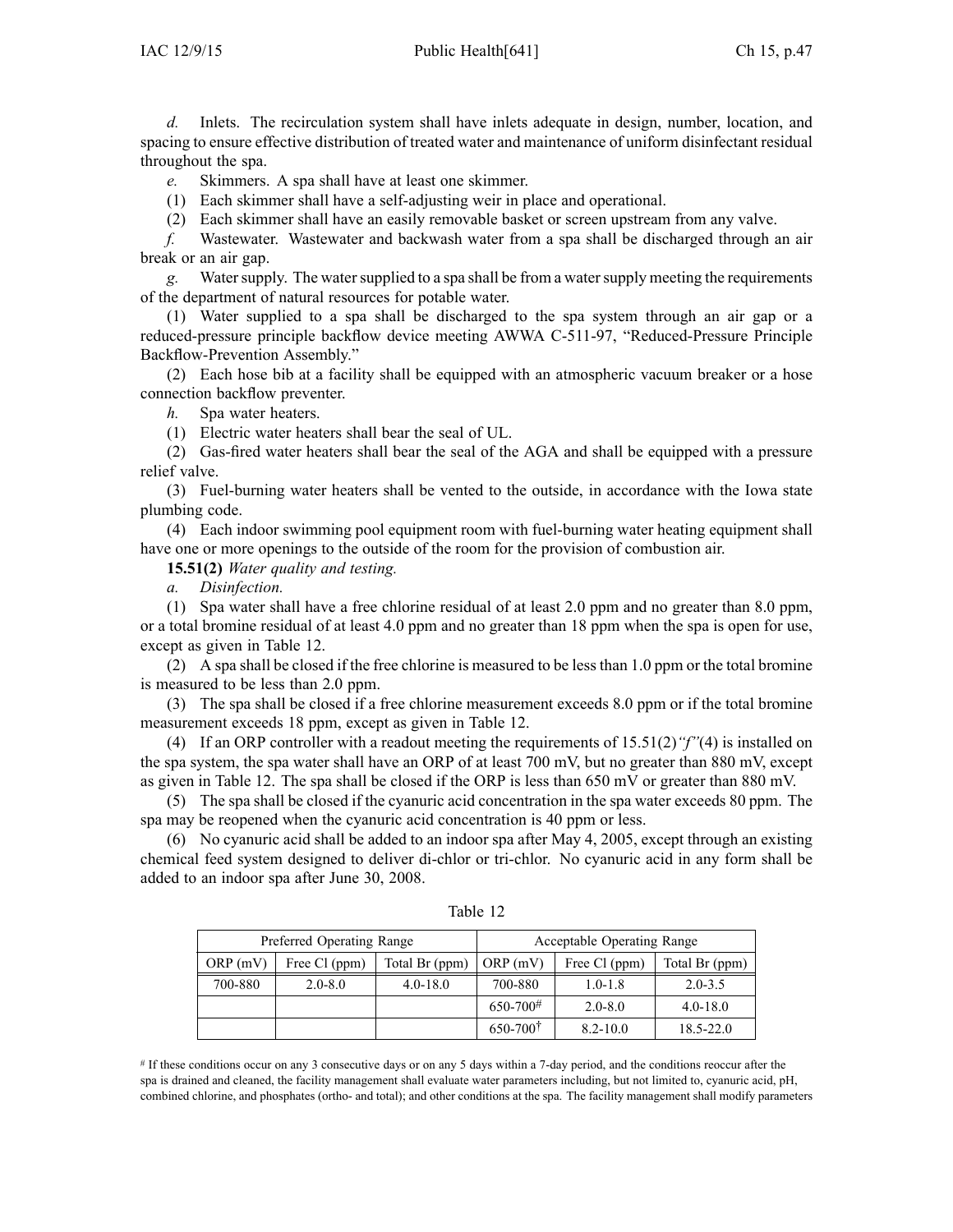*d.* Inlets. The recirculation system shall have inlets adequate in design, number, location, and spacing to ensure effective distribution of treated water and maintenance of uniform disinfectant residual throughout the spa.

*e.* Skimmers. A spa shall have at least one skimmer.

(1) Each skimmer shall have a self-adjusting weir in place and operational.

(2) Each skimmer shall have an easily removable basket or screen upstream from any valve.

*f.* Wastewater. Wastewater and backwash water from a spa shall be discharged through an air break or an air gap.

*g.* Water supply. The water supplied to a spa shall be from a water supply meeting the requirements of the department of natural resources for potable water.

(1) Water supplied to a spa shall be discharged to the spa system through an air gap or a reduced-pressure principle backflow device meeting AWWA C-511-97, "Reduced-Pressure Principle Backflow-Prevention Assembly."

(2) Each hose bib at a facility shall be equipped with an atmospheric vacuum breaker or a hose connection backflow preventer.

*h.* Spa water heaters.

(1) Electric water heaters shall bear the seal of UL.

(2) Gas-fired water heaters shall bear the seal of the AGA and shall be equipped with a pressure relief valve.

(3) Fuel-burning water heaters shall be vented to the outside, in accordance with the Iowa state plumbing code.

(4) Each indoor swimming pool equipment room with fuel-burning water heating equipment shall have one or more openings to the outside of the room for the provision of combustion air.

**15.51(2)** *Water quality and testing.*

*a.* *Disinfection.*

(1) Spa water shall have a free chlorine residual of at least 2.0 ppm and no greater than 8.0 ppm, or a total bromine residual of at least 4.0 ppm and no greater than 18 ppm when the spa is open for use, except as given in Table 12.

(2) A spa shall be closed if the free chlorine is measured to be less than 1.0 ppm or the total bromine is measured to be less than 2.0 ppm.

(3) The spa shall be closed if a free chlorine measurement exceeds 8.0 ppm or if the total bromine measurement exceeds 18 ppm, except as given in Table 12.

(4) If an ORP controller with a readout meeting the requirements of 15.51(2)*"f"*(4) is installed on the spa system, the spa water shall have an ORP of at least 700 mV, but no greater than 880 mV, except as given in Table 12. The spa shall be closed if the ORP is less than 650 mV or greater than 880 mV.

(5) The spa shall be closed if the cyanuric acid concentration in the spa water exceeds 80 ppm. The spa may be reopened when the cyanuric acid concentration is 40 ppm or less.

(6) No cyanuric acid shall be added to an indoor spa after May 4, 2005, except through an existing chemical feed system designed to deliver di-chlor or tri-chlor. No cyanuric acid in any form shall be added to an indoor spa after June 30, 2008.

Table 12

| Preferred Operating Range | | | Acceptable Operating Range | | |
|---|---|---|---|---|---|
| ORP (mV) | Free Cl (ppm) | Total Br (ppm) | ORP (mV) | Free Cl (ppm) | Total Br (ppm) |
| 700-880 | 2.0-8.0 | 4.0-18.0 | 700-880 | 1.0-1.8 | 2.0-3.5 |
| | | | 650-700# | 2.0-8.0 | 4.0-18.0 |
| | | | 650-700† | 8.2-10.0 | 18.5-22.0 |

# If these conditions occur on any 3 consecutive days or on any 5 days within a 7-day period, and the conditions reoccur after the spa is drained and cleaned, the facility management shall evaluate water parameters including, but not limited to, cyanuric acid, pH, combined chlorine, and phosphates (ortho- and total); and other conditions at the spa. The facility management shall modify parameters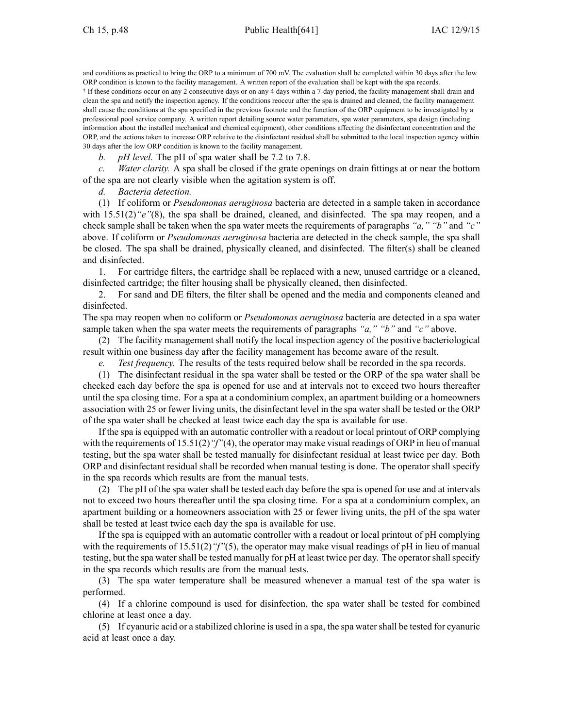and conditions as practical to bring the ORP to a minimum of 700 mV. The evaluation shall be completed within 30 days after the low ORP condition is known to the facility management. A written report of the evaluation shall be kept with the spa records.

† If these conditions occur on any 2 consecutive days or on any 4 days within a 7-day period, the facility management shall drain and clean the spa and notify the inspection agency. If the conditions reoccur after the spa is drained and cleaned, the facility management shall cause the conditions at the spa specified in the previous footnote and the function of the ORP equipment to be investigated by a professional pool service company. A written report detailing source water parameters, spa water parameters, spa design (including information about the installed mechanical and chemical equipment), other conditions affecting the disinfectant concentration and the ORP, and the actions taken to increase ORP relative to the disinfectant residual shall be submitted to the local inspection agency within 30 days after the low ORP condition is known to the facility management.

*b. pH level.* The pH of spa water shall be 7.2 to 7.8.

*c. Water clarity.* A spa shall be closed if the grate openings on drain fittings at or near the bottom of the spa are not clearly visible when the agitation system is off.

*d. Bacteria detection.*

(1) If coliform or *Pseudomonas aeruginosa* bacteria are detected in a sample taken in accordance with 15.51(2)*"e"*(8), the spa shall be drained, cleaned, and disinfected. The spa may reopen, and a check sample shall be taken when the spa water meets the requirements of paragraphs *"a," "b"* and *"c"* above. If coliform or *Pseudomonas aeruginosa* bacteria are detected in the check sample, the spa shall be closed. The spa shall be drained, physically cleaned, and disinfected. The filter(s) shall be cleaned and disinfected.

1. For cartridge filters, the cartridge shall be replaced with a new, unused cartridge or a cleaned, disinfected cartridge; the filter housing shall be physically cleaned, then disinfected.

2. For sand and DE filters, the filter shall be opened and the media and components cleaned and disinfected.

The spa may reopen when no coliform or *Pseudomonas aeruginosa* bacteria are detected in a spa water sample taken when the spa water meets the requirements of paragraphs *"a," "b"* and *"c"* above.

(2) The facility management shall notify the local inspection agency of the positive bacteriological result within one business day after the facility management has become aware of the result.

*e. Test frequency.* The results of the tests required below shall be recorded in the spa records.

(1) The disinfectant residual in the spa water shall be tested or the ORP of the spa water shall be checked each day before the spa is opened for use and at intervals not to exceed two hours thereafter until the spa closing time. For a spa at a condominium complex, an apartment building or a homeowners association with 25 or fewer living units, the disinfectant level in the spa water shall be tested or the ORP of the spa water shall be checked at least twice each day the spa is available for use.

If the spa is equipped with an automatic controller with a readout or local printout of ORP complying with the requirements of 15.51(2)*"f"*(4), the operator may make visual readings of ORP in lieu of manual testing, but the spa water shall be tested manually for disinfectant residual at least twice per day. Both ORP and disinfectant residual shall be recorded when manual testing is done. The operator shall specify in the spa records which results are from the manual tests.

(2) The pH of the spa water shall be tested each day before the spa is opened for use and at intervals not to exceed two hours thereafter until the spa closing time. For a spa at a condominium complex, an apartment building or a homeowners association with 25 or fewer living units, the pH of the spa water shall be tested at least twice each day the spa is available for use.

If the spa is equipped with an automatic controller with a readout or local printout of pH complying with the requirements of 15.51(2)*"f"*(5), the operator may make visual readings of pH in lieu of manual testing, but the spa water shall be tested manually for pH at least twice per day. The operator shall specify in the spa records which results are from the manual tests.

(3) The spa water temperature shall be measured whenever a manual test of the spa water is performed.

(4) If a chlorine compound is used for disinfection, the spa water shall be tested for combined chlorine at least once a day.

(5) If cyanuric acid or a stabilized chlorine is used in a spa, the spa water shall be tested for cyanuric acid at least once a day.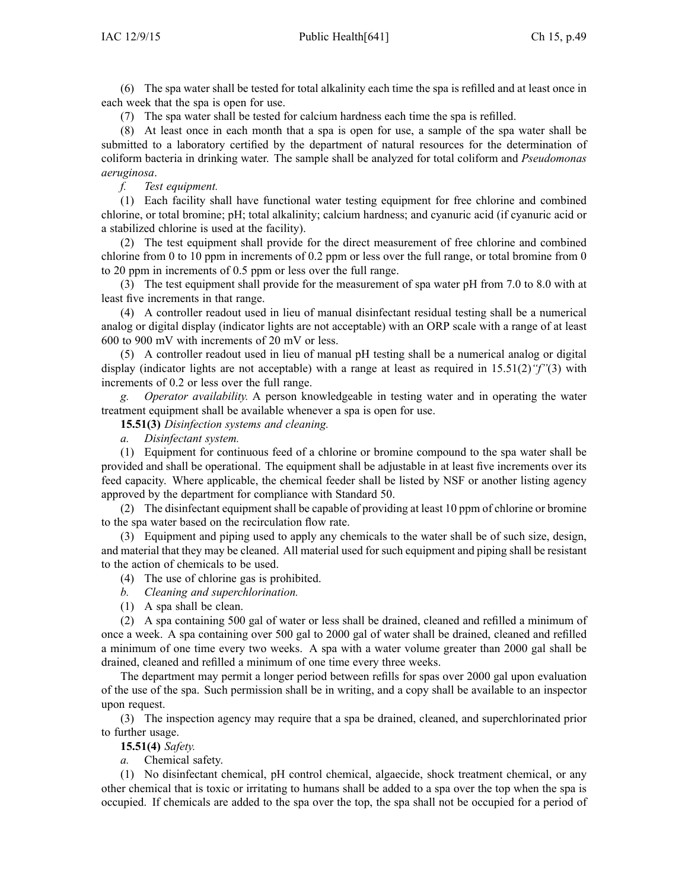(6) The spa water shall be tested for total alkalinity each time the spa is refilled and at least once in each week that the spa is open for use.

(7) The spa water shall be tested for calcium hardness each time the spa is refilled.

(8) At least once in each month that a spa is open for use, a sample of the spa water shall be submitted to a laboratory certified by the department of natural resources for the determination of coliform bacteria in drinking water. The sample shall be analyzed for total coliform and *Pseudomonas aeruginosa*.

*f. Test equipment.*

(1) Each facility shall have functional water testing equipment for free chlorine and combined chlorine, or total bromine; pH; total alkalinity; calcium hardness; and cyanuric acid (if cyanuric acid or a stabilized chlorine is used at the facility).

(2) The test equipment shall provide for the direct measurement of free chlorine and combined chlorine from 0 to 10 ppm in increments of 0.2 ppm or less over the full range, or total bromine from 0 to 20 ppm in increments of 0.5 ppm or less over the full range.

(3) The test equipment shall provide for the measurement of spa water pH from 7.0 to 8.0 with at least five increments in that range.

(4) A controller readout used in lieu of manual disinfectant residual testing shall be a numerical analog or digital display (indicator lights are not acceptable) with an ORP scale with a range of at least 600 to 900 mV with increments of 20 mV or less.

(5) A controller readout used in lieu of manual pH testing shall be a numerical analog or digital display (indicator lights are not acceptable) with a range at least as required in 15.51(2)*"f"*(3) with increments of 0.2 or less over the full range.

*g. Operator availability.* A person knowledgeable in testing water and in operating the water treatment equipment shall be available whenever a spa is open for use.

**15.51(3)** *Disinfection systems and cleaning.*

*a. Disinfectant system.*

(1) Equipment for continuous feed of a chlorine or bromine compound to the spa water shall be provided and shall be operational. The equipment shall be adjustable in at least five increments over its feed capacity. Where applicable, the chemical feeder shall be listed by NSF or another listing agency approved by the department for compliance with Standard 50.

(2) The disinfectant equipment shall be capable of providing at least 10 ppm of chlorine or bromine to the spa water based on the recirculation flow rate.

(3) Equipment and piping used to apply any chemicals to the water shall be of such size, design, and material that they may be cleaned. All material used for such equipment and piping shall be resistant to the action of chemicals to be used.

(4) The use of chlorine gas is prohibited.

*b. Cleaning and superchlorination.*

(1) A spa shall be clean.

(2) A spa containing 500 gal of water or less shall be drained, cleaned and refilled a minimum of once a week. A spa containing over 500 gal to 2000 gal of water shall be drained, cleaned and refilled a minimum of one time every two weeks. A spa with a water volume greater than 2000 gal shall be drained, cleaned and refilled a minimum of one time every three weeks.

The department may permit a longer period between refills for spas over 2000 gal upon evaluation of the use of the spa. Such permission shall be in writing, and a copy shall be available to an inspector upon request.

(3) The inspection agency may require that a spa be drained, cleaned, and superchlorinated prior to further usage.

**15.51(4)** *Safety.*

*a.* Chemical safety.

(1) No disinfectant chemical, pH control chemical, algaecide, shock treatment chemical, or any other chemical that is toxic or irritating to humans shall be added to a spa over the top when the spa is occupied. If chemicals are added to the spa over the top, the spa shall not be occupied for a period of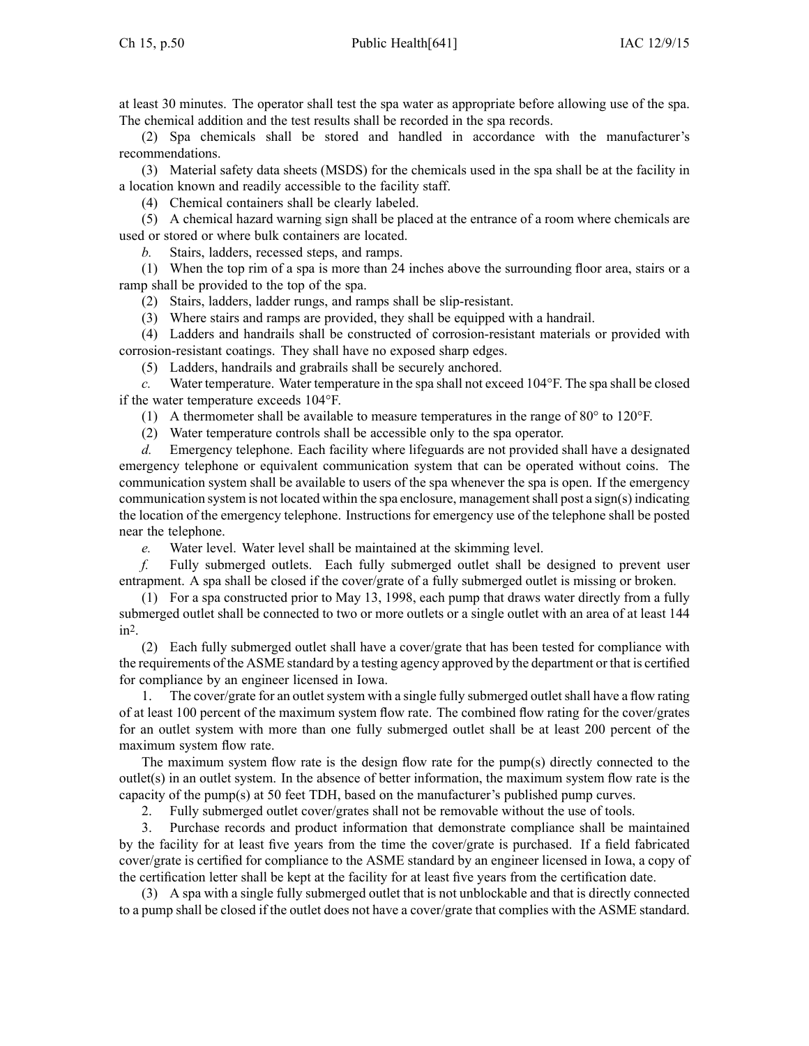at least 30 minutes. The operator shall test the spa water as appropriate before allowing use of the spa. The chemical addition and the test results shall be recorded in the spa records.

(2) Spa chemicals shall be stored and handled in accordance with the manufacturer's recommendations.

(3) Material safety data sheets (MSDS) for the chemicals used in the spa shall be at the facility in a location known and readily accessible to the facility staff.

(4) Chemical containers shall be clearly labeled.

(5) A chemical hazard warning sign shall be placed at the entrance of a room where chemicals are used or stored or where bulk containers are located.

*b.* Stairs, ladders, recessed steps, and ramps.

(1) When the top rim of a spa is more than 24 inches above the surrounding floor area, stairs or a ramp shall be provided to the top of the spa.

(2) Stairs, ladders, ladder rungs, and ramps shall be slip-resistant.

(3) Where stairs and ramps are provided, they shall be equipped with a handrail.

(4) Ladders and handrails shall be constructed of corrosion-resistant materials or provided with corrosion-resistant coatings. They shall have no exposed sharp edges.

(5) Ladders, handrails and grabrails shall be securely anchored.

*c.* Water temperature. Water temperature in the spa shall not exceed 104°F. The spa shall be closed if the water temperature exceeds 104°F.

(1) A thermometer shall be available to measure temperatures in the range of 80° to 120°F.

(2) Water temperature controls shall be accessible only to the spa operator.

*d.* Emergency telephone. Each facility where lifeguards are not provided shall have a designated emergency telephone or equivalent communication system that can be operated without coins. The communication system shall be available to users of the spa whenever the spa is open. If the emergency communication system is not located within the spa enclosure, management shall post a sign(s) indicating the location of the emergency telephone. Instructions for emergency use of the telephone shall be posted near the telephone.

*e.* Water level. Water level shall be maintained at the skimming level.

*f.* Fully submerged outlets. Each fully submerged outlet shall be designed to prevent user entrapment. A spa shall be closed if the cover/grate of a fully submerged outlet is missing or broken.

(1) For a spa constructed prior to May 13, 1998, each pump that draws water directly from a fully submerged outlet shall be connected to two or more outlets or a single outlet with an area of at least 144 $in^2$.

(2) Each fully submerged outlet shall have a cover/grate that has been tested for compliance with the requirements of the ASME standard by a testing agency approved by the department or that is certified for compliance by an engineer licensed in Iowa.

1. The cover/grate for an outlet system with a single fully submerged outlet shall have a flow rating of at least 100 percent of the maximum system flow rate. The combined flow rating for the cover/grates for an outlet system with more than one fully submerged outlet shall be at least 200 percent of the maximum system flow rate.

The maximum system flow rate is the design flow rate for the pump(s) directly connected to the outlet(s) in an outlet system. In the absence of better information, the maximum system flow rate is the capacity of the pump(s) at 50 feet TDH, based on the manufacturer's published pump curves.

2. Fully submerged outlet cover/grates shall not be removable without the use of tools.

3. Purchase records and product information that demonstrate compliance shall be maintained by the facility for at least five years from the time the cover/grate is purchased. If a field fabricated cover/grate is certified for compliance to the ASME standard by an engineer licensed in Iowa, a copy of the certification letter shall be kept at the facility for at least five years from the certification date.

(3) A spa with a single fully submerged outlet that is not unblockable and that is directly connected to a pump shall be closed if the outlet does not have a cover/grate that complies with the ASME standard.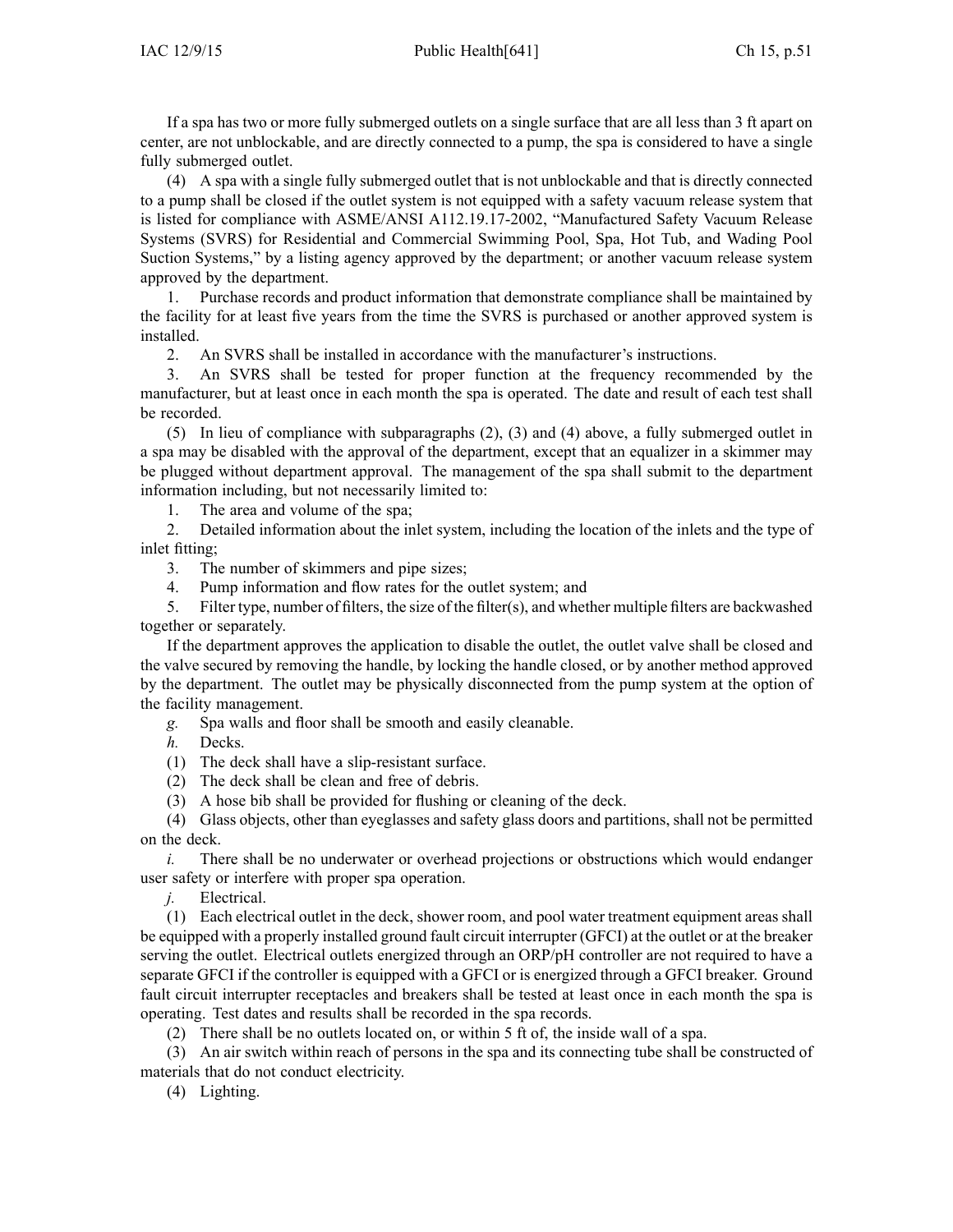If a spa has two or more fully submerged outlets on a single surface that are all less than 3 ft apart on center, are not unblockable, and are directly connected to a pump, the spa is considered to have a single fully submerged outlet.

(4) A spa with a single fully submerged outlet that is not unblockable and that is directly connected to a pump shall be closed if the outlet system is not equipped with a safety vacuum release system that is listed for compliance with ASME/ANSI A112.19.17-2002, "Manufactured Safety Vacuum Release Systems (SVRS) for Residential and Commercial Swimming Pool, Spa, Hot Tub, and Wading Pool Suction Systems," by a listing agency approved by the department; or another vacuum release system approved by the department.

1. Purchase records and product information that demonstrate compliance shall be maintained by the facility for at least five years from the time the SVRS is purchased or another approved system is installed.

2. An SVRS shall be installed in accordance with the manufacturer's instructions.

3. An SVRS shall be tested for proper function at the frequency recommended by the manufacturer, but at least once in each month the spa is operated. The date and result of each test shall be recorded.

(5) In lieu of compliance with subparagraphs (2), (3) and (4) above, a fully submerged outlet in a spa may be disabled with the approval of the department, except that an equalizer in a skimmer may be plugged without department approval. The management of the spa shall submit to the department information including, but not necessarily limited to:

1. The area and volume of the spa;

2. Detailed information about the inlet system, including the location of the inlets and the type of inlet fitting;

3. The number of skimmers and pipe sizes;

4. Pump information and flow rates for the outlet system; and

5. Filter type, number of filters, the size of the filter(s), and whether multiple filters are backwashed together or separately.

If the department approves the application to disable the outlet, the outlet valve shall be closed and the valve secured by removing the handle, by locking the handle closed, or by another method approved by the department. The outlet may be physically disconnected from the pump system at the option of the facility management.

*g.* Spa walls and floor shall be smooth and easily cleanable.

*h.* Decks.

(1) The deck shall have a slip-resistant surface.

(2) The deck shall be clean and free of debris.

(3) A hose bib shall be provided for flushing or cleaning of the deck.

(4) Glass objects, other than eyeglasses and safety glass doors and partitions, shall not be permitted on the deck.

*i.* There shall be no underwater or overhead projections or obstructions which would endanger user safety or interfere with proper spa operation.

*j.* Electrical.

(1) Each electrical outlet in the deck, shower room, and pool water treatment equipment areas shall be equipped with a properly installed ground fault circuit interrupter (GFCI) at the outlet or at the breaker serving the outlet. Electrical outlets energized through an ORP/pH controller are not required to have a separate GFCI if the controller is equipped with a GFCI or is energized through a GFCI breaker. Ground fault circuit interrupter receptacles and breakers shall be tested at least once in each month the spa is operating. Test dates and results shall be recorded in the spa records.

(2) There shall be no outlets located on, or within 5 ft of, the inside wall of a spa.

(3) An air switch within reach of persons in the spa and its connecting tube shall be constructed of materials that do not conduct electricity.

(4) Lighting.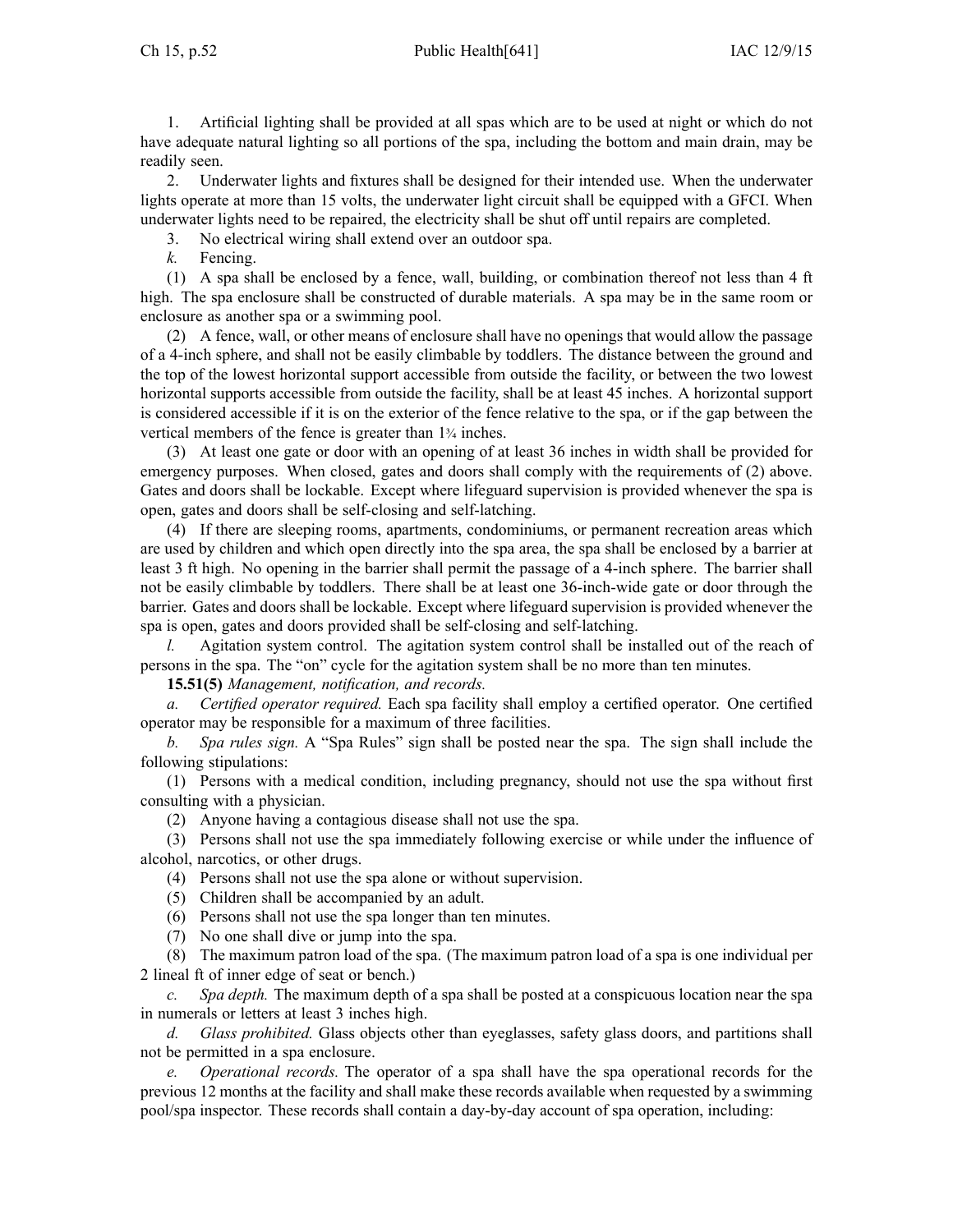1. Artificial lighting shall be provided at all spas which are to be used at night or which do not have adequate natural lighting so all portions of the spa, including the bottom and main drain, may be readily seen.

2. Underwater lights and fixtures shall be designed for their intended use. When the underwater lights operate at more than 15 volts, the underwater light circuit shall be equipped with a GFCI. When underwater lights need to be repaired, the electricity shall be shut off until repairs are completed.

3. No electrical wiring shall extend over an outdoor spa.

*k.* Fencing.

(1) A spa shall be enclosed by a fence, wall, building, or combination thereof not less than 4 ft high. The spa enclosure shall be constructed of durable materials. A spa may be in the same room or enclosure as another spa or a swimming pool.

(2) A fence, wall, or other means of enclosure shall have no openings that would allow the passage of a 4-inch sphere, and shall not be easily climbable by toddlers. The distance between the ground and the top of the lowest horizontal support accessible from outside the facility, or between the two lowest horizontal supports accessible from outside the facility, shall be at least 45 inches. A horizontal support is considered accessible if it is on the exterior of the fence relative to the spa, or if the gap between the vertical members of the fence is greater than 1¾ inches.

(3) At least one gate or door with an opening of at least 36 inches in width shall be provided for emergency purposes. When closed, gates and doors shall comply with the requirements of (2) above. Gates and doors shall be lockable. Except where lifeguard supervision is provided whenever the spa is open, gates and doors shall be self-closing and self-latching.

(4) If there are sleeping rooms, apartments, condominiums, or permanent recreation areas which are used by children and which open directly into the spa area, the spa shall be enclosed by a barrier at least 3 ft high. No opening in the barrier shall permit the passage of a 4-inch sphere. The barrier shall not be easily climbable by toddlers. There shall be at least one 36-inch-wide gate or door through the barrier. Gates and doors shall be lockable. Except where lifeguard supervision is provided whenever the spa is open, gates and doors provided shall be self-closing and self-latching.

*l.* Agitation system control. The agitation system control shall be installed out of the reach of persons in the spa. The "on" cycle for the agitation system shall be no more than ten minutes.

**15.51(5)** *Management, notification, and records.*

*a.* *Certified operator required.* Each spa facility shall employ a certified operator. One certified operator may be responsible for a maximum of three facilities.

*b.* *Spa rules sign.* A "Spa Rules" sign shall be posted near the spa. The sign shall include the following stipulations:

(1) Persons with a medical condition, including pregnancy, should not use the spa without first consulting with a physician.

(2) Anyone having a contagious disease shall not use the spa.

(3) Persons shall not use the spa immediately following exercise or while under the influence of alcohol, narcotics, or other drugs.

(4) Persons shall not use the spa alone or without supervision.

(5) Children shall be accompanied by an adult.

(6) Persons shall not use the spa longer than ten minutes.

(7) No one shall dive or jump into the spa.

(8) The maximum patron load of the spa. (The maximum patron load of a spa is one individual per 2 lineal ft of inner edge of seat or bench.)

*c.* *Spa depth.* The maximum depth of a spa shall be posted at a conspicuous location near the spa in numerals or letters at least 3 inches high.

*d.* *Glass prohibited.* Glass objects other than eyeglasses, safety glass doors, and partitions shall not be permitted in a spa enclosure.

*e.* *Operational records.* The operator of a spa shall have the spa operational records for the previous 12 months at the facility and shall make these records available when requested by a swimming pool/spa inspector. These records shall contain a day-by-day account of spa operation, including: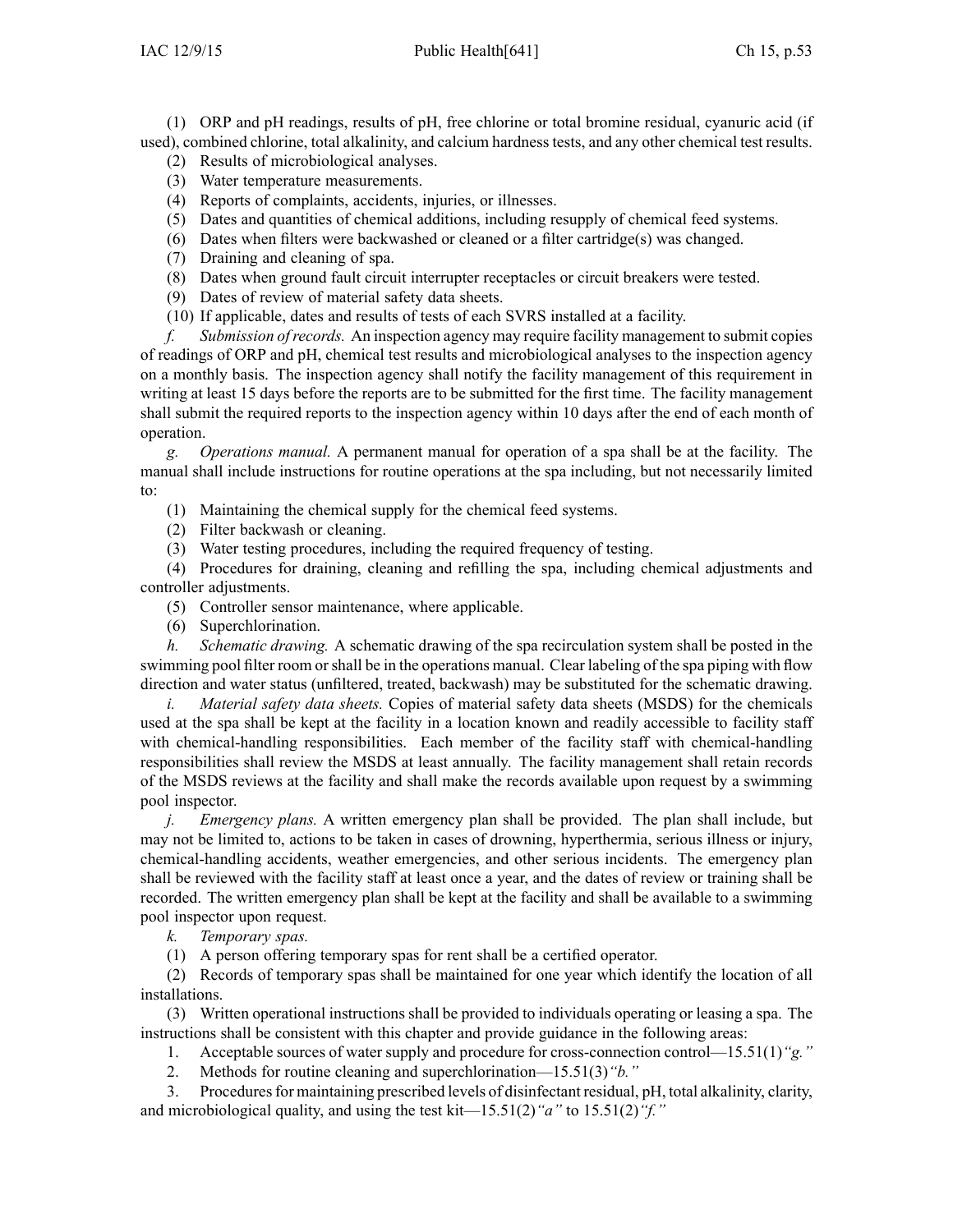(1) ORP and pH readings, results of pH, free chlorine or total bromine residual, cyanuric acid (if used), combined chlorine, total alkalinity, and calcium hardness tests, and any other chemical test results.

(2) Results of microbiological analyses.

(3) Water temperature measurements.

(4) Reports of complaints, accidents, injuries, or illnesses.

(5) Dates and quantities of chemical additions, including resupply of chemical feed systems.

(6) Dates when filters were backwashed or cleaned or a filter cartridge(s) was changed.

(7) Draining and cleaning of spa.

(8) Dates when ground fault circuit interrupter receptacles or circuit breakers were tested.

(9) Dates of review of material safety data sheets.

(10) If applicable, dates and results of tests of each SVRS installed at a facility.

*f. Submission of records.* An inspection agency may require facility management to submit copies of readings of ORP and pH, chemical test results and microbiological analyses to the inspection agency on a monthly basis. The inspection agency shall notify the facility management of this requirement in writing at least 15 days before the reports are to be submitted for the first time. The facility management shall submit the required reports to the inspection agency within 10 days after the end of each month of operation.

*g. Operations manual.* A permanent manual for operation of a spa shall be at the facility. The manual shall include instructions for routine operations at the spa including, but not necessarily limited to:

(1) Maintaining the chemical supply for the chemical feed systems.

(2) Filter backwash or cleaning.

(3) Water testing procedures, including the required frequency of testing.

(4) Procedures for draining, cleaning and refilling the spa, including chemical adjustments and controller adjustments.

(5) Controller sensor maintenance, where applicable.

(6) Superchlorination.

*h. Schematic drawing.* A schematic drawing of the spa recirculation system shall be posted in the swimming pool filter room or shall be in the operations manual. Clear labeling of the spa piping with flow direction and water status (unfiltered, treated, backwash) may be substituted for the schematic drawing.

*i. Material safety data sheets.* Copies of material safety data sheets (MSDS) for the chemicals used at the spa shall be kept at the facility in a location known and readily accessible to facility staff with chemical-handling responsibilities. Each member of the facility staff with chemical-handling responsibilities shall review the MSDS at least annually. The facility management shall retain records of the MSDS reviews at the facility and shall make the records available upon request by a swimming pool inspector.

*j. Emergency plans.* A written emergency plan shall be provided. The plan shall include, but may not be limited to, actions to be taken in cases of drowning, hyperthermia, serious illness or injury, chemical-handling accidents, weather emergencies, and other serious incidents. The emergency plan shall be reviewed with the facility staff at least once a year, and the dates of review or training shall be recorded. The written emergency plan shall be kept at the facility and shall be available to a swimming pool inspector upon request.

*k. Temporary spas.*

(1) A person offering temporary spas for rent shall be a certified operator.

(2) Records of temporary spas shall be maintained for one year which identify the location of all installations.

(3) Written operational instructions shall be provided to individuals operating or leasing a spa. The instructions shall be consistent with this chapter and provide guidance in the following areas:

1. Acceptable sources of water supply and procedure for cross-connection control—15.51(1)*"g."*

2. Methods for routine cleaning and superchlorination—15.51(3)*"b."*

3. Procedures for maintaining prescribed levels of disinfectant residual, pH, total alkalinity, clarity, and microbiological quality, and using the test kit—15.51(2)*"a"* to 15.51(2)*"f."*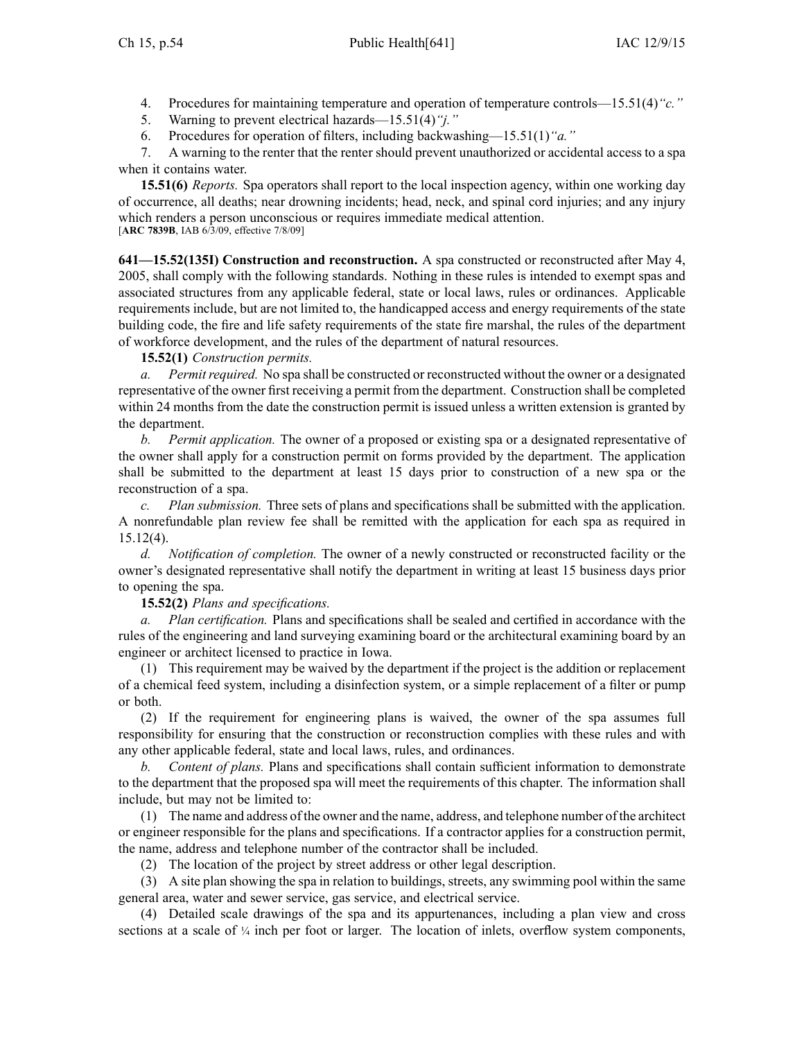4. Procedures for maintaining temperature and operation of temperature controls—15.51(4)*"c."*

5. Warning to prevent electrical hazards—15.51(4)*"j."*

6. Procedures for operation of filters, including backwashing—15.51(1)*"a."*

7. A warning to the renter that the renter should prevent unauthorized or accidental access to a spa when it contains water.

**15.51(6)** *Reports.* Spa operators shall report to the local inspection agency, within one working day of occurrence, all deaths; near drowning incidents; head, neck, and spinal cord injuries; and any injury which renders a person unconscious or requires immediate medical attention.
[**ARC 7839B**, IAB 6/3/09, effective 7/8/09]

**641—15.52(135I) Construction and reconstruction.** A spa constructed or reconstructed after May 4, 2005, shall comply with the following standards. Nothing in these rules is intended to exempt spas and associated structures from any applicable federal, state or local laws, rules or ordinances. Applicable requirements include, but are not limited to, the handicapped access and energy requirements of the state building code, the fire and life safety requirements of the state fire marshal, the rules of the department of workforce development, and the rules of the department of natural resources.

**15.52(1)** *Construction permits.*

*a. Permit required.* No spa shall be constructed or reconstructed without the owner or a designated representative of the owner first receiving a permit from the department. Construction shall be completed within 24 months from the date the construction permit is issued unless a written extension is granted by the department.

*b. Permit application.* The owner of a proposed or existing spa or a designated representative of the owner shall apply for a construction permit on forms provided by the department. The application shall be submitted to the department at least 15 days prior to construction of a new spa or the reconstruction of a spa.

*c. Plan submission.* Three sets of plans and specifications shall be submitted with the application. A nonrefundable plan review fee shall be remitted with the application for each spa as required in 15.12(4).

*d. Notification of completion.* The owner of a newly constructed or reconstructed facility or the owner's designated representative shall notify the department in writing at least 15 business days prior to opening the spa.

**15.52(2)** *Plans and specifications.*

*a. Plan certification.* Plans and specifications shall be sealed and certified in accordance with the rules of the engineering and land surveying examining board or the architectural examining board by an engineer or architect licensed to practice in Iowa.

(1) This requirement may be waived by the department if the project is the addition or replacement of a chemical feed system, including a disinfection system, or a simple replacement of a filter or pump or both.

(2) If the requirement for engineering plans is waived, the owner of the spa assumes full responsibility for ensuring that the construction or reconstruction complies with these rules and with any other applicable federal, state and local laws, rules, and ordinances.

*b. Content of plans.* Plans and specifications shall contain sufficient information to demonstrate to the department that the proposed spa will meet the requirements of this chapter. The information shall include, but may not be limited to:

(1) The name and address of the owner and the name, address, and telephone number of the architect or engineer responsible for the plans and specifications. If a contractor applies for a construction permit, the name, address and telephone number of the contractor shall be included.

(2) The location of the project by street address or other legal description.

(3) A site plan showing the spa in relation to buildings, streets, any swimming pool within the same general area, water and sewer service, gas service, and electrical service.

(4) Detailed scale drawings of the spa and its appurtenances, including a plan view and cross sections at a scale of ¼ inch per foot or larger. The location of inlets, overflow system components,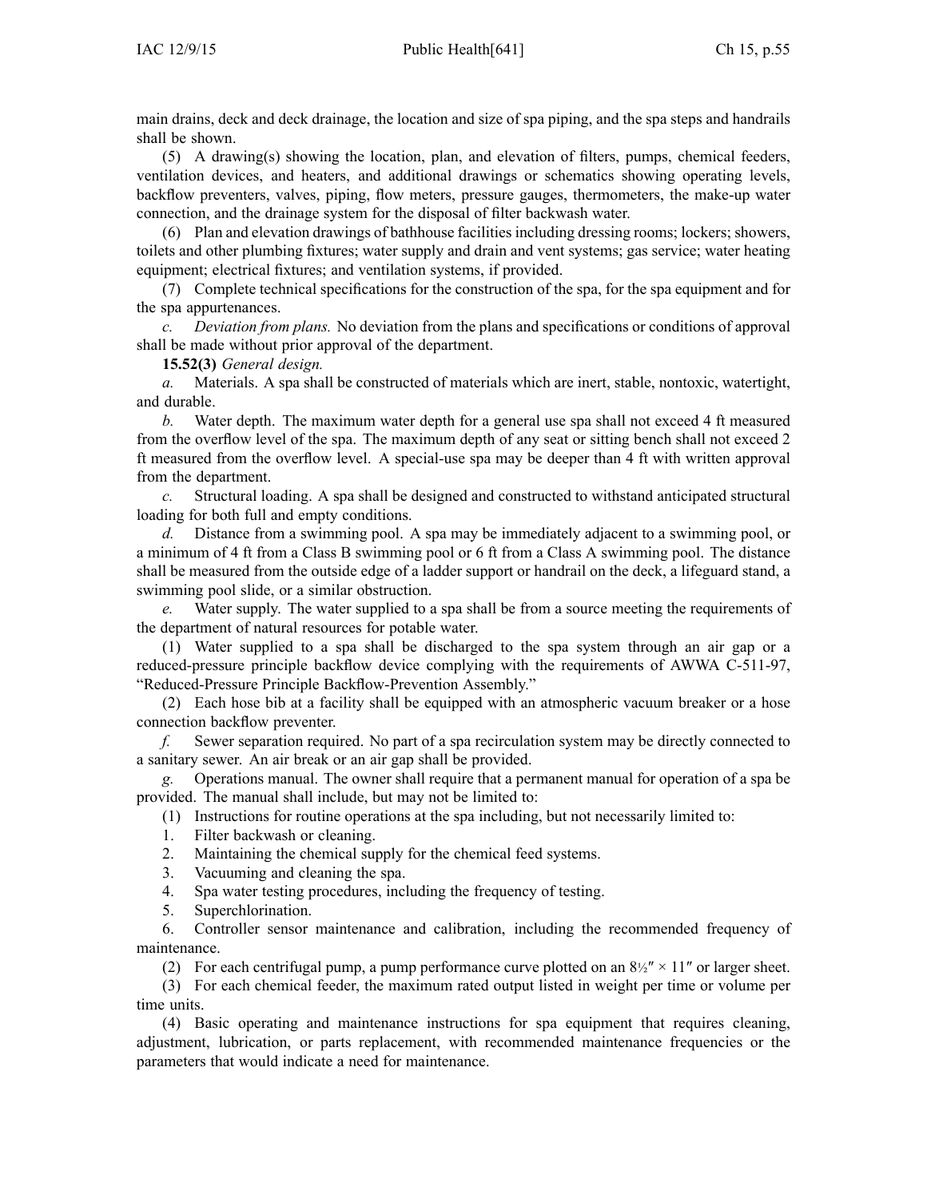main drains, deck and deck drainage, the location and size of spa piping, and the spa steps and handrails shall be shown.

(5) A drawing(s) showing the location, plan, and elevation of filters, pumps, chemical feeders, ventilation devices, and heaters, and additional drawings or schematics showing operating levels, backflow preventers, valves, piping, flow meters, pressure gauges, thermometers, the make-up water connection, and the drainage system for the disposal of filter backwash water.

(6) Plan and elevation drawings of bathhouse facilities including dressing rooms; lockers; showers, toilets and other plumbing fixtures; water supply and drain and vent systems; gas service; water heating equipment; electrical fixtures; and ventilation systems, if provided.

(7) Complete technical specifications for the construction of the spa, for the spa equipment and for the spa appurtenances.

*c. Deviation from plans.* No deviation from the plans and specifications or conditions of approval shall be made without prior approval of the department.

**15.52(3)** *General design.*

*a.* Materials. A spa shall be constructed of materials which are inert, stable, nontoxic, watertight, and durable.

*b.* Water depth. The maximum water depth for a general use spa shall not exceed 4 ft measured from the overflow level of the spa. The maximum depth of any seat or sitting bench shall not exceed 2 ft measured from the overflow level. A special-use spa may be deeper than 4 ft with written approval from the department.

*c.* Structural loading. A spa shall be designed and constructed to withstand anticipated structural loading for both full and empty conditions.

*d.* Distance from a swimming pool. A spa may be immediately adjacent to a swimming pool, or a minimum of 4 ft from a Class B swimming pool or 6 ft from a Class A swimming pool. The distance shall be measured from the outside edge of a ladder support or handrail on the deck, a lifeguard stand, a swimming pool slide, or a similar obstruction.

*e.* Water supply. The water supplied to a spa shall be from a source meeting the requirements of the department of natural resources for potable water.

(1) Water supplied to a spa shall be discharged to the spa system through an air gap or a reduced-pressure principle backflow device complying with the requirements of AWWA C-511-97, "Reduced-Pressure Principle Backflow-Prevention Assembly."

(2) Each hose bib at a facility shall be equipped with an atmospheric vacuum breaker or a hose connection backflow preventer.

*f.* Sewer separation required. No part of a spa recirculation system may be directly connected to a sanitary sewer. An air break or an air gap shall be provided.

*g.* Operations manual. The owner shall require that a permanent manual for operation of a spa be provided. The manual shall include, but may not be limited to:

(1) Instructions for routine operations at the spa including, but not necessarily limited to:

1. Filter backwash or cleaning.
2. Maintaining the chemical supply for the chemical feed systems.
3. Vacuuming and cleaning the spa.
4. Spa water testing procedures, including the frequency of testing.
5. Superchlorination.
6. Controller sensor maintenance and calibration, including the recommended frequency of maintenance.

(2) For each centrifugal pump, a pump performance curve plotted on an 8½″ × 11″ or larger sheet.

(3) For each chemical feeder, the maximum rated output listed in weight per time or volume per time units.

(4) Basic operating and maintenance instructions for spa equipment that requires cleaning, adjustment, lubrication, or parts replacement, with recommended maintenance frequencies or the parameters that would indicate a need for maintenance.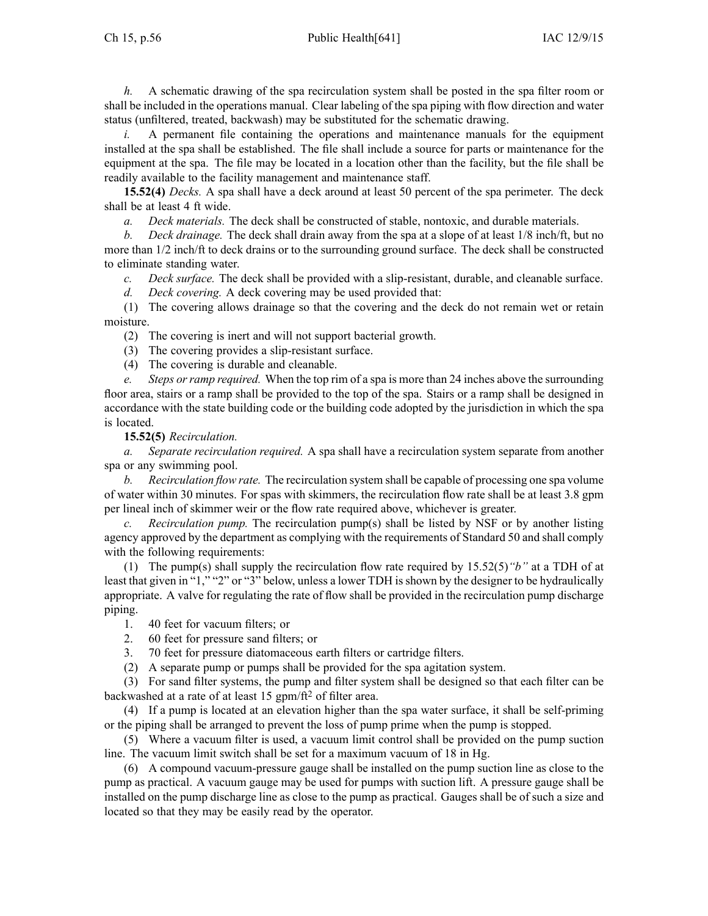*h.* A schematic drawing of the spa recirculation system shall be posted in the spa filter room or shall be included in the operations manual. Clear labeling of the spa piping with flow direction and water status (unfiltered, treated, backwash) may be substituted for the schematic drawing.

*i.* A permanent file containing the operations and maintenance manuals for the equipment installed at the spa shall be established. The file shall include a source for parts or maintenance for the equipment at the spa. The file may be located in a location other than the facility, but the file shall be readily available to the facility management and maintenance staff.

**15.52(4)** *Decks.* A spa shall have a deck around at least 50 percent of the spa perimeter. The deck shall be at least 4 ft wide.

*a.* *Deck materials.* The deck shall be constructed of stable, nontoxic, and durable materials.

*b.* *Deck drainage.* The deck shall drain away from the spa at a slope of at least 1/8 inch/ft, but no more than 1/2 inch/ft to deck drains or to the surrounding ground surface. The deck shall be constructed to eliminate standing water.

*c.* *Deck surface.* The deck shall be provided with a slip-resistant, durable, and cleanable surface.

*d.* *Deck covering.* A deck covering may be used provided that:

(1) The covering allows drainage so that the covering and the deck do not remain wet or retain moisture.

(2) The covering is inert and will not support bacterial growth.

(3) The covering provides a slip-resistant surface.

(4) The covering is durable and cleanable.

*e.* *Steps or ramp required.* When the top rim of a spa is more than 24 inches above the surrounding floor area, stairs or a ramp shall be provided to the top of the spa. Stairs or a ramp shall be designed in accordance with the state building code or the building code adopted by the jurisdiction in which the spa is located.

**15.52(5)** *Recirculation.*

*a.* *Separate recirculation required.* A spa shall have a recirculation system separate from another spa or any swimming pool.

*b.* *Recirculation flow rate.* The recirculation system shall be capable of processing one spa volume of water within 30 minutes. For spas with skimmers, the recirculation flow rate shall be at least 3.8 gpm per lineal inch of skimmer weir or the flow rate required above, whichever is greater.

*c.* *Recirculation pump.* The recirculation pump(s) shall be listed by NSF or by another listing agency approved by the department as complying with the requirements of Standard 50 and shall comply with the following requirements:

(1) The pump(s) shall supply the recirculation flow rate required by 15.52(5)*"b"* at a TDH of at least that given in "1," "2" or "3" below, unless a lower TDH is shown by the designer to be hydraulically appropriate. A valve for regulating the rate of flow shall be provided in the recirculation pump discharge piping.

1. 40 feet for vacuum filters; or
2. 60 feet for pressure sand filters; or
3. 70 feet for pressure diatomaceous earth filters or cartridge filters.

(2) A separate pump or pumps shall be provided for the spa agitation system.

(3) For sand filter systems, the pump and filter system shall be designed so that each filter can be backwashed at a rate of at least 15 gpm/ft$^2$ of filter area.

(4) If a pump is located at an elevation higher than the spa water surface, it shall be self-priming or the piping shall be arranged to prevent the loss of pump prime when the pump is stopped.

(5) Where a vacuum filter is used, a vacuum limit control shall be provided on the pump suction line. The vacuum limit switch shall be set for a maximum vacuum of 18 in Hg.

(6) A compound vacuum-pressure gauge shall be installed on the pump suction line as close to the pump as practical. A vacuum gauge may be used for pumps with suction lift. A pressure gauge shall be installed on the pump discharge line as close to the pump as practical. Gauges shall be of such a size and located so that they may be easily read by the operator.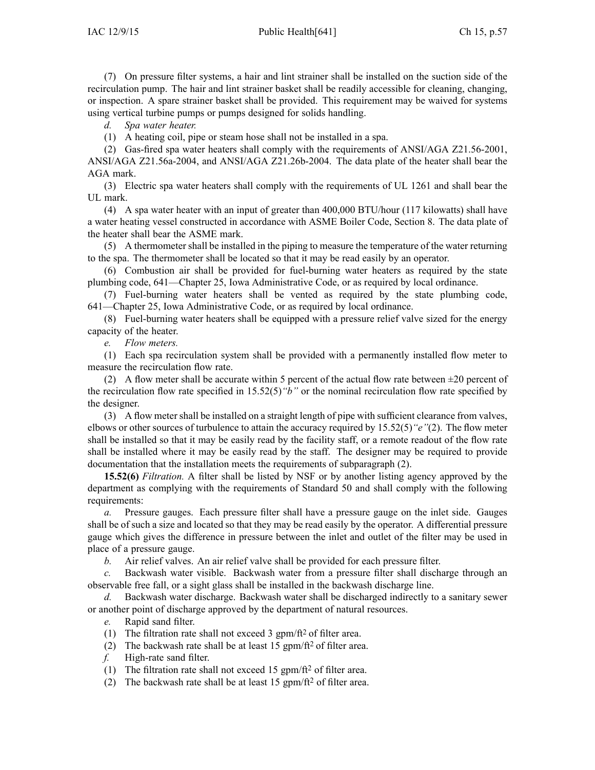(7) On pressure filter systems, a hair and lint strainer shall be installed on the suction side of the recirculation pump. The hair and lint strainer basket shall be readily accessible for cleaning, changing, or inspection. A spare strainer basket shall be provided. This requirement may be waived for systems using vertical turbine pumps or pumps designed for solids handling.

*d. Spa water heater.*

(1) A heating coil, pipe or steam hose shall not be installed in a spa.

(2) Gas-fired spa water heaters shall comply with the requirements of ANSI/AGA Z21.56-2001, ANSI/AGA Z21.56a-2004, and ANSI/AGA Z21.26b-2004. The data plate of the heater shall bear the AGA mark.

(3) Electric spa water heaters shall comply with the requirements of UL 1261 and shall bear the UL mark.

(4) A spa water heater with an input of greater than 400,000 BTU/hour (117 kilowatts) shall have a water heating vessel constructed in accordance with ASME Boiler Code, Section 8. The data plate of the heater shall bear the ASME mark.

(5) A thermometer shall be installed in the piping to measure the temperature of the water returning to the spa. The thermometer shall be located so that it may be read easily by an operator.

(6) Combustion air shall be provided for fuel-burning water heaters as required by the state plumbing code, 641—Chapter 25, Iowa Administrative Code, or as required by local ordinance.

(7) Fuel-burning water heaters shall be vented as required by the state plumbing code, 641—Chapter 25, Iowa Administrative Code, or as required by local ordinance.

(8) Fuel-burning water heaters shall be equipped with a pressure relief valve sized for the energy capacity of the heater.

*e. Flow meters.*

(1) Each spa recirculation system shall be provided with a permanently installed flow meter to measure the recirculation flow rate.

(2) A flow meter shall be accurate within 5 percent of the actual flow rate between ±20 percent of the recirculation flow rate specified in 15.52(5)*"b"* or the nominal recirculation flow rate specified by the designer.

(3) A flow meter shall be installed on a straight length of pipe with sufficient clearance from valves, elbows or other sources of turbulence to attain the accuracy required by 15.52(5)*"e"*(2). The flow meter shall be installed so that it may be easily read by the facility staff, or a remote readout of the flow rate shall be installed where it may be easily read by the staff. The designer may be required to provide documentation that the installation meets the requirements of subparagraph (2).

**15.52(6)** *Filtration.* A filter shall be listed by NSF or by another listing agency approved by the department as complying with the requirements of Standard 50 and shall comply with the following requirements:

*a.* Pressure gauges. Each pressure filter shall have a pressure gauge on the inlet side. Gauges shall be of such a size and located so that they may be read easily by the operator. A differential pressure gauge which gives the difference in pressure between the inlet and outlet of the filter may be used in place of a pressure gauge.

*b.* Air relief valves. An air relief valve shall be provided for each pressure filter.

*c.* Backwash water visible. Backwash water from a pressure filter shall discharge through an observable free fall, or a sight glass shall be installed in the backwash discharge line.

*d.* Backwash water discharge. Backwash water shall be discharged indirectly to a sanitary sewer or another point of discharge approved by the department of natural resources.

*e.* Rapid sand filter.

(1) The filtration rate shall not exceed 3 gpm/ft$^2$ of filter area.

(2) The backwash rate shall be at least 15 gpm/ft$^2$ of filter area.

*f.* High-rate sand filter.

(1) The filtration rate shall not exceed 15 gpm/ft$^2$ of filter area.

(2) The backwash rate shall be at least 15 gpm/ft$^2$ of filter area.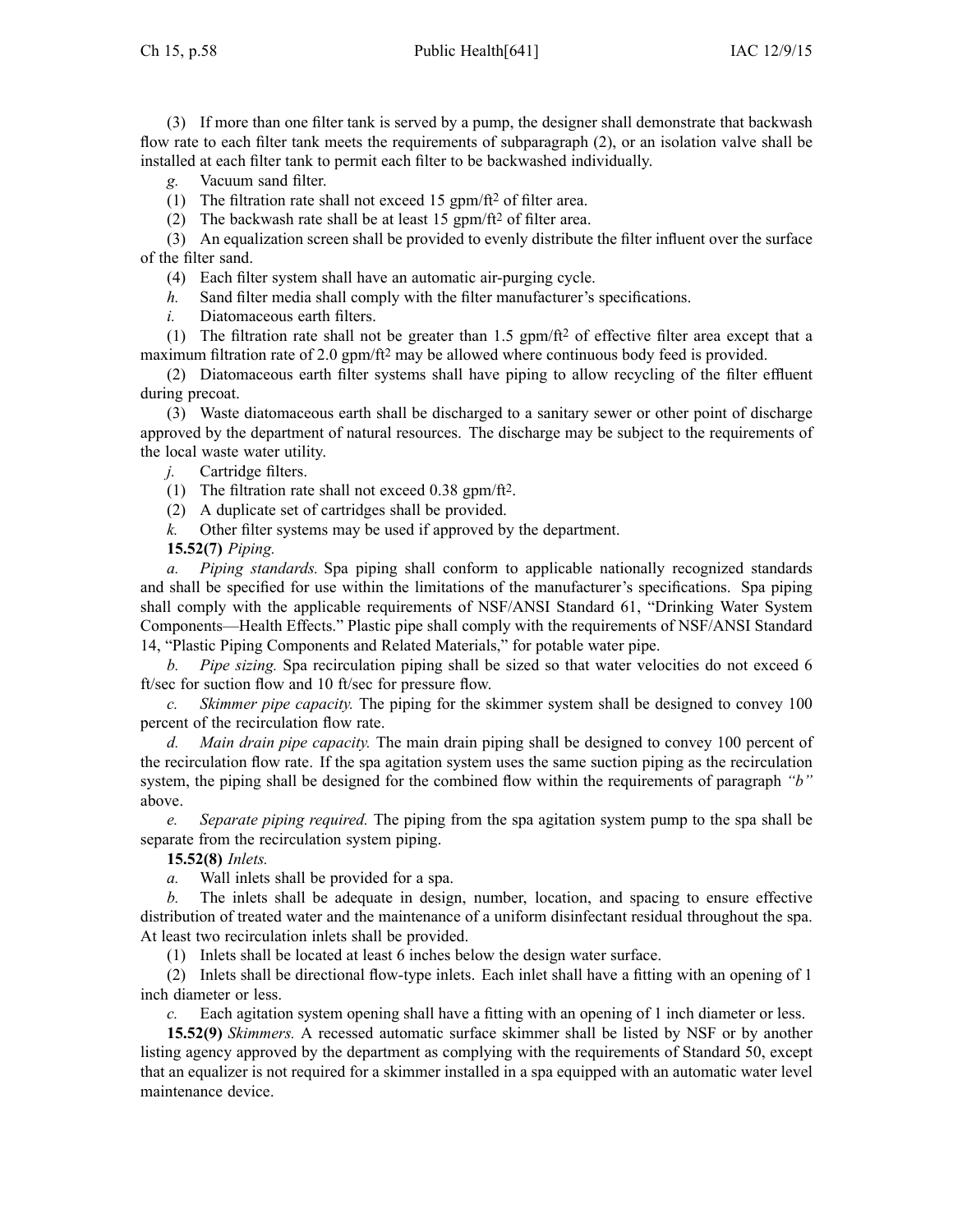(3) If more than one filter tank is served by a pump, the designer shall demonstrate that backwash flow rate to each filter tank meets the requirements of subparagraph (2), or an isolation valve shall be installed at each filter tank to permit each filter to be backwashed individually.

*g.* Vacuum sand filter.

(1) The filtration rate shall not exceed 15 gpm/$ft^2$ of filter area.

(2) The backwash rate shall be at least 15 gpm/$ft^2$ of filter area.

(3) An equalization screen shall be provided to evenly distribute the filter influent over the surface of the filter sand.

(4) Each filter system shall have an automatic air-purging cycle.

*h.* Sand filter media shall comply with the filter manufacturer's specifications.

*i.* Diatomaceous earth filters.

(1) The filtration rate shall not be greater than 1.5 gpm/$ft^2$ of effective filter area except that a maximum filtration rate of 2.0 gpm/$ft^2$ may be allowed where continuous body feed is provided.

(2) Diatomaceous earth filter systems shall have piping to allow recycling of the filter effluent during precoat.

(3) Waste diatomaceous earth shall be discharged to a sanitary sewer or other point of discharge approved by the department of natural resources. The discharge may be subject to the requirements of the local waste water utility.

*j.* Cartridge filters.

(1) The filtration rate shall not exceed 0.38 gpm/$ft^2$.

(2) A duplicate set of cartridges shall be provided.

*k.* Other filter systems may be used if approved by the department.

**15.52(7)** *Piping.*

*a.* *Piping standards.* Spa piping shall conform to applicable nationally recognized standards and shall be specified for use within the limitations of the manufacturer's specifications. Spa piping shall comply with the applicable requirements of NSF/ANSI Standard 61, "Drinking Water System Components—Health Effects." Plastic pipe shall comply with the requirements of NSF/ANSI Standard 14, "Plastic Piping Components and Related Materials," for potable water pipe.

*b.* *Pipe sizing.* Spa recirculation piping shall be sized so that water velocities do not exceed 6 ft/sec for suction flow and 10 ft/sec for pressure flow.

*c.* *Skimmer pipe capacity.* The piping for the skimmer system shall be designed to convey 100 percent of the recirculation flow rate.

*d.* *Main drain pipe capacity.* The main drain piping shall be designed to convey 100 percent of the recirculation flow rate. If the spa agitation system uses the same suction piping as the recirculation system, the piping shall be designed for the combined flow within the requirements of paragraph *"b"* above.

*e.* *Separate piping required.* The piping from the spa agitation system pump to the spa shall be separate from the recirculation system piping.

**15.52(8)** *Inlets.*

*a.* Wall inlets shall be provided for a spa.

*b.* The inlets shall be adequate in design, number, location, and spacing to ensure effective distribution of treated water and the maintenance of a uniform disinfectant residual throughout the spa. At least two recirculation inlets shall be provided.

(1) Inlets shall be located at least 6 inches below the design water surface.

(2) Inlets shall be directional flow-type inlets. Each inlet shall have a fitting with an opening of 1 inch diameter or less.

*c.* Each agitation system opening shall have a fitting with an opening of 1 inch diameter or less.

**15.52(9)** *Skimmers.* A recessed automatic surface skimmer shall be listed by NSF or by another listing agency approved by the department as complying with the requirements of Standard 50, except that an equalizer is not required for a skimmer installed in a spa equipped with an automatic water level maintenance device.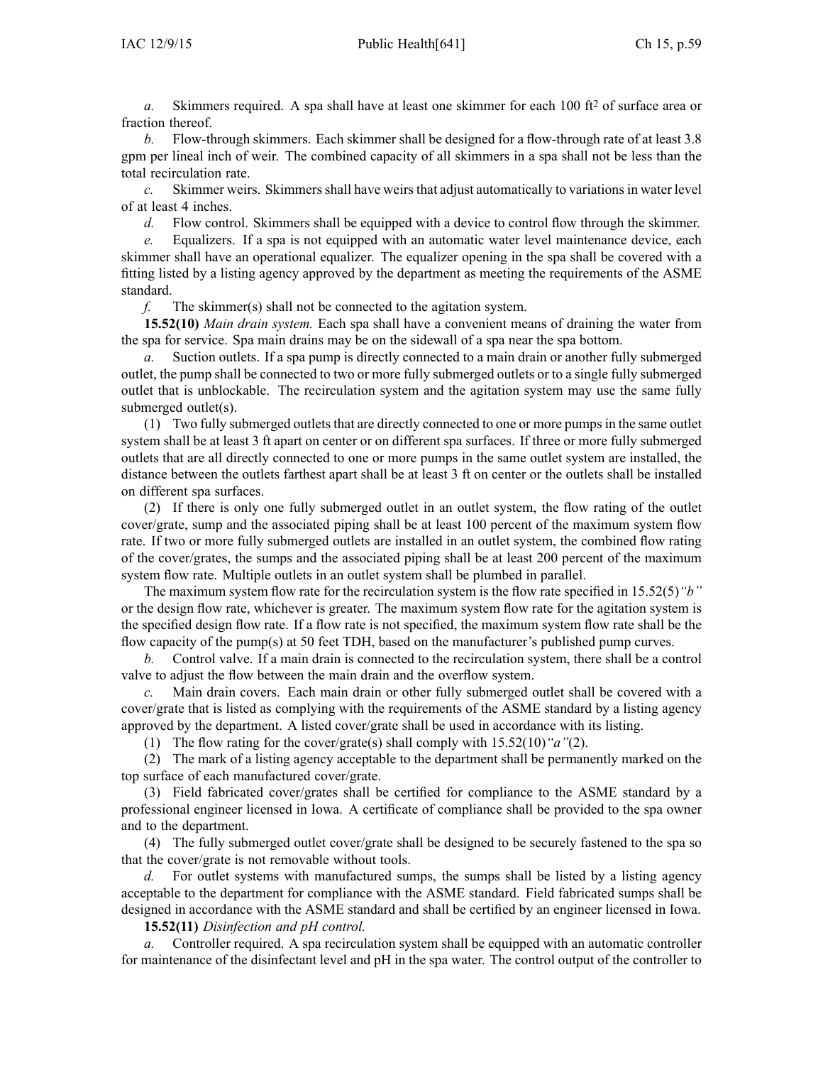*a.* Skimmers required. A spa shall have at least one skimmer for each 100 $ft^2$ of surface area or fraction thereof.

*b.* Flow-through skimmers. Each skimmer shall be designed for a flow-through rate of at least 3.8 gpm per lineal inch of weir. The combined capacity of all skimmers in a spa shall not be less than the total recirculation rate.

*c.* Skimmer weirs. Skimmers shall have weirs that adjust automatically to variations in water level of at least 4 inches.

*d.* Flow control. Skimmers shall be equipped with a device to control flow through the skimmer.

*e.* Equalizers. If a spa is not equipped with an automatic water level maintenance device, each skimmer shall have an operational equalizer. The equalizer opening in the spa shall be covered with a fitting listed by a listing agency approved by the department as meeting the requirements of the ASME standard.

*f.* The skimmer(s) shall not be connected to the agitation system.

**15.52(10)** *Main drain system.* Each spa shall have a convenient means of draining the water from the spa for service. Spa main drains may be on the sidewall of a spa near the spa bottom.

*a.* Suction outlets. If a spa pump is directly connected to a main drain or another fully submerged outlet, the pump shall be connected to two or more fully submerged outlets or to a single fully submerged outlet that is unblockable. The recirculation system and the agitation system may use the same fully submerged outlet(s).

(1) Two fully submerged outlets that are directly connected to one or more pumps in the same outlet system shall be at least 3 ft apart on center or on different spa surfaces. If three or more fully submerged outlets that are all directly connected to one or more pumps in the same outlet system are installed, the distance between the outlets farthest apart shall be at least 3 ft on center or the outlets shall be installed on different spa surfaces.

(2) If there is only one fully submerged outlet in an outlet system, the flow rating of the outlet cover/grate, sump and the associated piping shall be at least 100 percent of the maximum system flow rate. If two or more fully submerged outlets are installed in an outlet system, the combined flow rating of the cover/grates, the sumps and the associated piping shall be at least 200 percent of the maximum system flow rate. Multiple outlets in an outlet system shall be plumbed in parallel.

The maximum system flow rate for the recirculation system is the flow rate specified in 15.52(5)*"b"* or the design flow rate, whichever is greater. The maximum system flow rate for the agitation system is the specified design flow rate. If a flow rate is not specified, the maximum system flow rate shall be the flow capacity of the pump(s) at 50 feet TDH, based on the manufacturer's published pump curves.

*b.* Control valve. If a main drain is connected to the recirculation system, there shall be a control valve to adjust the flow between the main drain and the overflow system.

*c.* Main drain covers. Each main drain or other fully submerged outlet shall be covered with a cover/grate that is listed as complying with the requirements of the ASME standard by a listing agency approved by the department. A listed cover/grate shall be used in accordance with its listing.

(1) The flow rating for the cover/grate(s) shall comply with 15.52(10)*"a"*(2).

(2) The mark of a listing agency acceptable to the department shall be permanently marked on the top surface of each manufactured cover/grate.

(3) Field fabricated cover/grates shall be certified for compliance to the ASME standard by a professional engineer licensed in Iowa. A certificate of compliance shall be provided to the spa owner and to the department.

(4) The fully submerged outlet cover/grate shall be designed to be securely fastened to the spa so that the cover/grate is not removable without tools.

*d.* For outlet systems with manufactured sumps, the sumps shall be listed by a listing agency acceptable to the department for compliance with the ASME standard. Field fabricated sumps shall be designed in accordance with the ASME standard and shall be certified by an engineer licensed in Iowa.

**15.52(11)** *Disinfection and pH control.*

*a.* Controller required. A spa recirculation system shall be equipped with an automatic controller for maintenance of the disinfectant level and pH in the spa water. The control output of the controller to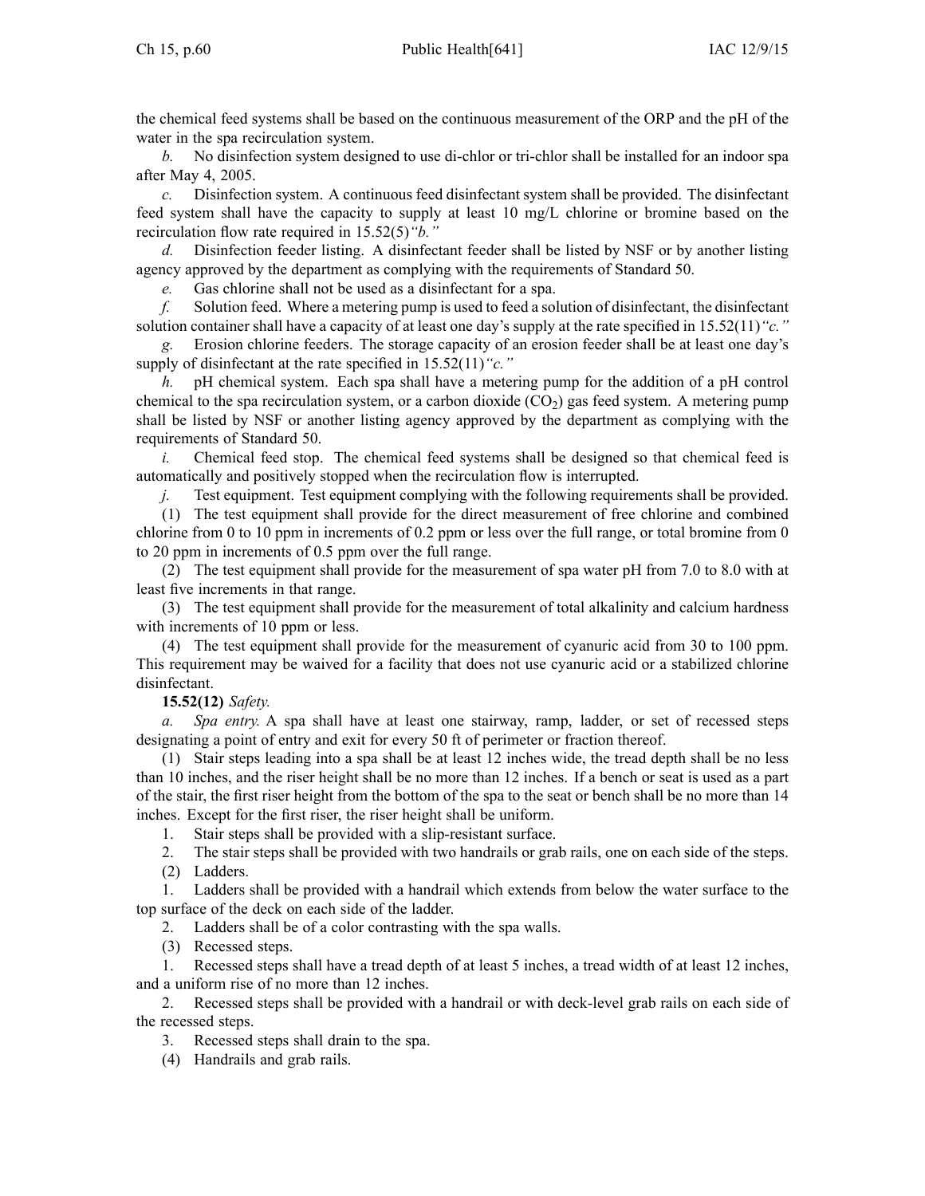the chemical feed systems shall be based on the continuous measurement of the ORP and the pH of the water in the spa recirculation system.

*b.* No disinfection system designed to use di-chlor or tri-chlor shall be installed for an indoor spa after May 4, 2005.

*c.* Disinfection system. A continuous feed disinfectant system shall be provided. The disinfectant feed system shall have the capacity to supply at least 10 mg/L chlorine or bromine based on the recirculation flow rate required in 15.52(5)*"b."*

*d.* Disinfection feeder listing. A disinfectant feeder shall be listed by NSF or by another listing agency approved by the department as complying with the requirements of Standard 50.

*e.* Gas chlorine shall not be used as a disinfectant for a spa.

*f.* Solution feed. Where a metering pump is used to feed a solution of disinfectant, the disinfectant solution container shall have a capacity of at least one day's supply at the rate specified in 15.52(11)*"c."*

*g.* Erosion chlorine feeders. The storage capacity of an erosion feeder shall be at least one day's supply of disinfectant at the rate specified in 15.52(11)*"c."*

*h.* pH chemical system. Each spa shall have a metering pump for the addition of a pH control chemical to the spa recirculation system, or a carbon dioxide ($CO_2$) gas feed system. A metering pump shall be listed by NSF or another listing agency approved by the department as complying with the requirements of Standard 50.

*i.* Chemical feed stop. The chemical feed systems shall be designed so that chemical feed is automatically and positively stopped when the recirculation flow is interrupted.

*j.* Test equipment. Test equipment complying with the following requirements shall be provided.

(1) The test equipment shall provide for the direct measurement of free chlorine and combined chlorine from 0 to 10 ppm in increments of 0.2 ppm or less over the full range, or total bromine from 0 to 20 ppm in increments of 0.5 ppm over the full range.

(2) The test equipment shall provide for the measurement of spa water pH from 7.0 to 8.0 with at least five increments in that range.

(3) The test equipment shall provide for the measurement of total alkalinity and calcium hardness with increments of 10 ppm or less.

(4) The test equipment shall provide for the measurement of cyanuric acid from 30 to 100 ppm. This requirement may be waived for a facility that does not use cyanuric acid or a stabilized chlorine disinfectant.

**15.52(12)** *Safety.*

*a.* *Spa entry.* A spa shall have at least one stairway, ramp, ladder, or set of recessed steps designating a point of entry and exit for every 50 ft of perimeter or fraction thereof.

(1) Stair steps leading into a spa shall be at least 12 inches wide, the tread depth shall be no less than 10 inches, and the riser height shall be no more than 12 inches. If a bench or seat is used as a part of the stair, the first riser height from the bottom of the spa to the seat or bench shall be no more than 14 inches. Except for the first riser, the riser height shall be uniform.

1. Stair steps shall be provided with a slip-resistant surface.

2. The stair steps shall be provided with two handrails or grab rails, one on each side of the steps.

(2) Ladders.

1. Ladders shall be provided with a handrail which extends from below the water surface to the top surface of the deck on each side of the ladder.

2. Ladders shall be of a color contrasting with the spa walls.

(3) Recessed steps.

1. Recessed steps shall have a tread depth of at least 5 inches, a tread width of at least 12 inches, and a uniform rise of no more than 12 inches.

2. Recessed steps shall be provided with a handrail or with deck-level grab rails on each side of the recessed steps.

3. Recessed steps shall drain to the spa.

(4) Handrails and grab rails.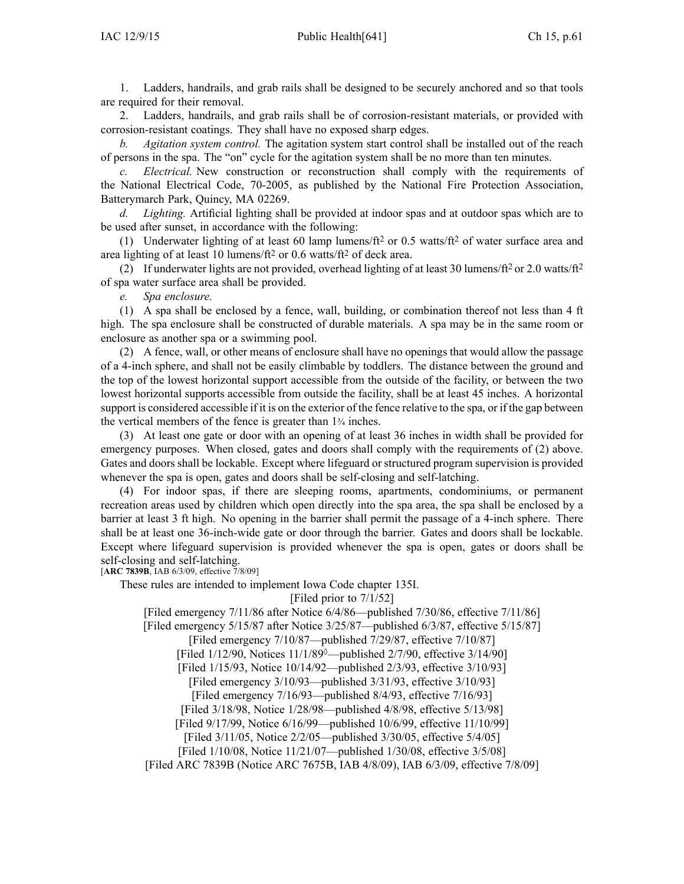1. Ladders, handrails, and grab rails shall be designed to be securely anchored and so that tools are required for their removal.

2. Ladders, handrails, and grab rails shall be of corrosion-resistant materials, or provided with corrosion-resistant coatings. They shall have no exposed sharp edges.

*b. Agitation system control.* The agitation system start control shall be installed out of the reach of persons in the spa. The "on" cycle for the agitation system shall be no more than ten minutes.

*c. Electrical.* New construction or reconstruction shall comply with the requirements of the National Electrical Code, 70-2005, as published by the National Fire Protection Association, Batterymarch Park, Quincy, MA 02269.

*d. Lighting.* Artificial lighting shall be provided at indoor spas and at outdoor spas which are to be used after sunset, in accordance with the following:

(1) Underwater lighting of at least 60 lamp lumens/$ft^2$ or 0.5 watts/$ft^2$ of water surface area and area lighting of at least 10 lumens/$ft^2$ or 0.6 watts/$ft^2$ of deck area.

(2) If underwater lights are not provided, overhead lighting of at least 30 lumens/$ft^2$ or 2.0 watts/$ft^2$ of spa water surface area shall be provided.

*e. Spa enclosure.*

(1) A spa shall be enclosed by a fence, wall, building, or combination thereof not less than 4 ft high. The spa enclosure shall be constructed of durable materials. A spa may be in the same room or enclosure as another spa or a swimming pool.

(2) A fence, wall, or other means of enclosure shall have no openings that would allow the passage of a 4-inch sphere, and shall not be easily climbable by toddlers. The distance between the ground and the top of the lowest horizontal support accessible from the outside of the facility, or between the two lowest horizontal supports accessible from outside the facility, shall be at least 45 inches. A horizontal support is considered accessible if it is on the exterior of the fence relative to the spa, or if the gap between the vertical members of the fence is greater than 1¾ inches.

(3) At least one gate or door with an opening of at least 36 inches in width shall be provided for emergency purposes. When closed, gates and doors shall comply with the requirements of (2) above. Gates and doors shall be lockable. Except where lifeguard or structured program supervision is provided whenever the spa is open, gates and doors shall be self-closing and self-latching.

(4) For indoor spas, if there are sleeping rooms, apartments, condominiums, or permanent recreation areas used by children which open directly into the spa area, the spa shall be enclosed by a barrier at least 3 ft high. No opening in the barrier shall permit the passage of a 4-inch sphere. There shall be at least one 36-inch-wide gate or door through the barrier. Gates and doors shall be lockable. Except where lifeguard supervision is provided whenever the spa is open, gates or doors shall be self-closing and self-latching.

[**ARC 7839B**, IAB 6/3/09, effective 7/8/09]

These rules are intended to implement Iowa Code chapter 135I.

[Filed prior to 7/1/52]
[Filed emergency 7/11/86 after Notice 6/4/86—published 7/30/86, effective 7/11/86]
[Filed emergency 5/15/87 after Notice 3/25/87—published 6/3/87, effective 5/15/87]
[Filed emergency 7/10/87—published 7/29/87, effective 7/10/87]
[Filed 1/12/90, Notices 11/1/89◊—published 2/7/90, effective 3/14/90]
[Filed 1/15/93, Notice 10/14/92—published 2/3/93, effective 3/10/93]
[Filed emergency 3/10/93—published 3/31/93, effective 3/10/93]
[Filed emergency 7/16/93—published 8/4/93, effective 7/16/93]
[Filed 3/18/98, Notice 1/28/98—published 4/8/98, effective 5/13/98]
[Filed 9/17/99, Notice 6/16/99—published 10/6/99, effective 11/10/99]
[Filed 3/11/05, Notice 2/2/05—published 3/30/05, effective 5/4/05]
[Filed 1/10/08, Notice 11/21/07—published 1/30/08, effective 3/5/08]
[Filed ARC 7839B (Notice ARC 7675B, IAB 4/8/09), IAB 6/3/09, effective 7/8/09]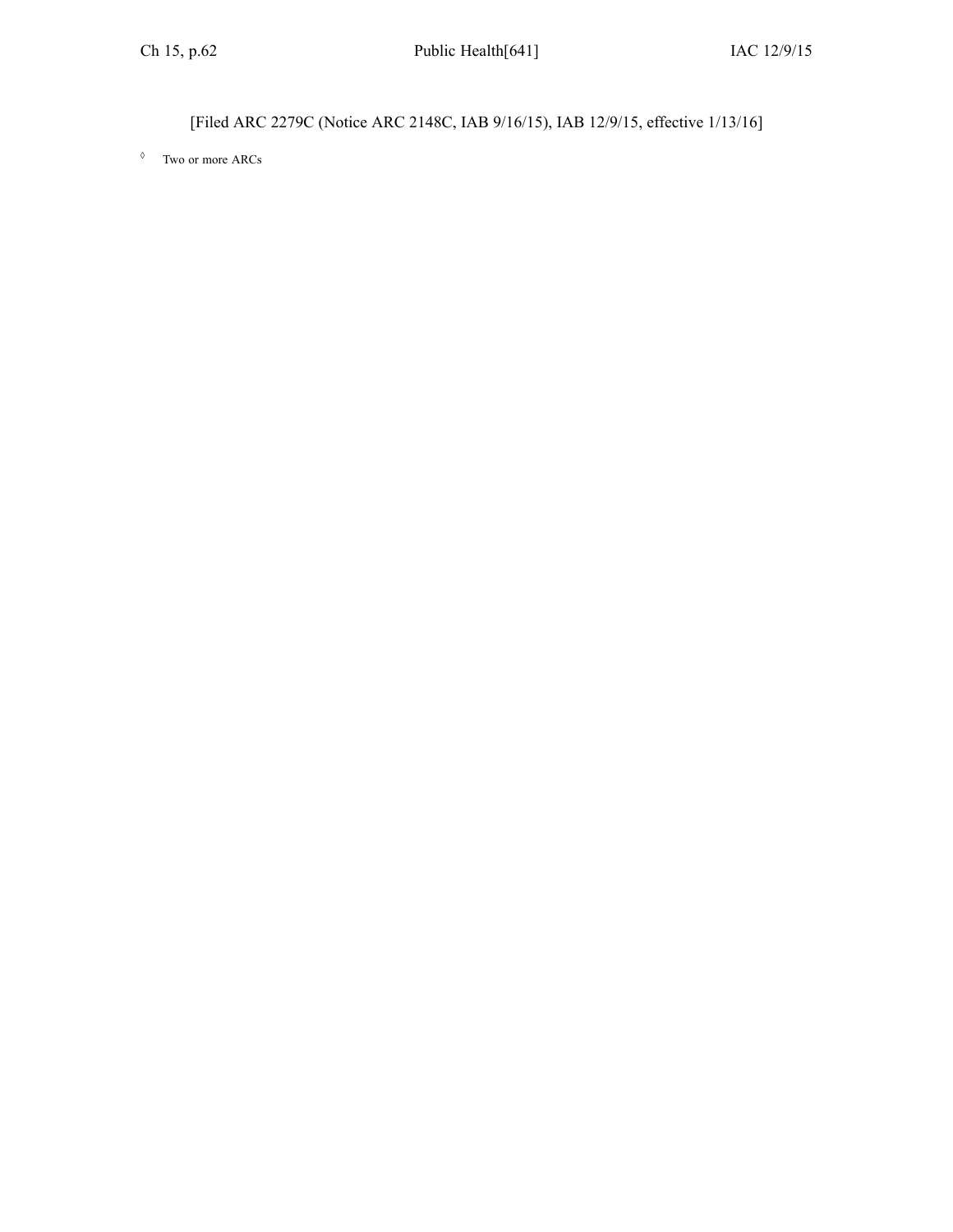[Filed ARC 2279C (Notice ARC 2148C, IAB 9/16/15), IAB 12/9/15, effective 1/13/16]

◊ Two or more ARCs